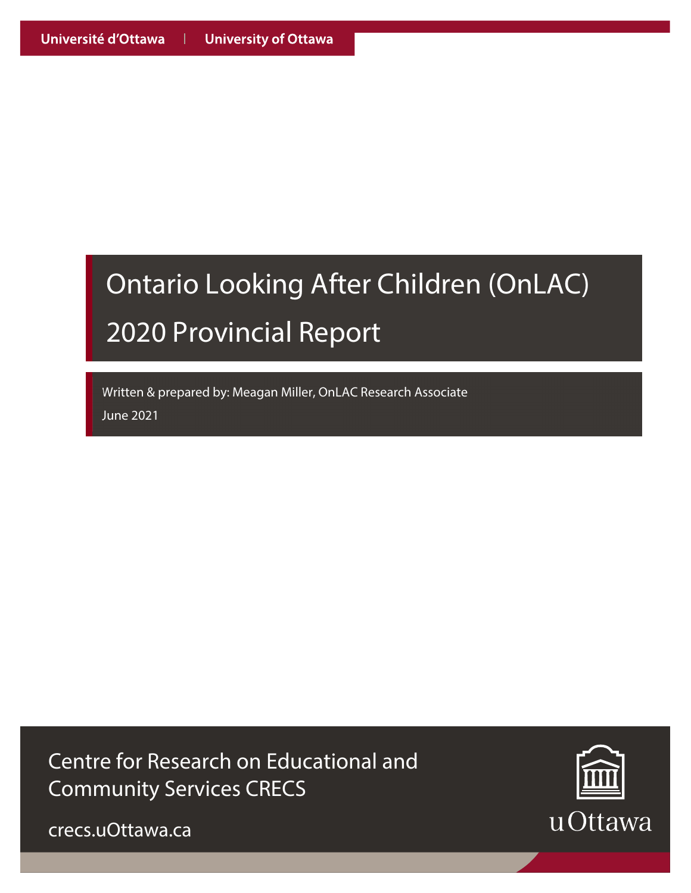Université d'Ottawa | University of Ottawa

# Ontario Looking After Children (OnLAC) 2020 Provincial Report

Written & prepared by: Meagan Miller, OnLAC Research Associate

June 2021

Centre for Research on Educational and Community Services CRECS

crecs.uOttawa.ca

uOttawa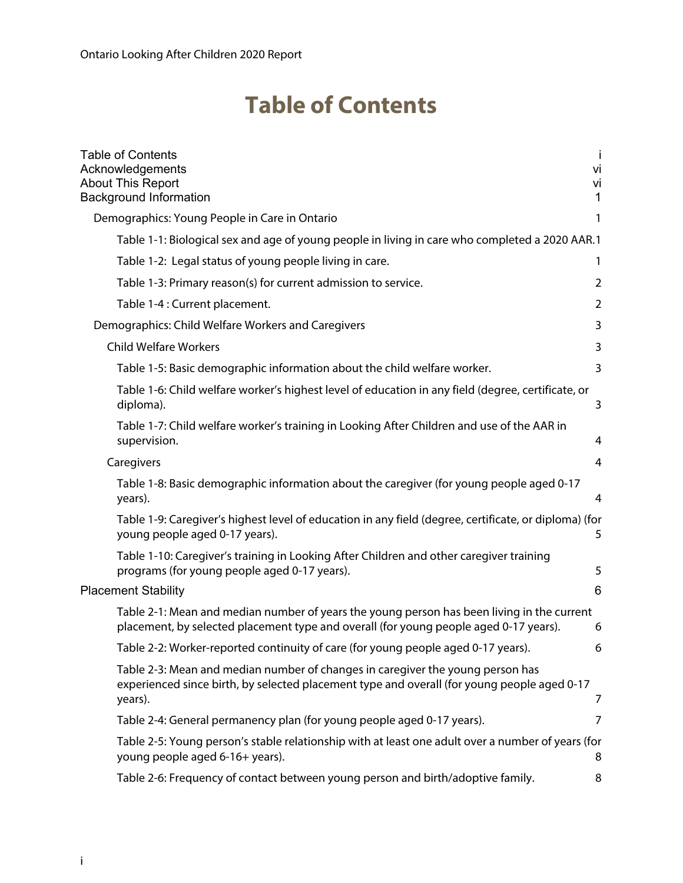# Table of Contents

Table of Contents i
Acknowledgements vi
About This Report vi
Background Information 1

- Demographics: Young People in Care in Ontario 1
  - Table 1-1: Biological sex and age of young people in living in care who completed a 2020 AAR. 1
  - Table 1-2: Legal status of young people living in care. 1
  - Table 1-3: Primary reason(s) for current admission to service. 2
  - Table 1-4 : Current placement. 2
- Demographics: Child Welfare Workers and Caregivers 3
  - Child Welfare Workers 3
    - Table 1-5: Basic demographic information about the child welfare worker. 3
    - Table 1-6: Child welfare worker's highest level of education in any field (degree, certificate, or diploma). 3
    - Table 1-7: Child welfare worker's training in Looking After Children and use of the AAR in supervision. 4
  - Caregivers 4
    - Table 1-8: Basic demographic information about the caregiver (for young people aged 0-17 years). 4
    - Table 1-9: Caregiver's highest level of education in any field (degree, certificate, or diploma) (for young people aged 0-17 years). 5
    - Table 1-10: Caregiver's training in Looking After Children and other caregiver training programs (for young people aged 0-17 years). 5

Placement Stability 6

- Table 2-1: Mean and median number of years the young person has been living in the current placement, by selected placement type and overall (for young people aged 0-17 years). 6
- Table 2-2: Worker-reported continuity of care (for young people aged 0-17 years). 6
- Table 2-3: Mean and median number of changes in caregiver the young person has experienced since birth, by selected placement type and overall (for young people aged 0-17 years). 7
- Table 2-4: General permanency plan (for young people aged 0-17 years). 7
- Table 2-5: Young person's stable relationship with at least one adult over a number of years (for young people aged 6-16+ years). 8
- Table 2-6: Frequency of contact between young person and birth/adoptive family. 8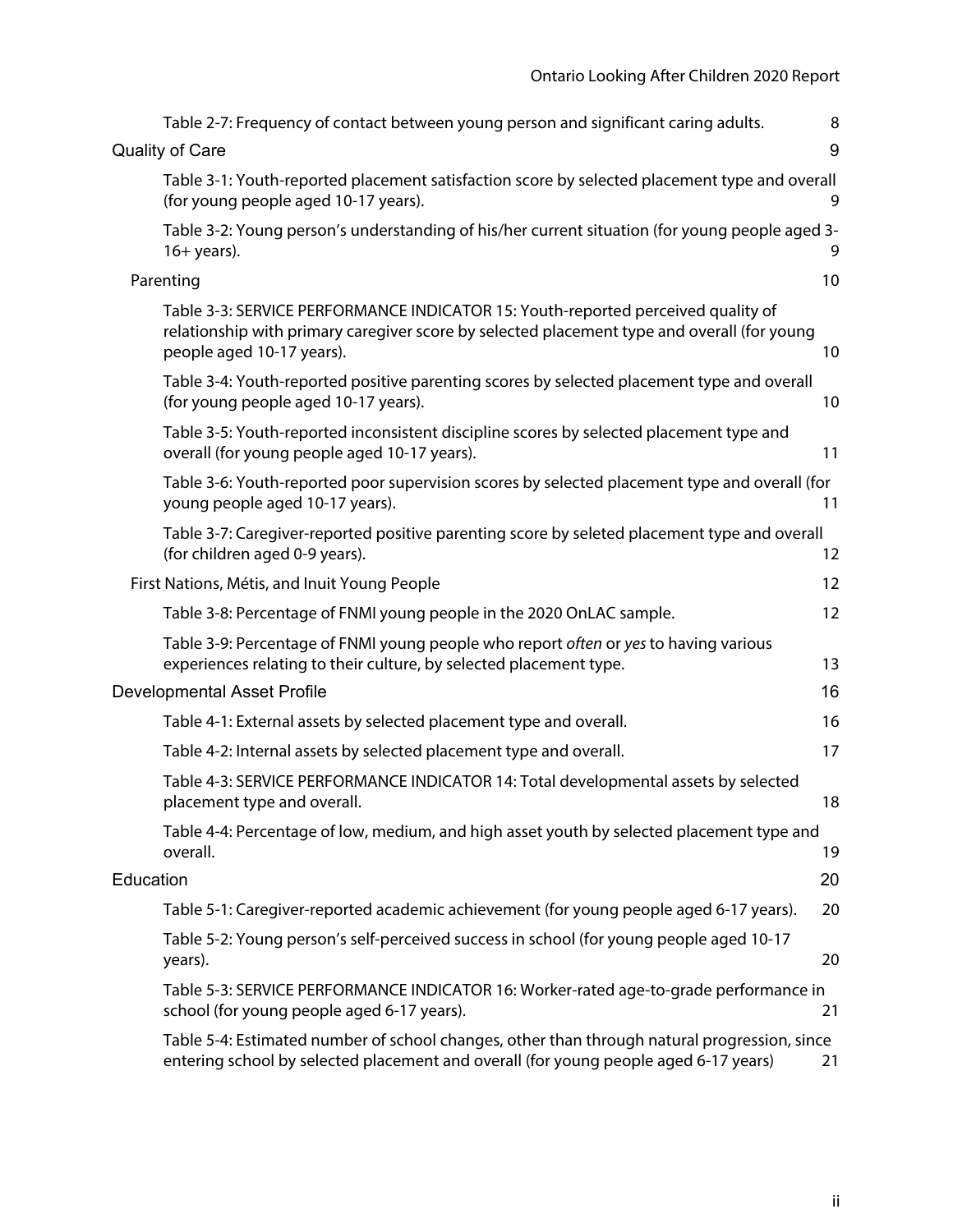Table 2-7: Frequency of contact between young person and significant caring adults. 8

Quality of Care 9

Table 3-1: Youth-reported placement satisfaction score by selected placement type and overall (for young people aged 10-17 years). 9

Table 3-2: Young person's understanding of his/her current situation (for young people aged 3-16+ years). 9

Parenting 10

Table 3-3: SERVICE PERFORMANCE INDICATOR 15: Youth-reported perceived quality of relationship with primary caregiver score by selected placement type and overall (for young people aged 10-17 years). 10

Table 3-4: Youth-reported positive parenting scores by selected placement type and overall (for young people aged 10-17 years). 10

Table 3-5: Youth-reported inconsistent discipline scores by selected placement type and overall (for young people aged 10-17 years). 11

Table 3-6: Youth-reported poor supervision scores by selected placement type and overall (for young people aged 10-17 years). 11

Table 3-7: Caregiver-reported positive parenting score by seleted placement type and overall (for children aged 0-9 years). 12

First Nations, Métis, and Inuit Young People 12

Table 3-8: Percentage of FNMI young people in the 2020 OnLAC sample. 12

Table 3-9: Percentage of FNMI young people who report *often* or *yes* to having various experiences relating to their culture, by selected placement type. 13

Developmental Asset Profile 16

Table 4-1: External assets by selected placement type and overall. 16

Table 4-2: Internal assets by selected placement type and overall. 17

Table 4-3: SERVICE PERFORMANCE INDICATOR 14: Total developmental assets by selected placement type and overall. 18

Table 4-4: Percentage of low, medium, and high asset youth by selected placement type and overall. 19

Education 20

Table 5-1: Caregiver-reported academic achievement (for young people aged 6-17 years). 20

Table 5-2: Young person's self-perceived success in school (for young people aged 10-17 years). 20

Table 5-3: SERVICE PERFORMANCE INDICATOR 16: Worker-rated age-to-grade performance in school (for young people aged 6-17 years). 21

Table 5-4: Estimated number of school changes, other than through natural progression, since entering school by selected placement and overall (for young people aged 6-17 years) 21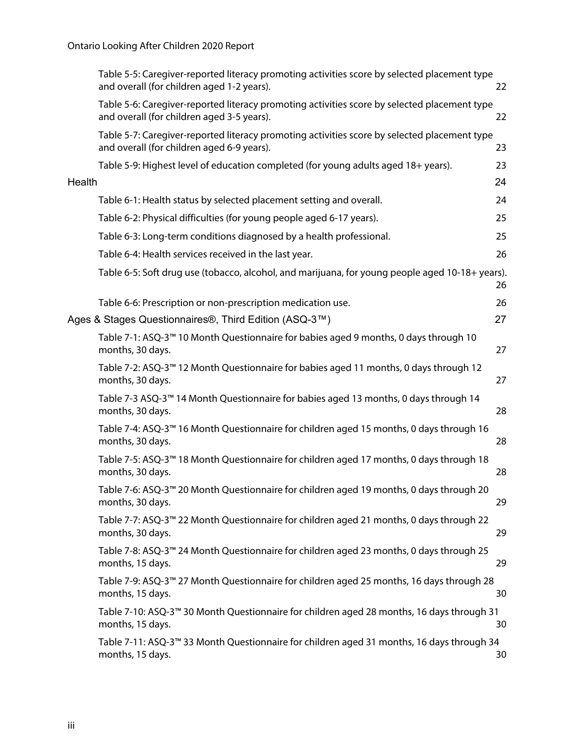Table 5-5: Caregiver-reported literacy promoting activities score by selected placement type and overall (for children aged 1-2 years). 22

Table 5-6: Caregiver-reported literacy promoting activities score by selected placement type and overall (for children aged 3-5 years). 22

Table 5-7: Caregiver-reported literacy promoting activities score by selected placement type and overall (for children aged 6-9 years). 23

Table 5-9: Highest level of education completed (for young adults aged 18+ years). 23

Health 24

Table 6-1: Health status by selected placement setting and overall. 24

Table 6-2: Physical difficulties (for young people aged 6-17 years). 25

Table 6-3: Long-term conditions diagnosed by a health professional. 25

Table 6-4: Health services received in the last year. 26

Table 6-5: Soft drug use (tobacco, alcohol, and marijuana, for young people aged 10-18+ years). 26

Table 6-6: Prescription or non-prescription medication use. 26

Ages & Stages Questionnaires®, Third Edition (ASQ-3™) 27

Table 7-1: ASQ-3™ 10 Month Questionnaire for babies aged 9 months, 0 days through 10 months, 30 days. 27

Table 7-2: ASQ-3™ 12 Month Questionnaire for babies aged 11 months, 0 days through 12 months, 30 days. 27

Table 7-3 ASQ-3™ 14 Month Questionnaire for babies aged 13 months, 0 days through 14 months, 30 days. 28

Table 7-4: ASQ-3™ 16 Month Questionnaire for children aged 15 months, 0 days through 16 months, 30 days. 28

Table 7-5: ASQ-3™ 18 Month Questionnaire for children aged 17 months, 0 days through 18 months, 30 days. 28

Table 7-6: ASQ-3™ 20 Month Questionnaire for children aged 19 months, 0 days through 20 months, 30 days. 29

Table 7-7: ASQ-3™ 22 Month Questionnaire for children aged 21 months, 0 days through 22 months, 30 days. 29

Table 7-8: ASQ-3™ 24 Month Questionnaire for children aged 23 months, 0 days through 25 months, 15 days. 29

Table 7-9: ASQ-3™ 27 Month Questionnaire for children aged 25 months, 16 days through 28 months, 15 days. 30

Table 7-10: ASQ-3™ 30 Month Questionnaire for children aged 28 months, 16 days through 31 months, 15 days. 30

Table 7-11: ASQ-3™ 33 Month Questionnaire for children aged 31 months, 16 days through 34 months, 15 days. 30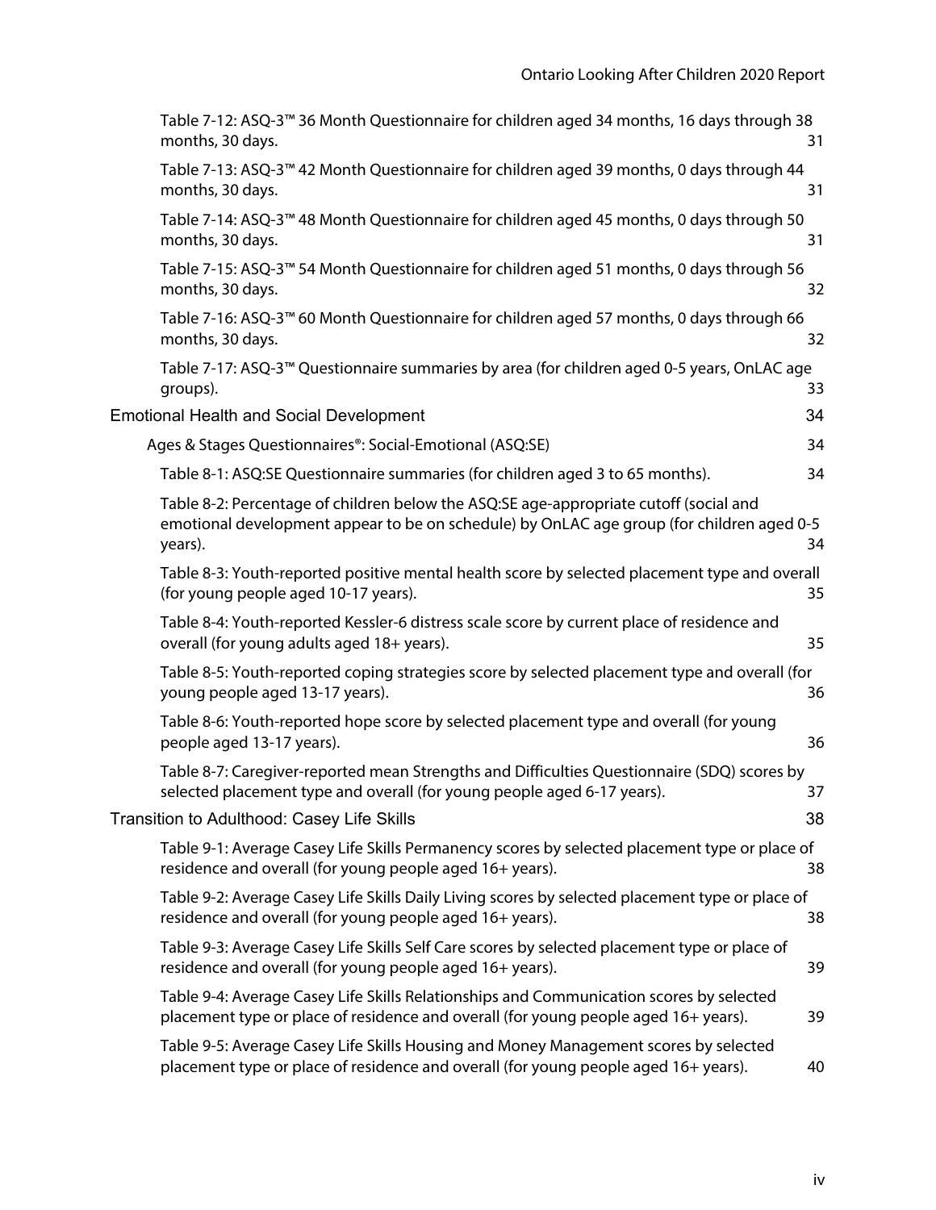Table 7-12: ASQ-3™ 36 Month Questionnaire for children aged 34 months, 16 days through 38 months, 30 days. 31

Table 7-13: ASQ-3™ 42 Month Questionnaire for children aged 39 months, 0 days through 44 months, 30 days. 31

Table 7-14: ASQ-3™ 48 Month Questionnaire for children aged 45 months, 0 days through 50 months, 30 days. 31

Table 7-15: ASQ-3™ 54 Month Questionnaire for children aged 51 months, 0 days through 56 months, 30 days. 32

Table 7-16: ASQ-3™ 60 Month Questionnaire for children aged 57 months, 0 days through 66 months, 30 days. 32

Table 7-17: ASQ-3™ Questionnaire summaries by area (for children aged 0-5 years, OnLAC age groups). 33

Emotional Health and Social Development 34

Ages & Stages Questionnaires®: Social-Emotional (ASQ:SE) 34

Table 8-1: ASQ:SE Questionnaire summaries (for children aged 3 to 65 months). 34

Table 8-2: Percentage of children below the ASQ:SE age-appropriate cutoff (social and emotional development appear to be on schedule) by OnLAC age group (for children aged 0-5 years). 34

Table 8-3: Youth-reported positive mental health score by selected placement type and overall (for young people aged 10-17 years). 35

Table 8-4: Youth-reported Kessler-6 distress scale score by current place of residence and overall (for young adults aged 18+ years). 35

Table 8-5: Youth-reported coping strategies score by selected placement type and overall (for young people aged 13-17 years). 36

Table 8-6: Youth-reported hope score by selected placement type and overall (for young people aged 13-17 years). 36

Table 8-7: Caregiver-reported mean Strengths and Difficulties Questionnaire (SDQ) scores by selected placement type and overall (for young people aged 6-17 years). 37

Transition to Adulthood: Casey Life Skills 38

Table 9-1: Average Casey Life Skills Permanency scores by selected placement type or place of residence and overall (for young people aged 16+ years). 38

Table 9-2: Average Casey Life Skills Daily Living scores by selected placement type or place of residence and overall (for young people aged 16+ years). 38

Table 9-3: Average Casey Life Skills Self Care scores by selected placement type or place of residence and overall (for young people aged 16+ years). 39

Table 9-4: Average Casey Life Skills Relationships and Communication scores by selected placement type or place of residence and overall (for young people aged 16+ years). 39

Table 9-5: Average Casey Life Skills Housing and Money Management scores by selected placement type or place of residence and overall (for young people aged 16+ years). 40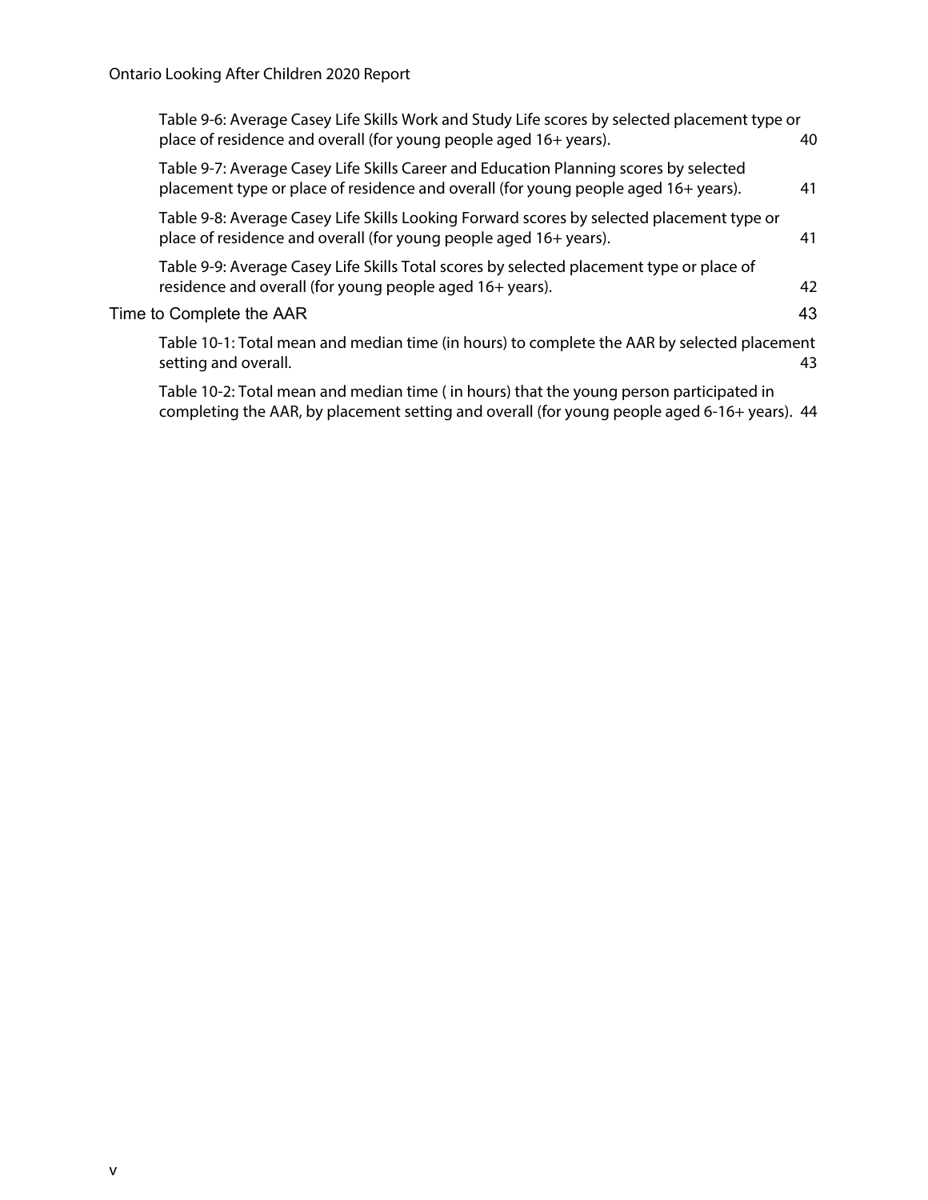Table 9-6: Average Casey Life Skills Work and Study Life scores by selected placement type or place of residence and overall (for young people aged 16+ years). 40

Table 9-7: Average Casey Life Skills Career and Education Planning scores by selected placement type or place of residence and overall (for young people aged 16+ years). 41

Table 9-8: Average Casey Life Skills Looking Forward scores by selected placement type or place of residence and overall (for young people aged 16+ years). 41

Table 9-9: Average Casey Life Skills Total scores by selected placement type or place of residence and overall (for young people aged 16+ years). 42

Time to Complete the AAR 43

Table 10-1: Total mean and median time (in hours) to complete the AAR by selected placement setting and overall. 43

Table 10-2: Total mean and median time ( in hours) that the young person participated in completing the AAR, by placement setting and overall (for young people aged 6-16+ years). 44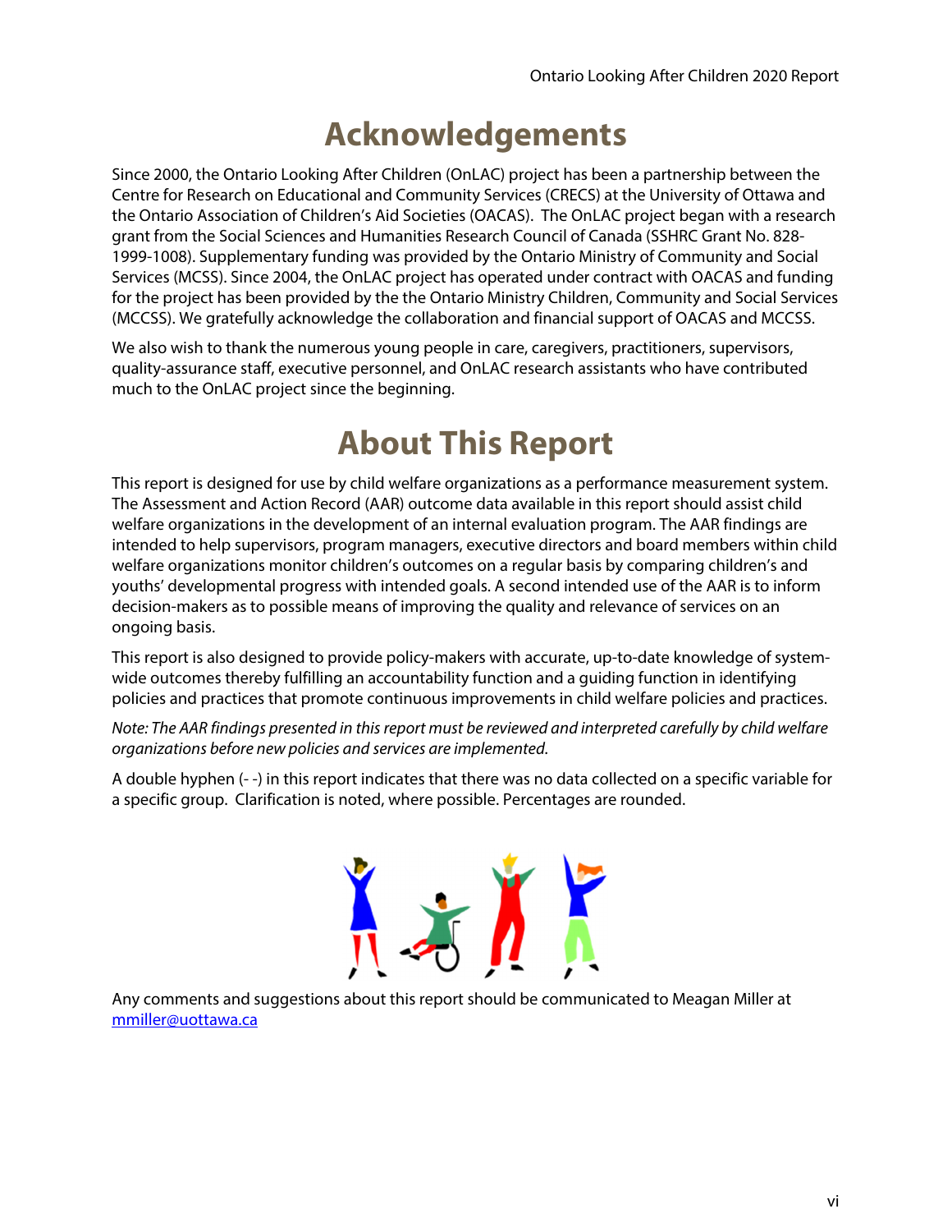# Acknowledgements

Since 2000, the Ontario Looking After Children (OnLAC) project has been a partnership between the Centre for Research on Educational and Community Services (CRECS) at the University of Ottawa and the Ontario Association of Children's Aid Societies (OACAS). The OnLAC project began with a research grant from the Social Sciences and Humanities Research Council of Canada (SSHRC Grant No. 828-1999-1008). Supplementary funding was provided by the Ontario Ministry of Community and Social Services (MCSS). Since 2004, the OnLAC project has operated under contract with OACAS and funding for the project has been provided by the the Ontario Ministry Children, Community and Social Services (MCCSS). We gratefully acknowledge the collaboration and financial support of OACAS and MCCSS.

We also wish to thank the numerous young people in care, caregivers, practitioners, supervisors, quality-assurance staff, executive personnel, and OnLAC research assistants who have contributed much to the OnLAC project since the beginning.

# About This Report

This report is designed for use by child welfare organizations as a performance measurement system. The Assessment and Action Record (AAR) outcome data available in this report should assist child welfare organizations in the development of an internal evaluation program. The AAR findings are intended to help supervisors, program managers, executive directors and board members within child welfare organizations monitor children's outcomes on a regular basis by comparing children's and youths' developmental progress with intended goals. A second intended use of the AAR is to inform decision-makers as to possible means of improving the quality and relevance of services on an ongoing basis.

This report is also designed to provide policy-makers with accurate, up-to-date knowledge of system-wide outcomes thereby fulfilling an accountability function and a guiding function in identifying policies and practices that promote continuous improvements in child welfare policies and practices.

*Note: The AAR findings presented in this report must be reviewed and interpreted carefully by child welfare organizations before new policies and services are implemented.*

A double hyphen (- -) in this report indicates that there was no data collected on a specific variable for a specific group. Clarification is noted, where possible. Percentages are rounded.

Any comments and suggestions about this report should be communicated to Meagan Miller at mmiller@uottawa.ca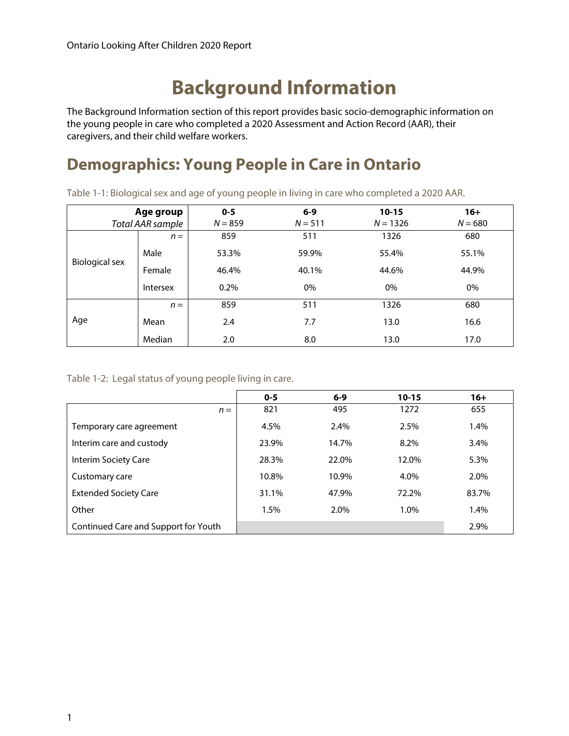# Background Information

The Background Information section of this report provides basic socio-demographic information on the young people in care who completed a 2020 Assessment and Action Record (AAR), their caregivers, and their child welfare workers.

## Demographics: Young People in Care in Ontario

Table 1-1: Biological sex and age of young people in living in care who completed a 2020 AAR.

| | **Age group** *Total AAR sample* | **0-5** *N* = 859 | **6-9** *N* = 511 | **10-15** *N* = 1326 | **16+** *N* = 680 |
|---|---|---|---|---|---|
| Biological sex | *n* = | 859 | 511 | 1326 | 680 |
| | Male | 53.3% | 59.9% | 55.4% | 55.1% |
| | Female | 46.4% | 40.1% | 44.6% | 44.9% |
| | Intersex | 0.2% | 0% | 0% | 0% |
| Age | *n* = | 859 | 511 | 1326 | 680 |
| | Mean | 2.4 | 7.7 | 13.0 | 16.6 |
| | Median | 2.0 | 8.0 | 13.0 | 17.0 |

Table 1-2: Legal status of young people living in care.

| | **0-5** | **6-9** | **10-15** | **16+** |
|---|---|---|---|---|
| *n* = | 821 | 495 | 1272 | 655 |
| Temporary care agreement | 4.5% | 2.4% | 2.5% | 1.4% |
| Interim care and custody | 23.9% | 14.7% | 8.2% | 3.4% |
| Interim Society Care | 28.3% | 22.0% | 12.0% | 5.3% |
| Customary care | 10.8% | 10.9% | 4.0% | 2.0% |
| Extended Society Care | 31.1% | 47.9% | 72.2% | 83.7% |
| Other | 1.5% | 2.0% | 1.0% | 1.4% |
| Continued Care and Support for Youth | | | | 2.9% |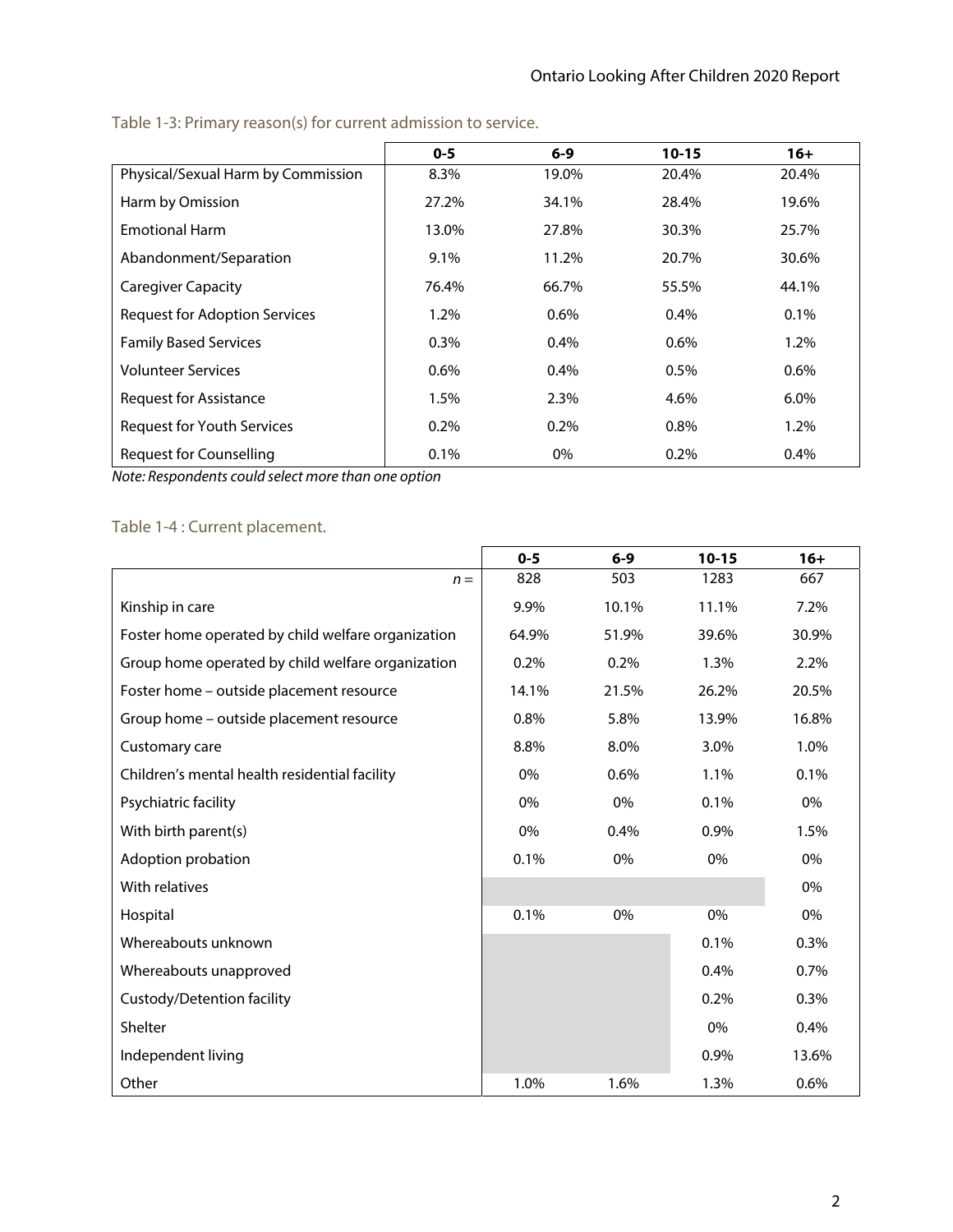Table 1-3: Primary reason(s) for current admission to service.

| | 0-5 | 6-9 | 10-15 | 16+ |
|---|---|---|---|---|
| Physical/Sexual Harm by Commission | 8.3% | 19.0% | 20.4% | 20.4% |
| Harm by Omission | 27.2% | 34.1% | 28.4% | 19.6% |
| Emotional Harm | 13.0% | 27.8% | 30.3% | 25.7% |
| Abandonment/Separation | 9.1% | 11.2% | 20.7% | 30.6% |
| Caregiver Capacity | 76.4% | 66.7% | 55.5% | 44.1% |
| Request for Adoption Services | 1.2% | 0.6% | 0.4% | 0.1% |
| Family Based Services | 0.3% | 0.4% | 0.6% | 1.2% |
| Volunteer Services | 0.6% | 0.4% | 0.5% | 0.6% |
| Request for Assistance | 1.5% | 2.3% | 4.6% | 6.0% |
| Request for Youth Services | 0.2% | 0.2% | 0.8% | 1.2% |
| Request for Counselling | 0.1% | 0% | 0.2% | 0.4% |

*Note: Respondents could select more than one option*

Table 1-4 : Current placement.

| | 0-5 | 6-9 | 10-15 | 16+ |
|---|---|---|---|---|
| *n* = | 828 | 503 | 1283 | 667 |
| Kinship in care | 9.9% | 10.1% | 11.1% | 7.2% |
| Foster home operated by child welfare organization | 64.9% | 51.9% | 39.6% | 30.9% |
| Group home operated by child welfare organization | 0.2% | 0.2% | 1.3% | 2.2% |
| Foster home – outside placement resource | 14.1% | 21.5% | 26.2% | 20.5% |
| Group home – outside placement resource | 0.8% | 5.8% | 13.9% | 16.8% |
| Customary care | 8.8% | 8.0% | 3.0% | 1.0% |
| Children's mental health residential facility | 0% | 0.6% | 1.1% | 0.1% |
| Psychiatric facility | 0% | 0% | 0.1% | 0% |
| With birth parent(s) | 0% | 0.4% | 0.9% | 1.5% |
| Adoption probation | 0.1% | 0% | 0% | 0% |
| With relatives | | | | 0% |
| Hospital | 0.1% | 0% | 0% | 0% |
| Whereabouts unknown | | | 0.1% | 0.3% |
| Whereabouts unapproved | | | 0.4% | 0.7% |
| Custody/Detention facility | | | 0.2% | 0.3% |
| Shelter | | | 0% | 0.4% |
| Independent living | | | 0.9% | 13.6% |
| Other | 1.0% | 1.6% | 1.3% | 0.6% |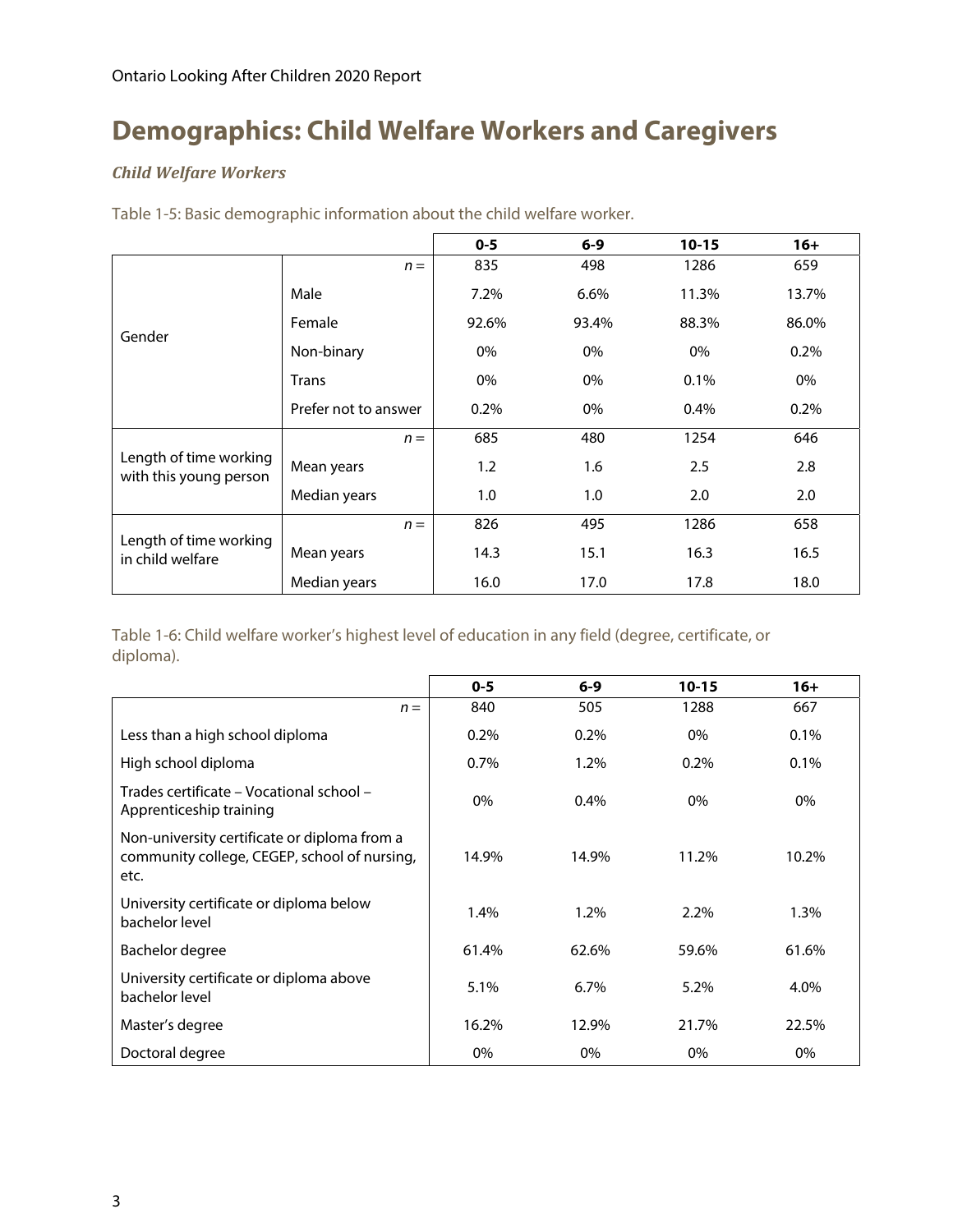# Demographics: Child Welfare Workers and Caregivers

### *Child Welfare Workers*

Table 1-5: Basic demographic information about the child welfare worker.

| | | 0-5 | 6-9 | 10-15 | 16+ |
|---|---|---|---|---|---|
| Gender | *n* = | 835 | 498 | 1286 | 659 |
| | Male | 7.2% | 6.6% | 11.3% | 13.7% |
| | Female | 92.6% | 93.4% | 88.3% | 86.0% |
| | Non-binary | 0% | 0% | 0% | 0.2% |
| | Trans | 0% | 0% | 0.1% | 0% |
| | Prefer not to answer | 0.2% | 0% | 0.4% | 0.2% |
| Length of time working with this young person | *n* = | 685 | 480 | 1254 | 646 |
| | Mean years | 1.2 | 1.6 | 2.5 | 2.8 |
| | Median years | 1.0 | 1.0 | 2.0 | 2.0 |
| Length of time working in child welfare | *n* = | 826 | 495 | 1286 | 658 |
| | Mean years | 14.3 | 15.1 | 16.3 | 16.5 |
| | Median years | 16.0 | 17.0 | 17.8 | 18.0 |

Table 1-6: Child welfare worker's highest level of education in any field (degree, certificate, or diploma).

| | 0-5 | 6-9 | 10-15 | 16+ |
|---|---|---|---|---|
| *n* = | 840 | 505 | 1288 | 667 |
| Less than a high school diploma | 0.2% | 0.2% | 0% | 0.1% |
| High school diploma | 0.7% | 1.2% | 0.2% | 0.1% |
| Trades certificate – Vocational school – Apprenticeship training | 0% | 0.4% | 0% | 0% |
| Non-university certificate or diploma from a community college, CEGEP, school of nursing, etc. | 14.9% | 14.9% | 11.2% | 10.2% |
| University certificate or diploma below bachelor level | 1.4% | 1.2% | 2.2% | 1.3% |
| Bachelor degree | 61.4% | 62.6% | 59.6% | 61.6% |
| University certificate or diploma above bachelor level | 5.1% | 6.7% | 5.2% | 4.0% |
| Master's degree | 16.2% | 12.9% | 21.7% | 22.5% |
| Doctoral degree | 0% | 0% | 0% | 0% |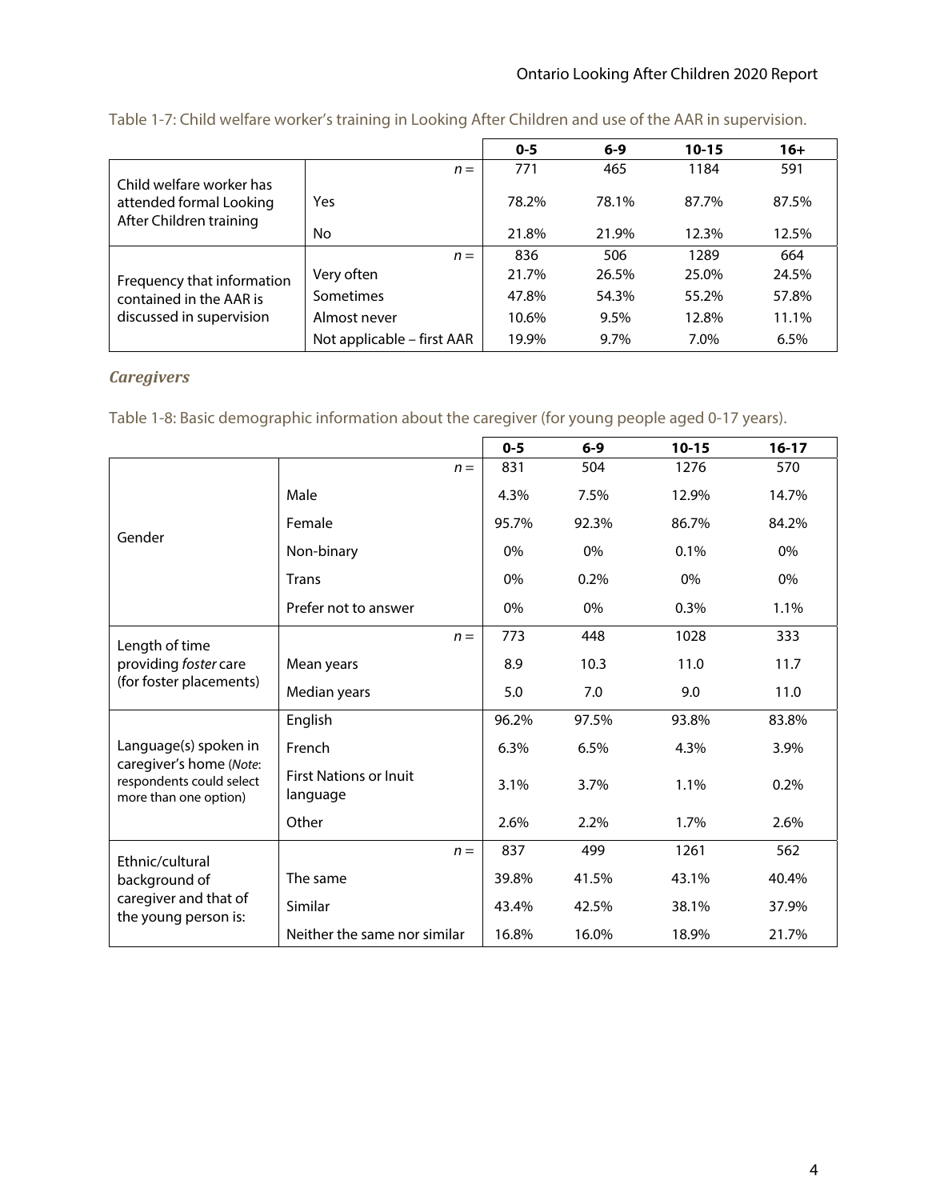Table 1-7: Child welfare worker's training in Looking After Children and use of the AAR in supervision.

| | | 0-5 | 6-9 | 10-15 | 16+ |
|---|---|---|---|---|---|
| Child welfare worker has attended formal Looking After Children training | *n* = | 771 | 465 | 1184 | 591 |
| | Yes | 78.2% | 78.1% | 87.7% | 87.5% |
| | No | 21.8% | 21.9% | 12.3% | 12.5% |
| Frequency that information contained in the AAR is discussed in supervision | *n* = | 836 | 506 | 1289 | 664 |
| | Very often | 21.7% | 26.5% | 25.0% | 24.5% |
| | Sometimes | 47.8% | 54.3% | 55.2% | 57.8% |
| | Almost never | 10.6% | 9.5% | 12.8% | 11.1% |
| | Not applicable – first AAR | 19.9% | 9.7% | 7.0% | 6.5% |

### *Caregivers*

Table 1-8: Basic demographic information about the caregiver (for young people aged 0-17 years).

| | | 0-5 | 6-9 | 10-15 | 16-17 |
|---|---|---|---|---|---|
| Gender | *n* = | 831 | 504 | 1276 | 570 |
| | Male | 4.3% | 7.5% | 12.9% | 14.7% |
| | Female | 95.7% | 92.3% | 86.7% | 84.2% |
| | Non-binary | 0% | 0% | 0.1% | 0% |
| | Trans | 0% | 0.2% | 0% | 0% |
| | Prefer not to answer | 0% | 0% | 0.3% | 1.1% |
| Length of time providing *foster* care (for foster placements) | *n* = | 773 | 448 | 1028 | 333 |
| | Mean years | 8.9 | 10.3 | 11.0 | 11.7 |
| | Median years | 5.0 | 7.0 | 9.0 | 11.0 |
| Language(s) spoken in caregiver's home (*Note*: respondents could select more than one option) | English | 96.2% | 97.5% | 93.8% | 83.8% |
| | French | 6.3% | 6.5% | 4.3% | 3.9% |
| | First Nations or Inuit language | 3.1% | 3.7% | 1.1% | 0.2% |
| | Other | 2.6% | 2.2% | 1.7% | 2.6% |
| Ethnic/cultural background of caregiver and that of the young person is: | *n* = | 837 | 499 | 1261 | 562 |
| | The same | 39.8% | 41.5% | 43.1% | 40.4% |
| | Similar | 43.4% | 42.5% | 38.1% | 37.9% |
| | Neither the same nor similar | 16.8% | 16.0% | 18.9% | 21.7% |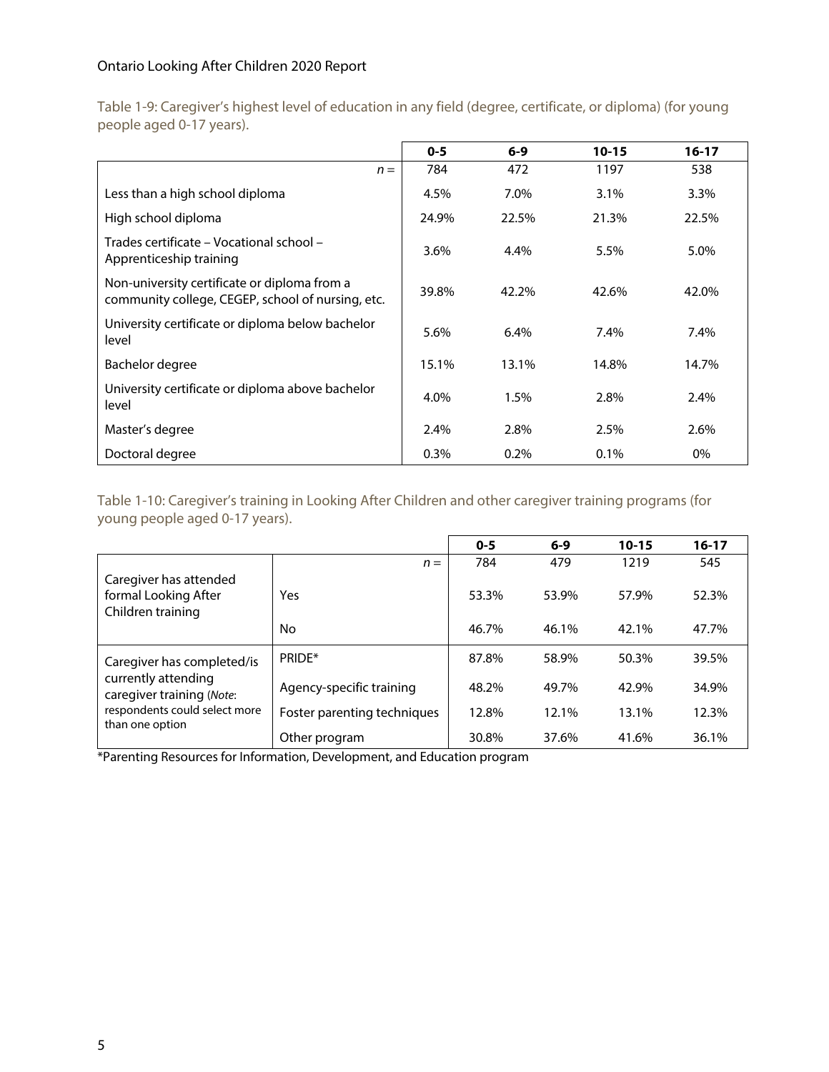Table 1-9: Caregiver's highest level of education in any field (degree, certificate, or diploma) (for young people aged 0-17 years).

| | 0-5 | 6-9 | 10-15 | 16-17 |
|---|---|---|---|---|
| *n* = | 784 | 472 | 1197 | 538 |
| Less than a high school diploma | 4.5% | 7.0% | 3.1% | 3.3% |
| High school diploma | 24.9% | 22.5% | 21.3% | 22.5% |
| Trades certificate – Vocational school – Apprenticeship training | 3.6% | 4.4% | 5.5% | 5.0% |
| Non-university certificate or diploma from a community college, CEGEP, school of nursing, etc. | 39.8% | 42.2% | 42.6% | 42.0% |
| University certificate or diploma below bachelor level | 5.6% | 6.4% | 7.4% | 7.4% |
| Bachelor degree | 15.1% | 13.1% | 14.8% | 14.7% |
| University certificate or diploma above bachelor level | 4.0% | 1.5% | 2.8% | 2.4% |
| Master's degree | 2.4% | 2.8% | 2.5% | 2.6% |
| Doctoral degree | 0.3% | 0.2% | 0.1% | 0% |

Table 1-10: Caregiver's training in Looking After Children and other caregiver training programs (for young people aged 0-17 years).

| | | 0-5 | 6-9 | 10-15 | 16-17 |
|---|---|---|---|---|---|
| | *n* = | 784 | 479 | 1219 | 545 |
| Caregiver has attended formal Looking After Children training | Yes | 53.3% | 53.9% | 57.9% | 52.3% |
| | No | 46.7% | 46.1% | 42.1% | 47.7% |
| Caregiver has completed/is currently attending caregiver training (*Note*: respondents could select more than one option | PRIDE* | 87.8% | 58.9% | 50.3% | 39.5% |
| | Agency-specific training | 48.2% | 49.7% | 42.9% | 34.9% |
| | Foster parenting techniques | 12.8% | 12.1% | 13.1% | 12.3% |
| | Other program | 30.8% | 37.6% | 41.6% | 36.1% |

*Parenting Resources for Information, Development, and Education program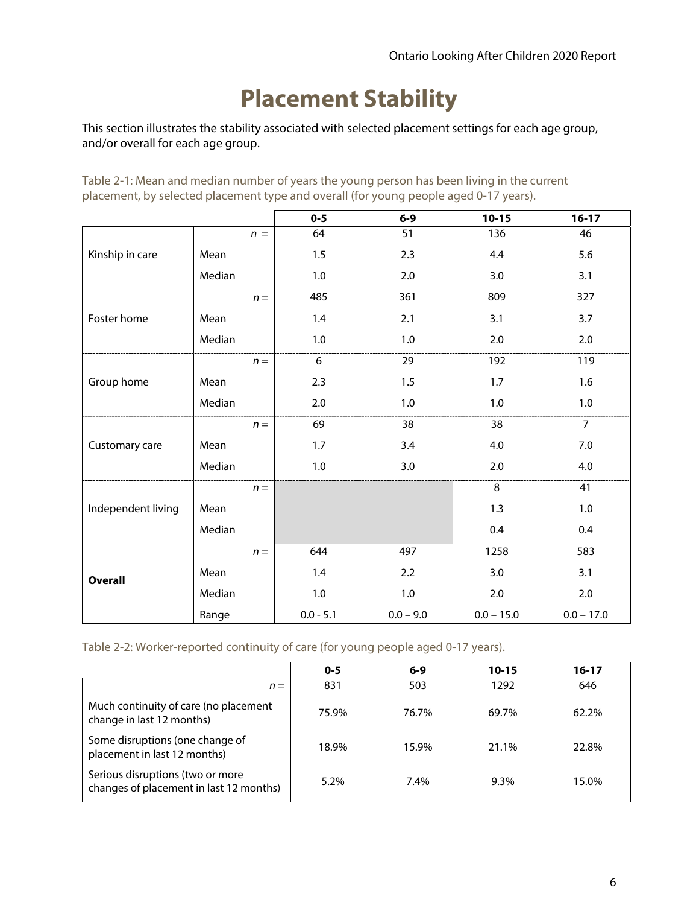# Placement Stability

This section illustrates the stability associated with selected placement settings for each age group, and/or overall for each age group.

Table 2-1: Mean and median number of years the young person has been living in the current placement, by selected placement type and overall (for young people aged 0-17 years).

| | | 0-5 | 6-9 | 10-15 | 16-17 |
|---|---|---|---|---|---|
| Kinship in care | *n* = | 64 | 51 | 136 | 46 |
| | Mean | 1.5 | 2.3 | 4.4 | 5.6 |
| | Median | 1.0 | 2.0 | 3.0 | 3.1 |
| Foster home | *n* = | 485 | 361 | 809 | 327 |
| | Mean | 1.4 | 2.1 | 3.1 | 3.7 |
| | Median | 1.0 | 1.0 | 2.0 | 2.0 |
| Group home | *n* = | 6 | 29 | 192 | 119 |
| | Mean | 2.3 | 1.5 | 1.7 | 1.6 |
| | Median | 2.0 | 1.0 | 1.0 | 1.0 |
| Customary care | *n* = | 69 | 38 | 38 | 7 |
| | Mean | 1.7 | 3.4 | 4.0 | 7.0 |
| | Median | 1.0 | 3.0 | 2.0 | 4.0 |
| Independent living | *n* = | | | 8 | 41 |
| | Mean | | | 1.3 | 1.0 |
| | Median | | | 0.4 | 0.4 |
| **Overall** | *n* = | 644 | 497 | 1258 | 583 |
| | Mean | 1.4 | 2.2 | 3.0 | 3.1 |
| | Median | 1.0 | 1.0 | 2.0 | 2.0 |
| | Range | 0.0 - 5.1 | 0.0 – 9.0 | 0.0 – 15.0 | 0.0 – 17.0 |

Table 2-2: Worker-reported continuity of care (for young people aged 0-17 years).

| | 0-5 | 6-9 | 10-15 | 16-17 |
|---|---|---|---|---|
| *n* = | 831 | 503 | 1292 | 646 |
| Much continuity of care (no placement change in last 12 months) | 75.9% | 76.7% | 69.7% | 62.2% |
| Some disruptions (one change of placement in last 12 months) | 18.9% | 15.9% | 21.1% | 22.8% |
| Serious disruptions (two or more changes of placement in last 12 months) | 5.2% | 7.4% | 9.3% | 15.0% |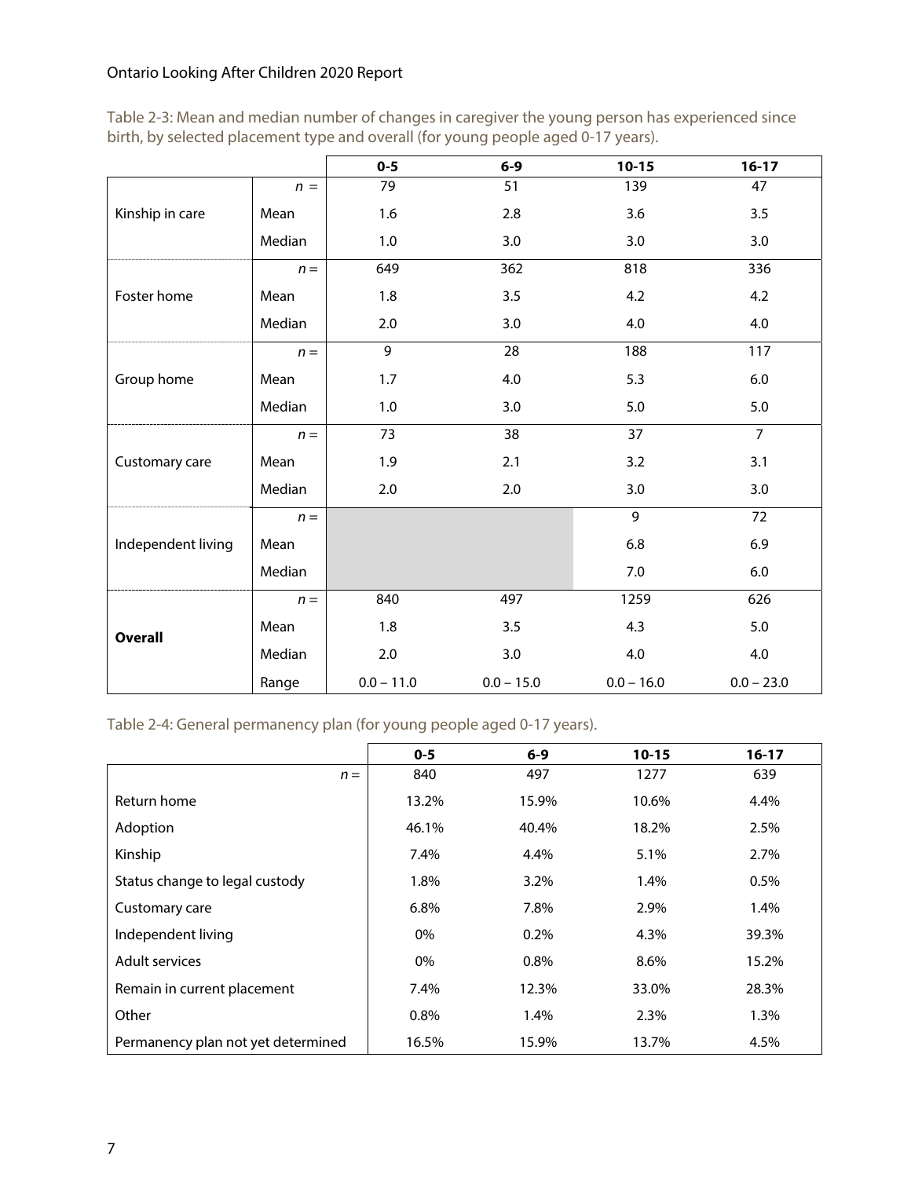Table 2-3: Mean and median number of changes in caregiver the young person has experienced since birth, by selected placement type and overall (for young people aged 0-17 years).

| | | 0-5 | 6-9 | 10-15 | 16-17 |
|---|---|---|---|---|---|
| Kinship in care | *n* = | 79 | 51 | 139 | 47 |
| | Mean | 1.6 | 2.8 | 3.6 | 3.5 |
| | Median | 1.0 | 3.0 | 3.0 | 3.0 |
| Foster home | *n* = | 649 | 362 | 818 | 336 |
| | Mean | 1.8 | 3.5 | 4.2 | 4.2 |
| | Median | 2.0 | 3.0 | 4.0 | 4.0 |
| Group home | *n* = | 9 | 28 | 188 | 117 |
| | Mean | 1.7 | 4.0 | 5.3 | 6.0 |
| | Median | 1.0 | 3.0 | 5.0 | 5.0 |
| Customary care | *n* = | 73 | 38 | 37 | 7 |
| | Mean | 1.9 | 2.1 | 3.2 | 3.1 |
| | Median | 2.0 | 2.0 | 3.0 | 3.0 |
| Independent living | *n* = | | | 9 | 72 |
| | Mean | | | 6.8 | 6.9 |
| | Median | | | 7.0 | 6.0 |
| **Overall** | *n* = | 840 | 497 | 1259 | 626 |
| | Mean | 1.8 | 3.5 | 4.3 | 5.0 |
| | Median | 2.0 | 3.0 | 4.0 | 4.0 |
| | Range | 0.0 – 11.0 | 0.0 – 15.0 | 0.0 – 16.0 | 0.0 – 23.0 |

Table 2-4: General permanency plan (for young people aged 0-17 years).

| | 0-5 | 6-9 | 10-15 | 16-17 |
|---|---|---|---|---|
| *n* = | 840 | 497 | 1277 | 639 |
| Return home | 13.2% | 15.9% | 10.6% | 4.4% |
| Adoption | 46.1% | 40.4% | 18.2% | 2.5% |
| Kinship | 7.4% | 4.4% | 5.1% | 2.7% |
| Status change to legal custody | 1.8% | 3.2% | 1.4% | 0.5% |
| Customary care | 6.8% | 7.8% | 2.9% | 1.4% |
| Independent living | 0% | 0.2% | 4.3% | 39.3% |
| Adult services | 0% | 0.8% | 8.6% | 15.2% |
| Remain in current placement | 7.4% | 12.3% | 33.0% | 28.3% |
| Other | 0.8% | 1.4% | 2.3% | 1.3% |
| Permanency plan not yet determined | 16.5% | 15.9% | 13.7% | 4.5% |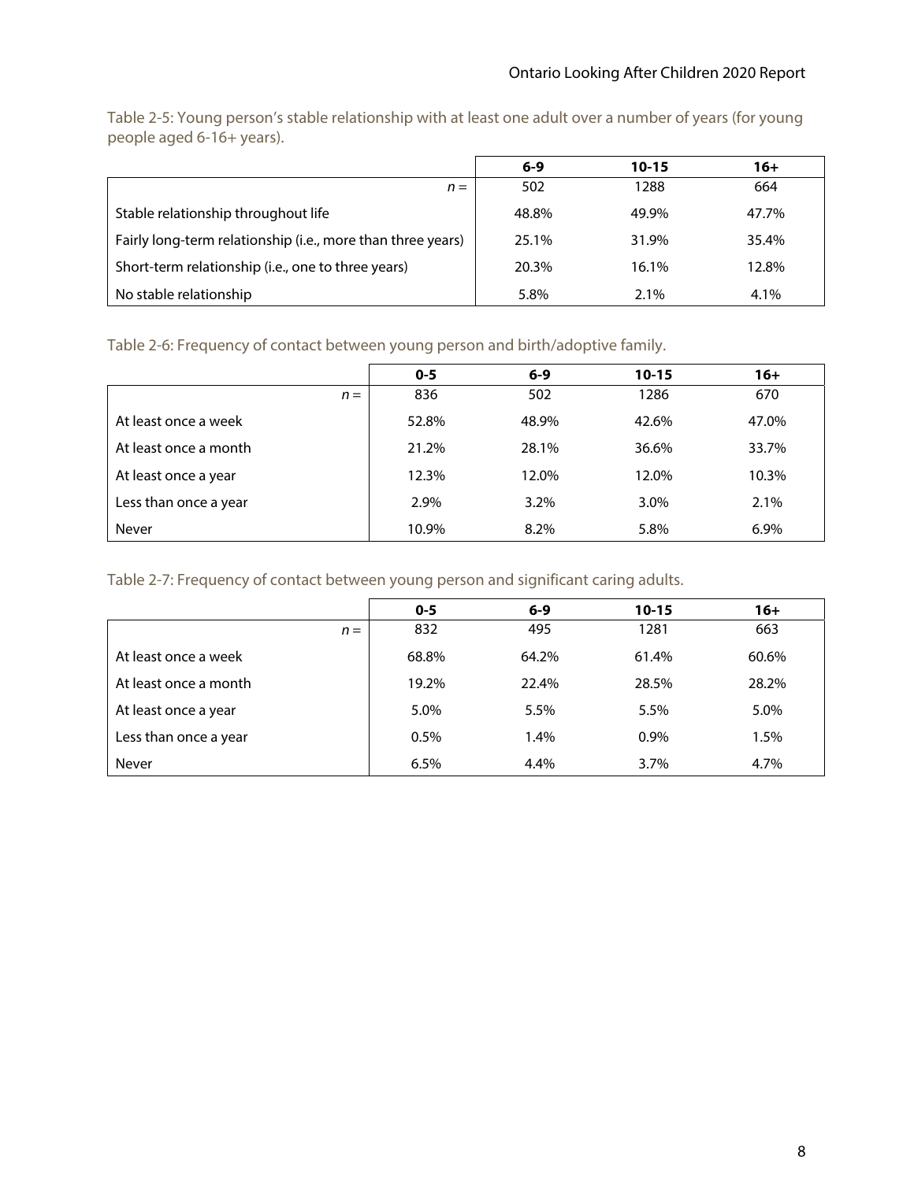Table 2-5: Young person's stable relationship with at least one adult over a number of years (for young people aged 6-16+ years).

| | 6-9 | 10-15 | 16+ |
|---|---|---|---|
| *n* = | 502 | 1288 | 664 |
| Stable relationship throughout life | 48.8% | 49.9% | 47.7% |
| Fairly long-term relationship (i.e., more than three years) | 25.1% | 31.9% | 35.4% |
| Short-term relationship (i.e., one to three years) | 20.3% | 16.1% | 12.8% |
| No stable relationship | 5.8% | 2.1% | 4.1% |

Table 2-6: Frequency of contact between young person and birth/adoptive family.

| | 0-5 | 6-9 | 10-15 | 16+ |
|---|---|---|---|---|
| *n* = | 836 | 502 | 1286 | 670 |
| At least once a week | 52.8% | 48.9% | 42.6% | 47.0% |
| At least once a month | 21.2% | 28.1% | 36.6% | 33.7% |
| At least once a year | 12.3% | 12.0% | 12.0% | 10.3% |
| Less than once a year | 2.9% | 3.2% | 3.0% | 2.1% |
| Never | 10.9% | 8.2% | 5.8% | 6.9% |

Table 2-7: Frequency of contact between young person and significant caring adults.

| | 0-5 | 6-9 | 10-15 | 16+ |
|---|---|---|---|---|
| *n* = | 832 | 495 | 1281 | 663 |
| At least once a week | 68.8% | 64.2% | 61.4% | 60.6% |
| At least once a month | 19.2% | 22.4% | 28.5% | 28.2% |
| At least once a year | 5.0% | 5.5% | 5.5% | 5.0% |
| Less than once a year | 0.5% | 1.4% | 0.9% | 1.5% |
| Never | 6.5% | 4.4% | 3.7% | 4.7% |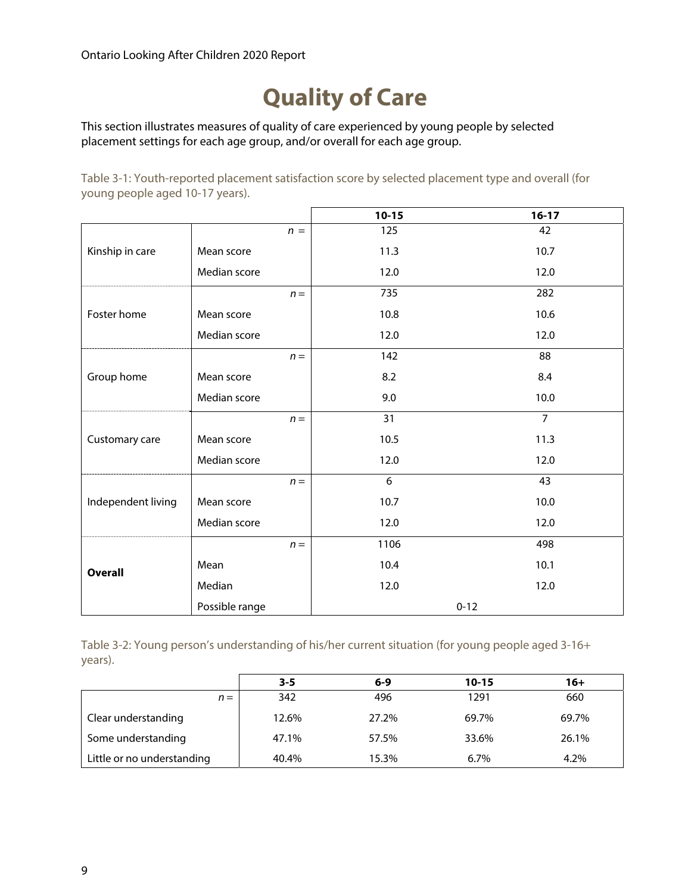# Quality of Care

This section illustrates measures of quality of care experienced by young people by selected placement settings for each age group, and/or overall for each age group.

Table 3-1: Youth-reported placement satisfaction score by selected placement type and overall (for young people aged 10-17 years).

| | | 10-15 | 16-17 |
|---|---|---|---|
| Kinship in care | *n* = | 125 | 42 |
| | Mean score | 11.3 | 10.7 |
| | Median score | 12.0 | 12.0 |
| Foster home | *n* = | 735 | 282 |
| | Mean score | 10.8 | 10.6 |
| | Median score | 12.0 | 12.0 |
| Group home | *n* = | 142 | 88 |
| | Mean score | 8.2 | 8.4 |
| | Median score | 9.0 | 10.0 |
| Customary care | *n* = | 31 | 7 |
| | Mean score | 10.5 | 11.3 |
| | Median score | 12.0 | 12.0 |
| Independent living | *n* = | 6 | 43 |
| | Mean score | 10.7 | 10.0 |
| | Median score | 12.0 | 12.0 |
| **Overall** | *n* = | 1106 | 498 |
| | Mean | 10.4 | 10.1 |
| | Median | 12.0 | 12.0 |
| | Possible range | 0-12 | |

Table 3-2: Young person's understanding of his/her current situation (for young people aged 3-16+ years).

| | 3-5 | 6-9 | 10-15 | 16+ |
|---|---|---|---|---|
| *n* = | 342 | 496 | 1291 | 660 |
| Clear understanding | 12.6% | 27.2% | 69.7% | 69.7% |
| Some understanding | 47.1% | 57.5% | 33.6% | 26.1% |
| Little or no understanding | 40.4% | 15.3% | 6.7% | 4.2% |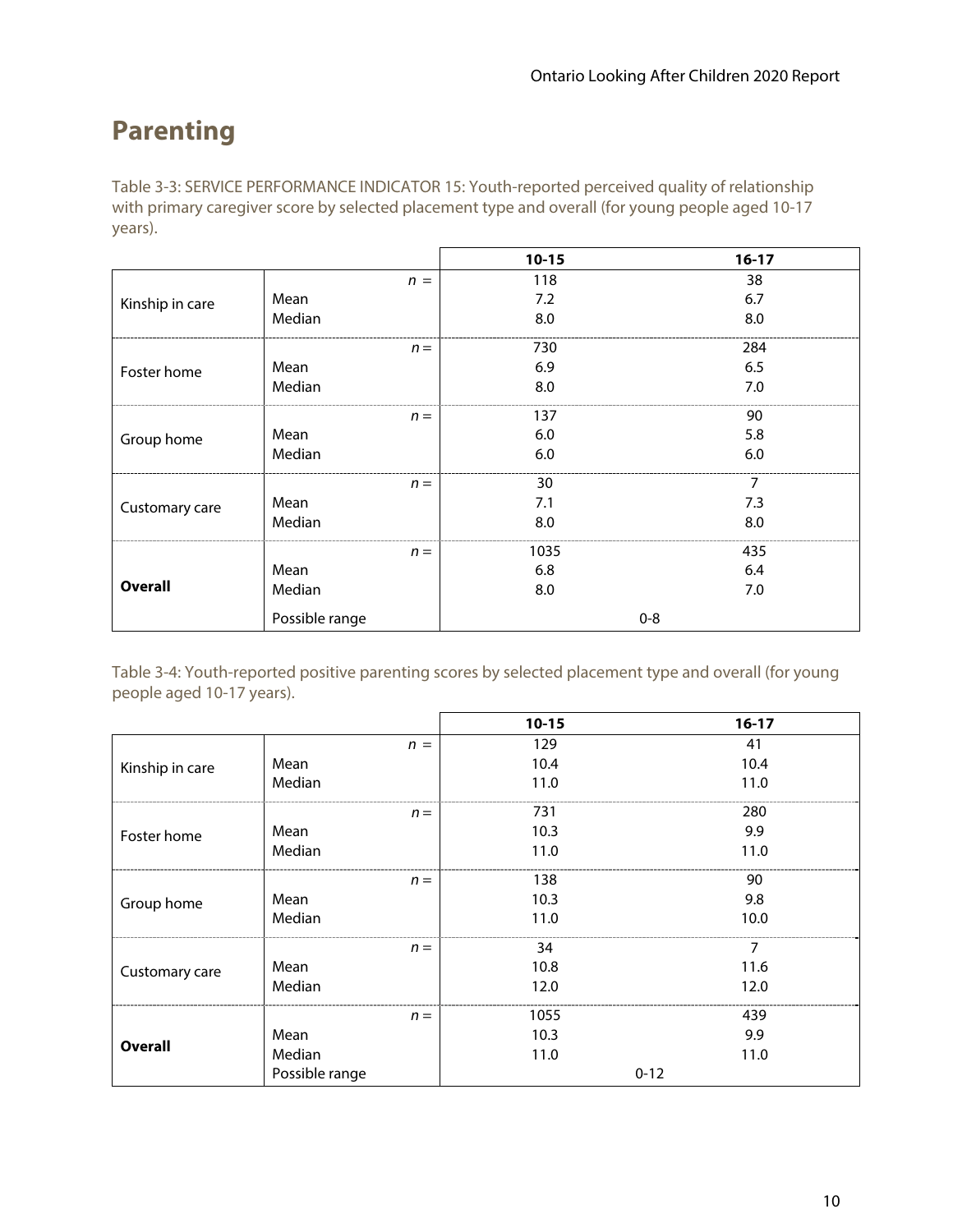## Parenting

Table 3-3: SERVICE PERFORMANCE INDICATOR 15: Youth-reported perceived quality of relationship with primary caregiver score by selected placement type and overall (for young people aged 10-17 years).

| | | 10-15 | 16-17 |
|---|---|---|---|
| Kinship in care | *n* = | 118 | 38 |
| | Mean | 7.2 | 6.7 |
| | Median | 8.0 | 8.0 |
| Foster home | *n* = | 730 | 284 |
| | Mean | 6.9 | 6.5 |
| | Median | 8.0 | 7.0 |
| Group home | *n* = | 137 | 90 |
| | Mean | 6.0 | 5.8 |
| | Median | 6.0 | 6.0 |
| Customary care | *n* = | 30 | 7 |
| | Mean | 7.1 | 7.3 |
| | Median | 8.0 | 8.0 |
| **Overall** | *n* = | 1035 | 435 |
| | Mean | 6.8 | 6.4 |
| | Median | 8.0 | 7.0 |
| | Possible range | 0-8 | |

Table 3-4: Youth-reported positive parenting scores by selected placement type and overall (for young people aged 10-17 years).

| | | 10-15 | 16-17 |
|---|---|---|---|
| Kinship in care | *n* = | 129 | 41 |
| | Mean | 10.4 | 10.4 |
| | Median | 11.0 | 11.0 |
| Foster home | *n* = | 731 | 280 |
| | Mean | 10.3 | 9.9 |
| | Median | 11.0 | 11.0 |
| Group home | *n* = | 138 | 90 |
| | Mean | 10.3 | 9.8 |
| | Median | 11.0 | 10.0 |
| Customary care | *n* = | 34 | 7 |
| | Mean | 10.8 | 11.6 |
| | Median | 12.0 | 12.0 |
| **Overall** | *n* = | 1055 | 439 |
| | Mean | 10.3 | 9.9 |
| | Median | 11.0 | 11.0 |
| | Possible range | 0-12 | |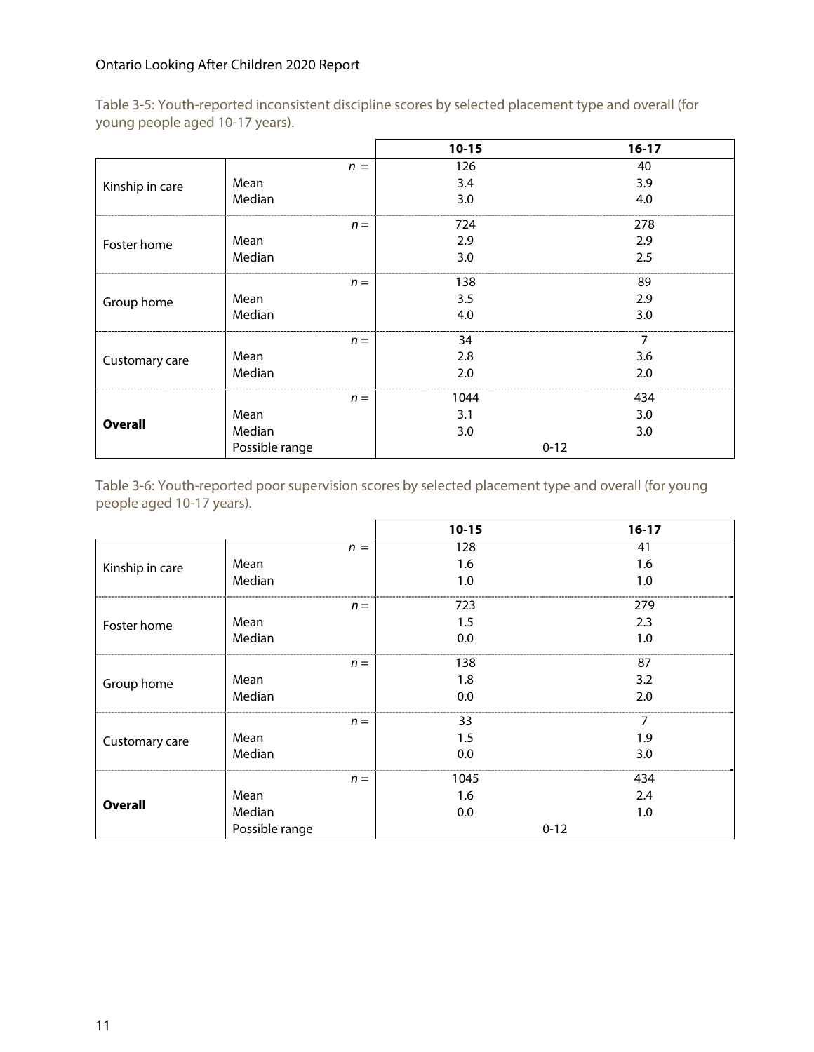Table 3-5: Youth-reported inconsistent discipline scores by selected placement type and overall (for young people aged 10-17 years).

| | | 10-15 | 16-17 |
|---|---|---|---|
| Kinship in care | *n* = | 126 | 40 |
| | Mean | 3.4 | 3.9 |
| | Median | 3.0 | 4.0 |
| Foster home | *n* = | 724 | 278 |
| | Mean | 2.9 | 2.9 |
| | Median | 3.0 | 2.5 |
| Group home | *n* = | 138 | 89 |
| | Mean | 3.5 | 2.9 |
| | Median | 4.0 | 3.0 |
| Customary care | *n* = | 34 | 7 |
| | Mean | 2.8 | 3.6 |
| | Median | 2.0 | 2.0 |
| **Overall** | *n* = | 1044 | 434 |
| | Mean | 3.1 | 3.0 |
| | Median | 3.0 | 3.0 |
| | Possible range | 0-12 | |

Table 3-6: Youth-reported poor supervision scores by selected placement type and overall (for young people aged 10-17 years).

| | | 10-15 | 16-17 |
|---|---|---|---|
| Kinship in care | *n* = | 128 | 41 |
| | Mean | 1.6 | 1.6 |
| | Median | 1.0 | 1.0 |
| Foster home | *n* = | 723 | 279 |
| | Mean | 1.5 | 2.3 |
| | Median | 0.0 | 1.0 |
| Group home | *n* = | 138 | 87 |
| | Mean | 1.8 | 3.2 |
| | Median | 0.0 | 2.0 |
| Customary care | *n* = | 33 | 7 |
| | Mean | 1.5 | 1.9 |
| | Median | 0.0 | 3.0 |
| **Overall** | *n* = | 1045 | 434 |
| | Mean | 1.6 | 2.4 |
| | Median | 0.0 | 1.0 |
| | Possible range | 0-12 | |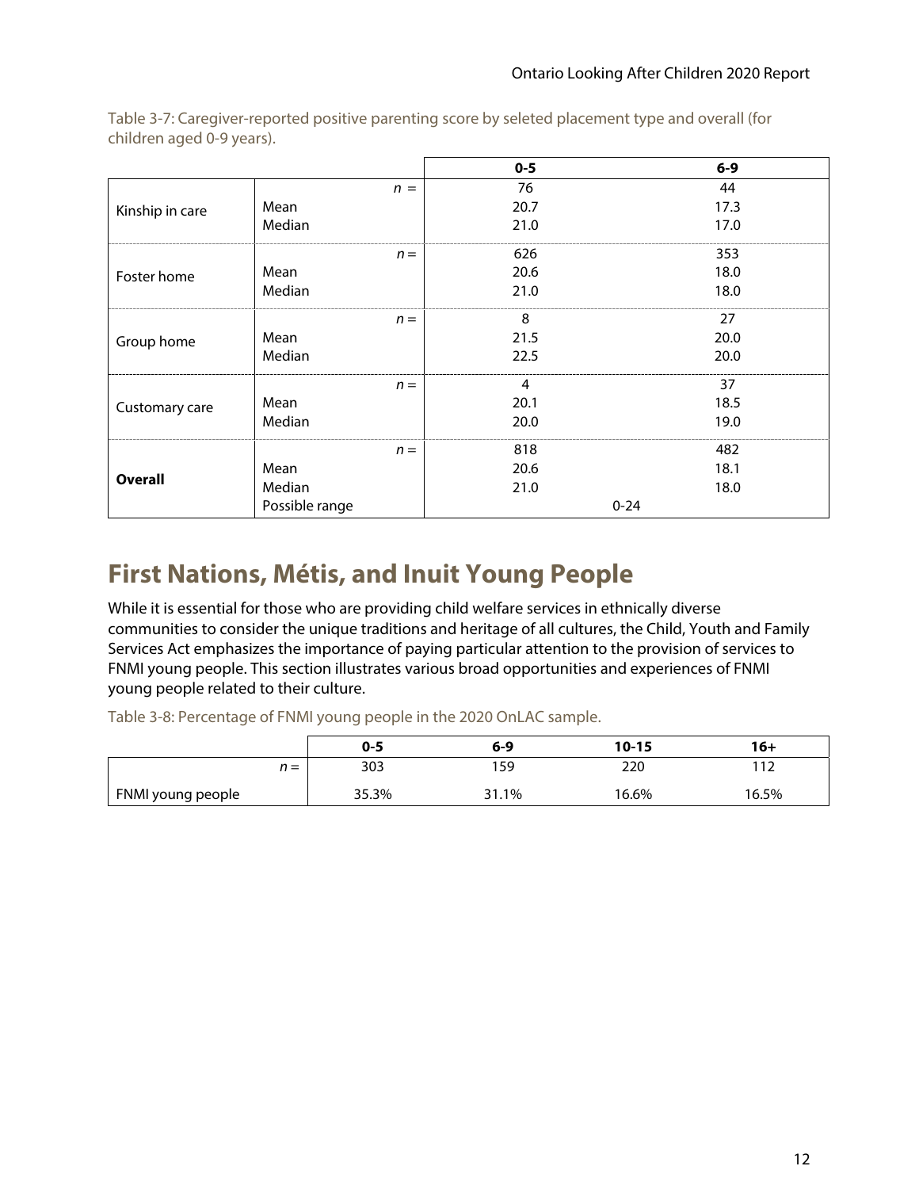Table 3-7: Caregiver-reported positive parenting score by seleted placement type and overall (for children aged 0-9 years).

| | | 0-5 | 6-9 |
|---|---|---|---|
| Kinship in care | *n* = | 76 | 44 |
| | Mean | 20.7 | 17.3 |
| | Median | 21.0 | 17.0 |
| Foster home | *n* = | 626 | 353 |
| | Mean | 20.6 | 18.0 |
| | Median | 21.0 | 18.0 |
| Group home | *n* = | 8 | 27 |
| | Mean | 21.5 | 20.0 |
| | Median | 22.5 | 20.0 |
| Customary care | *n* = | 4 | 37 |
| | Mean | 20.1 | 18.5 |
| | Median | 20.0 | 19.0 |
| **Overall** | *n* = | 818 | 482 |
| | Mean | 20.6 | 18.1 |
| | Median | 21.0 | 18.0 |
| | Possible range | 0-24 | |

# First Nations, Métis, and Inuit Young People

While it is essential for those who are providing child welfare services in ethnically diverse communities to consider the unique traditions and heritage of all cultures, the Child, Youth and Family Services Act emphasizes the importance of paying particular attention to the provision of services to FNMI young people. This section illustrates various broad opportunities and experiences of FNMI young people related to their culture.

Table 3-8: Percentage of FNMI young people in the 2020 OnLAC sample.

| | 0-5 | 6-9 | 10-15 | 16+ |
|---|---|---|---|---|
| *n* = | 303 | 159 | 220 | 112 |
| FNMI young people | 35.3% | 31.1% | 16.6% | 16.5% |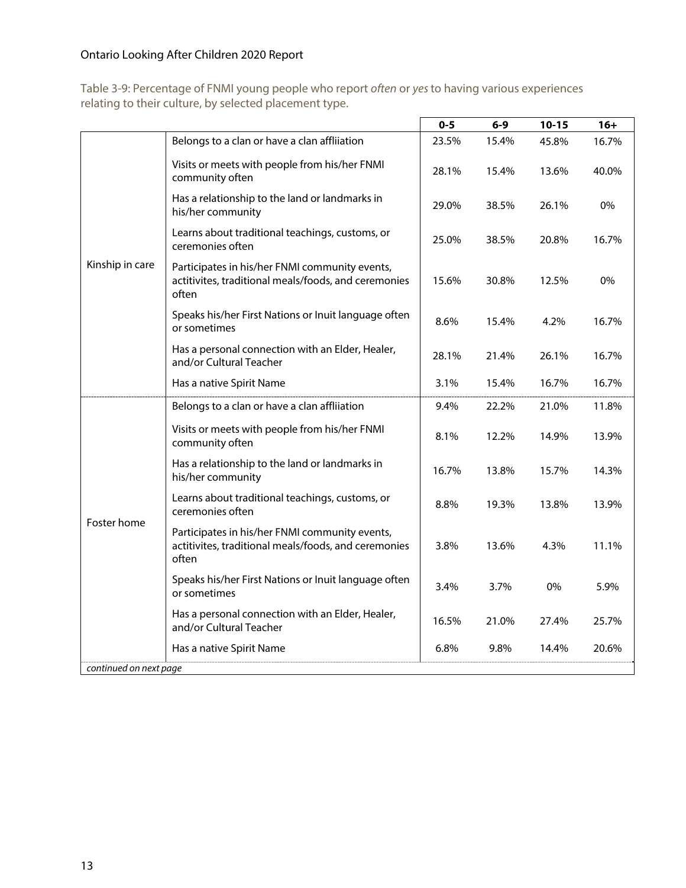Table 3-9: Percentage of FNMI young people who report *often* or *yes* to having various experiences relating to their culture, by selected placement type.

| | | 0-5 | 6-9 | 10-15 | 16+ |
|---|---|---|---|---|---|
| Kinship in care | Belongs to a clan or have a clan affliiation | 23.5% | 15.4% | 45.8% | 16.7% |
| | Visits or meets with people from his/her FNMI community often | 28.1% | 15.4% | 13.6% | 40.0% |
| | Has a relationship to the land or landmarks in his/her community | 29.0% | 38.5% | 26.1% | 0% |
| | Learns about traditional teachings, customs, or ceremonies often | 25.0% | 38.5% | 20.8% | 16.7% |
| | Participates in his/her FNMI community events, actitivites, traditional meals/foods, and ceremonies often | 15.6% | 30.8% | 12.5% | 0% |
| | Speaks his/her First Nations or Inuit language often or sometimes | 8.6% | 15.4% | 4.2% | 16.7% |
| | Has a personal connection with an Elder, Healer, and/or Cultural Teacher | 28.1% | 21.4% | 26.1% | 16.7% |
| | Has a native Spirit Name | 3.1% | 15.4% | 16.7% | 16.7% |
| Foster home | Belongs to a clan or have a clan affliiation | 9.4% | 22.2% | 21.0% | 11.8% |
| | Visits or meets with people from his/her FNMI community often | 8.1% | 12.2% | 14.9% | 13.9% |
| | Has a relationship to the land or landmarks in his/her community | 16.7% | 13.8% | 15.7% | 14.3% |
| | Learns about traditional teachings, customs, or ceremonies often | 8.8% | 19.3% | 13.8% | 13.9% |
| | Participates in his/her FNMI community events, actitivites, traditional meals/foods, and ceremonies often | 3.8% | 13.6% | 4.3% | 11.1% |
| | Speaks his/her First Nations or Inuit language often or sometimes | 3.4% | 3.7% | 0% | 5.9% |
| | Has a personal connection with an Elder, Healer, and/or Cultural Teacher | 16.5% | 21.0% | 27.4% | 25.7% |
| | Has a native Spirit Name | 6.8% | 9.8% | 14.4% | 20.6% |

*continued on next page*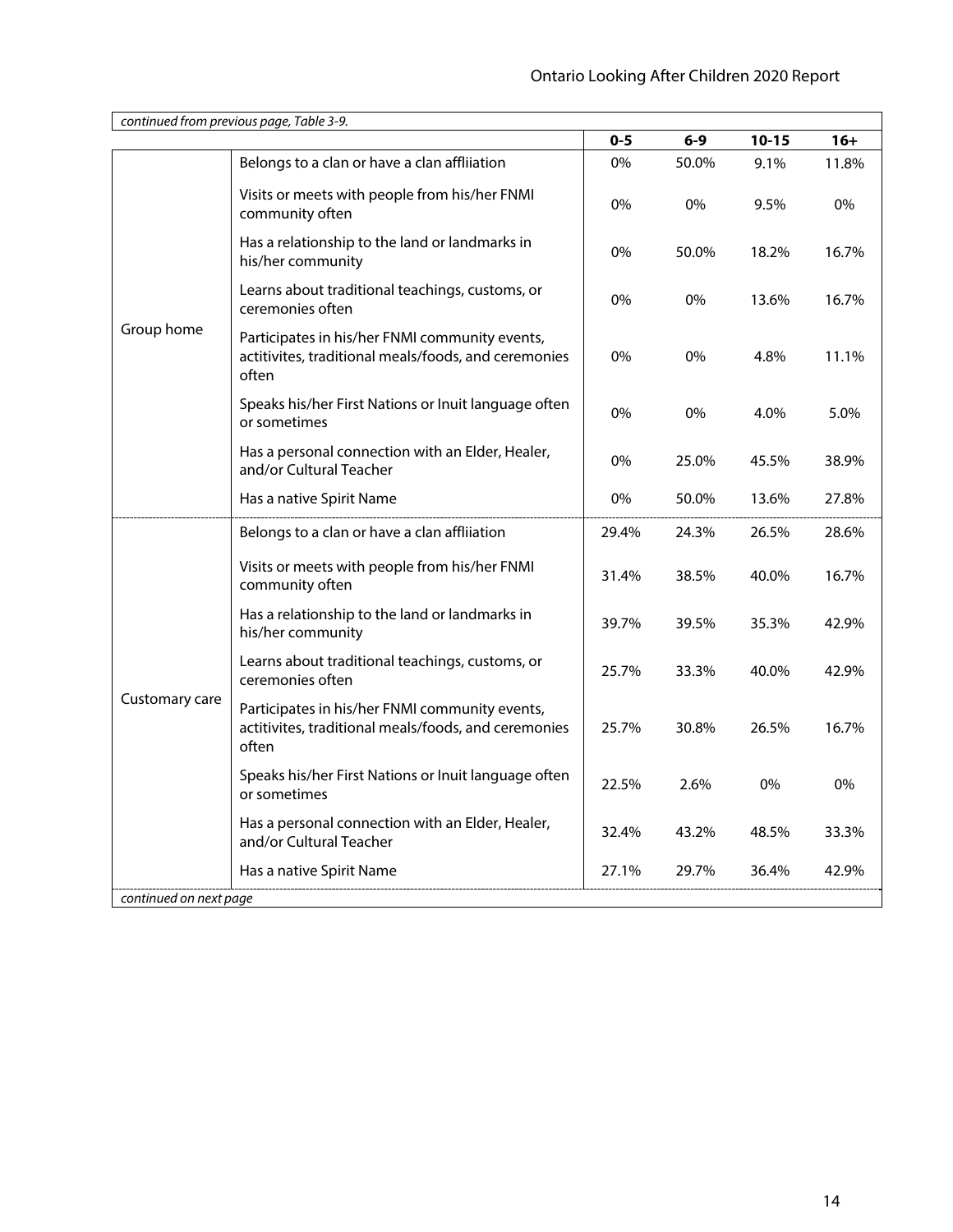*continued from previous page, Table 3-9.*

| | | 0-5 | 6-9 | 10-15 | 16+ |
|---|---|---|---|---|---|
| Group home | Belongs to a clan or have a clan affliiation | 0% | 50.0% | 9.1% | 11.8% |
| | Visits or meets with people from his/her FNMI community often | 0% | 0% | 9.5% | 0% |
| | Has a relationship to the land or landmarks in his/her community | 0% | 50.0% | 18.2% | 16.7% |
| | Learns about traditional teachings, customs, or ceremonies often | 0% | 0% | 13.6% | 16.7% |
| | Participates in his/her FNMI community events, actitivites, traditional meals/foods, and ceremonies often | 0% | 0% | 4.8% | 11.1% |
| | Speaks his/her First Nations or Inuit language often or sometimes | 0% | 0% | 4.0% | 5.0% |
| | Has a personal connection with an Elder, Healer, and/or Cultural Teacher | 0% | 25.0% | 45.5% | 38.9% |
| | Has a native Spirit Name | 0% | 50.0% | 13.6% | 27.8% |
| Customary care | Belongs to a clan or have a clan affliiation | 29.4% | 24.3% | 26.5% | 28.6% |
| | Visits or meets with people from his/her FNMI community often | 31.4% | 38.5% | 40.0% | 16.7% |
| | Has a relationship to the land or landmarks in his/her community | 39.7% | 39.5% | 35.3% | 42.9% |
| | Learns about traditional teachings, customs, or ceremonies often | 25.7% | 33.3% | 40.0% | 42.9% |
| | Participates in his/her FNMI community events, actitivites, traditional meals/foods, and ceremonies often | 25.7% | 30.8% | 26.5% | 16.7% |
| | Speaks his/her First Nations or Inuit language often or sometimes | 22.5% | 2.6% | 0% | 0% |
| | Has a personal connection with an Elder, Healer, and/or Cultural Teacher | 32.4% | 43.2% | 48.5% | 33.3% |
| | Has a native Spirit Name | 27.1% | 29.7% | 36.4% | 42.9% |

*continued on next page*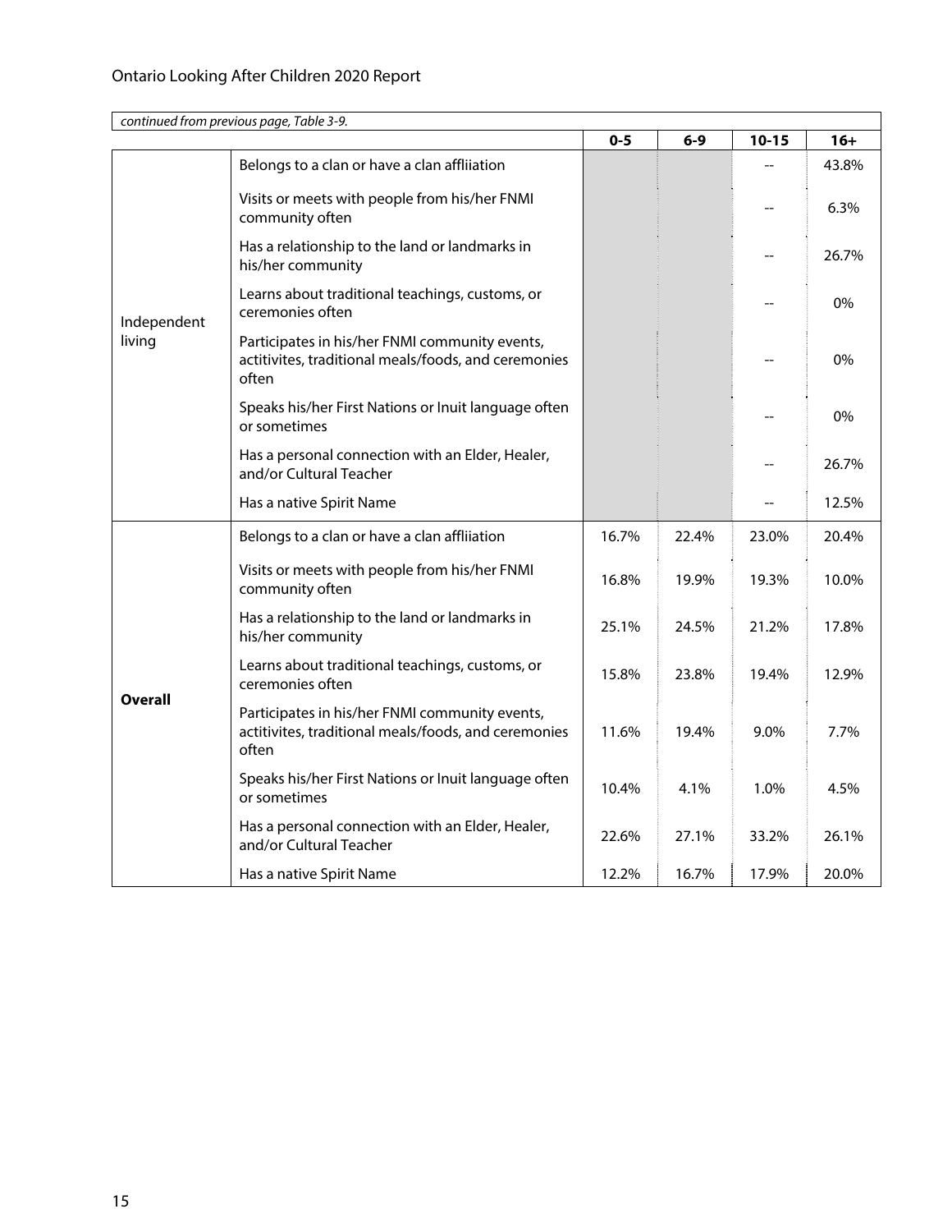*continued from previous page, Table 3-9.*

| | | 0-5 | 6-9 | 10-15 | 16+ |
|---|---|---|---|---|---|
| Independent living | Belongs to a clan or have a clan affliiation | | | -- | 43.8% |
| | Visits or meets with people from his/her FNMI community often | | | -- | 6.3% |
| | Has a relationship to the land or landmarks in his/her community | | | -- | 26.7% |
| | Learns about traditional teachings, customs, or ceremonies often | | | -- | 0% |
| | Participates in his/her FNMI community events, actitivites, traditional meals/foods, and ceremonies often | | | -- | 0% |
| | Speaks his/her First Nations or Inuit language often or sometimes | | | -- | 0% |
| | Has a personal connection with an Elder, Healer, and/or Cultural Teacher | | | -- | 26.7% |
| | Has a native Spirit Name | | | -- | 12.5% |
| **Overall** | Belongs to a clan or have a clan affliiation | 16.7% | 22.4% | 23.0% | 20.4% |
| | Visits or meets with people from his/her FNMI community often | 16.8% | 19.9% | 19.3% | 10.0% |
| | Has a relationship to the land or landmarks in his/her community | 25.1% | 24.5% | 21.2% | 17.8% |
| | Learns about traditional teachings, customs, or ceremonies often | 15.8% | 23.8% | 19.4% | 12.9% |
| | Participates in his/her FNMI community events, actitivites, traditional meals/foods, and ceremonies often | 11.6% | 19.4% | 9.0% | 7.7% |
| | Speaks his/her First Nations or Inuit language often or sometimes | 10.4% | 4.1% | 1.0% | 4.5% |
| | Has a personal connection with an Elder, Healer, and/or Cultural Teacher | 22.6% | 27.1% | 33.2% | 26.1% |
| | Has a native Spirit Name | 12.2% | 16.7% | 17.9% | 20.0% |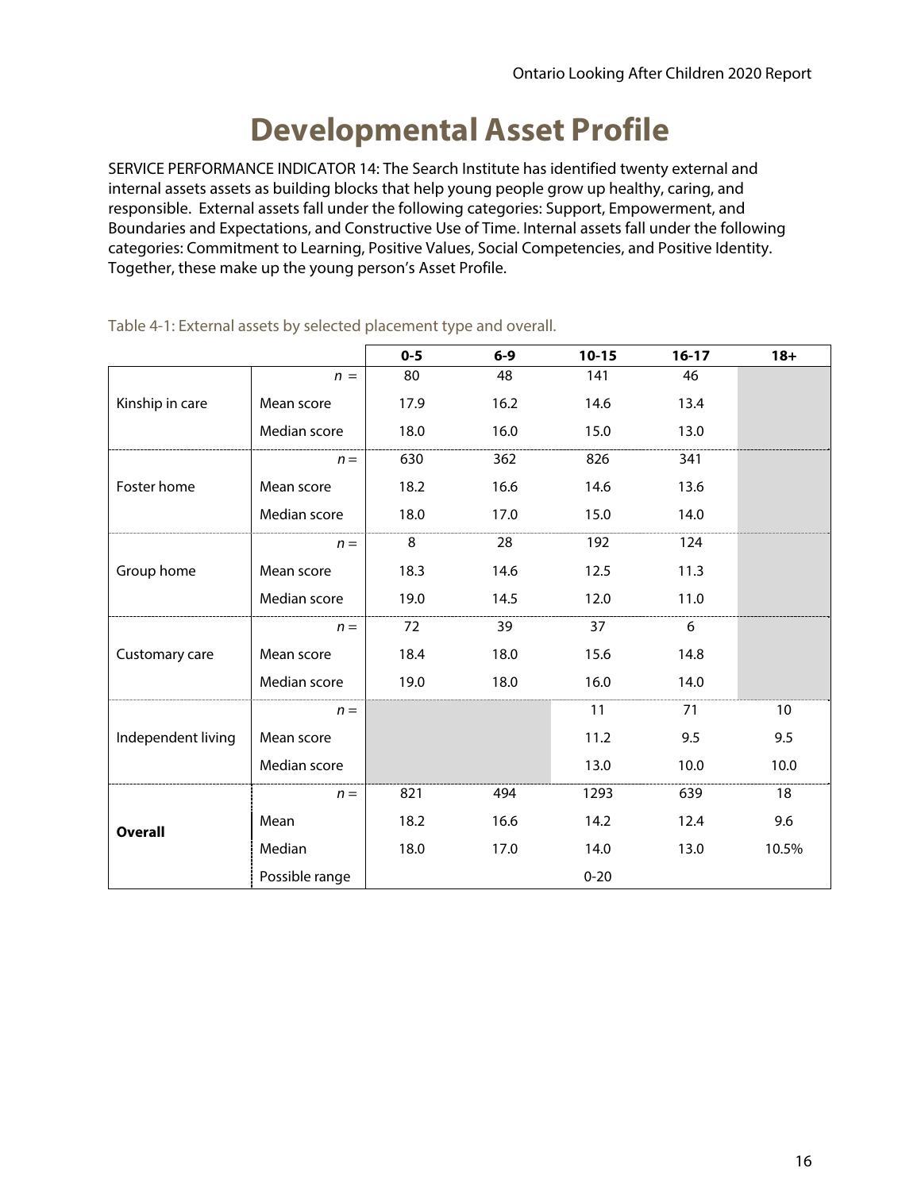# Developmental Asset Profile

SERVICE PERFORMANCE INDICATOR 14: The Search Institute has identified twenty external and internal assets assets as building blocks that help young people grow up healthy, caring, and responsible. External assets fall under the following categories: Support, Empowerment, and Boundaries and Expectations, and Constructive Use of Time. Internal assets fall under the following categories: Commitment to Learning, Positive Values, Social Competencies, and Positive Identity. Together, these make up the young person's Asset Profile.

Table 4-1: External assets by selected placement type and overall.

| | | 0-5 | 6-9 | 10-15 | 16-17 | 18+ |
|---|---|---|---|---|---|---|
| Kinship in care | *n* = | 80 | 48 | 141 | 46 | |
| | Mean score | 17.9 | 16.2 | 14.6 | 13.4 | |
| | Median score | 18.0 | 16.0 | 15.0 | 13.0 | |
| Foster home | *n* = | 630 | 362 | 826 | 341 | |
| | Mean score | 18.2 | 16.6 | 14.6 | 13.6 | |
| | Median score | 18.0 | 17.0 | 15.0 | 14.0 | |
| Group home | *n* = | 8 | 28 | 192 | 124 | |
| | Mean score | 18.3 | 14.6 | 12.5 | 11.3 | |
| | Median score | 19.0 | 14.5 | 12.0 | 11.0 | |
| Customary care | *n* = | 72 | 39 | 37 | 6 | |
| | Mean score | 18.4 | 18.0 | 15.6 | 14.8 | |
| | Median score | 19.0 | 18.0 | 16.0 | 14.0 | |
| Independent living | *n* = | | | 11 | 71 | 10 |
| | Mean score | | | 11.2 | 9.5 | 9.5 |
| | Median score | | | 13.0 | 10.0 | 10.0 |
| **Overall** | *n* = | 821 | 494 | 1293 | 639 | 18 |
| | Mean | 18.2 | 16.6 | 14.2 | 12.4 | 9.6 |
| | Median | 18.0 | 17.0 | 14.0 | 13.0 | 10.5% |
| | Possible range | | | 0-20 | | |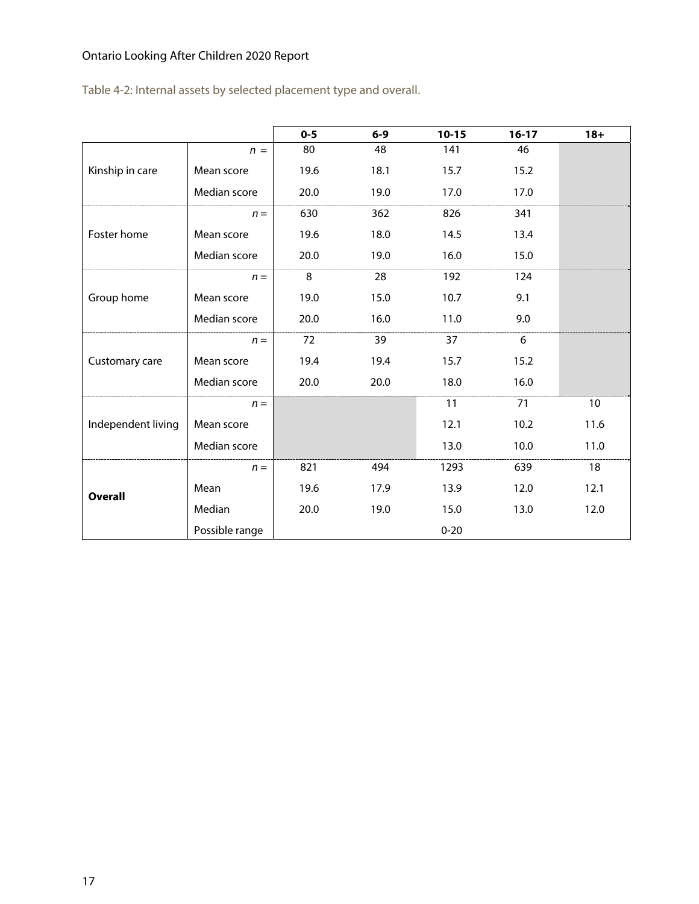Table 4-2: Internal assets by selected placement type and overall.

| | | 0-5 | 6-9 | 10-15 | 16-17 | 18+ |
|---|---|---|---|---|---|---|
| Kinship in care | *n* = | 80 | 48 | 141 | 46 | |
| | Mean score | 19.6 | 18.1 | 15.7 | 15.2 | |
| | Median score | 20.0 | 19.0 | 17.0 | 17.0 | |
| Foster home | *n* = | 630 | 362 | 826 | 341 | |
| | Mean score | 19.6 | 18.0 | 14.5 | 13.4 | |
| | Median score | 20.0 | 19.0 | 16.0 | 15.0 | |
| Group home | *n* = | 8 | 28 | 192 | 124 | |
| | Mean score | 19.0 | 15.0 | 10.7 | 9.1 | |
| | Median score | 20.0 | 16.0 | 11.0 | 9.0 | |
| Customary care | *n* = | 72 | 39 | 37 | 6 | |
| | Mean score | 19.4 | 19.4 | 15.7 | 15.2 | |
| | Median score | 20.0 | 20.0 | 18.0 | 16.0 | |
| Independent living | *n* = | | | 11 | 71 | 10 |
| | Mean score | | | 12.1 | 10.2 | 11.6 |
| | Median score | | | 13.0 | 10.0 | 11.0 |
| **Overall** | *n* = | 821 | 494 | 1293 | 639 | 18 |
| | Mean | 19.6 | 17.9 | 13.9 | 12.0 | 12.1 |
| | Median | 20.0 | 19.0 | 15.0 | 13.0 | 12.0 |
| | Possible range | | | 0-20 | | |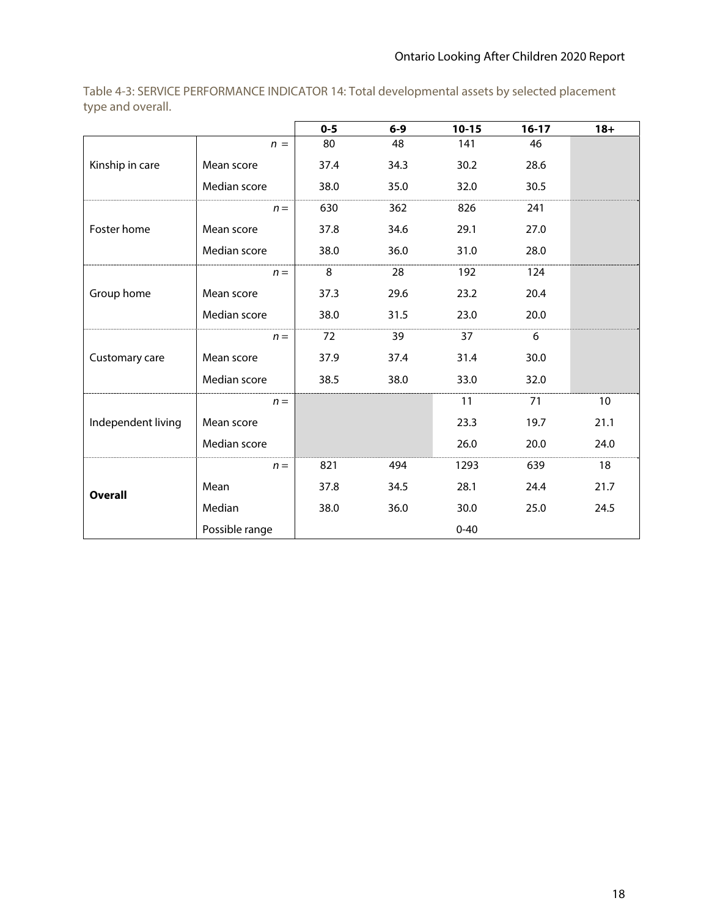Table 4-3: SERVICE PERFORMANCE INDICATOR 14: Total developmental assets by selected placement type and overall.

| | | 0-5 | 6-9 | 10-15 | 16-17 | 18+ |
|---|---|---|---|---|---|---|
| Kinship in care | n = | 80 | 48 | 141 | 46 | |
| | Mean score | 37.4 | 34.3 | 30.2 | 28.6 | |
| | Median score | 38.0 | 35.0 | 32.0 | 30.5 | |
| Foster home | n = | 630 | 362 | 826 | 241 | |
| | Mean score | 37.8 | 34.6 | 29.1 | 27.0 | |
| | Median score | 38.0 | 36.0 | 31.0 | 28.0 | |
| Group home | n = | 8 | 28 | 192 | 124 | |
| | Mean score | 37.3 | 29.6 | 23.2 | 20.4 | |
| | Median score | 38.0 | 31.5 | 23.0 | 20.0 | |
| Customary care | n = | 72 | 39 | 37 | 6 | |
| | Mean score | 37.9 | 37.4 | 31.4 | 30.0 | |
| | Median score | 38.5 | 38.0 | 33.0 | 32.0 | |
| Independent living | n = | | | 11 | 71 | 10 |
| | Mean score | | | 23.3 | 19.7 | 21.1 |
| | Median score | | | 26.0 | 20.0 | 24.0 |
| **Overall** | n = | 821 | 494 | 1293 | 639 | 18 |
| | Mean | 37.8 | 34.5 | 28.1 | 24.4 | 21.7 |
| | Median | 38.0 | 36.0 | 30.0 | 25.0 | 24.5 |
| | Possible range | | | 0-40 | | |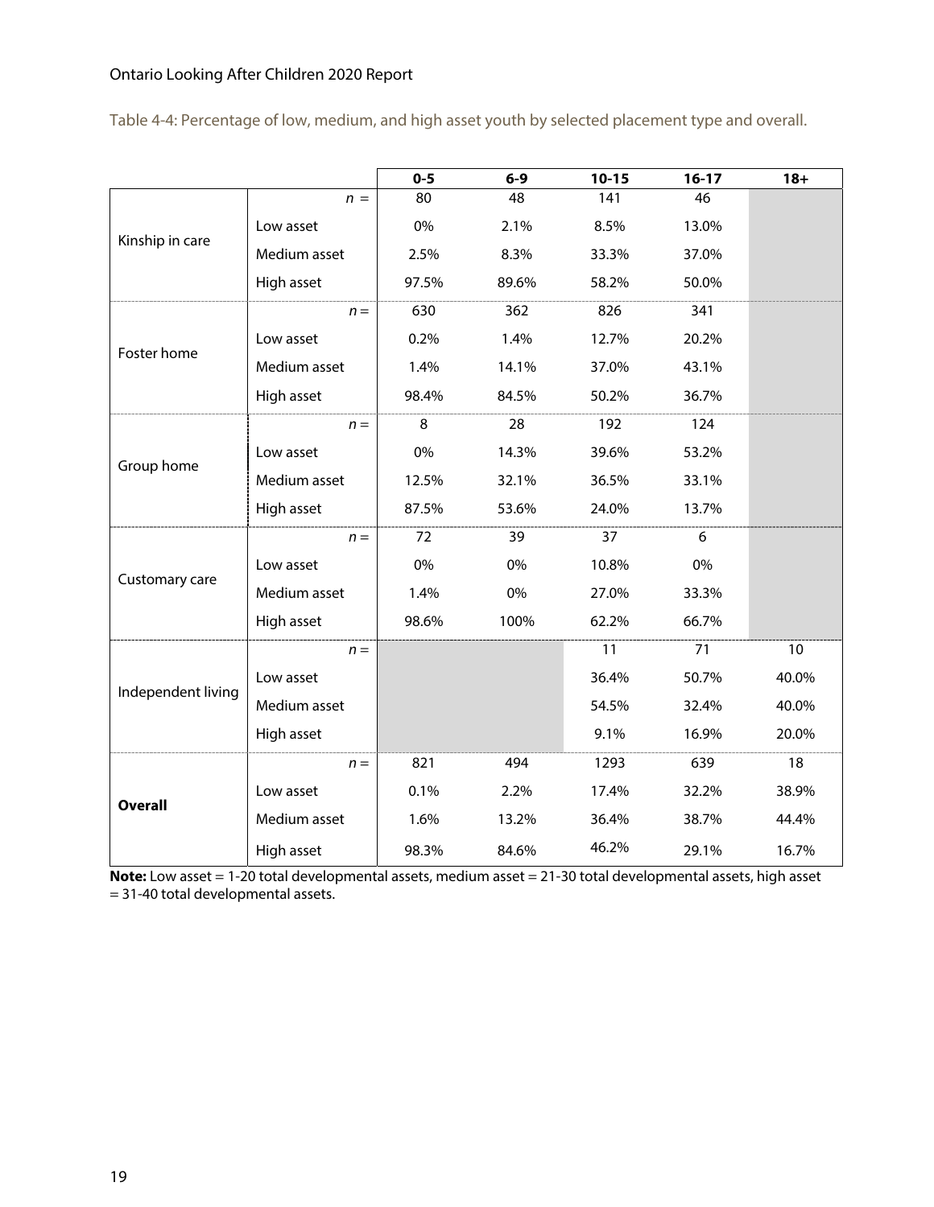Table 4-4: Percentage of low, medium, and high asset youth by selected placement type and overall.

| | | 0-5 | 6-9 | 10-15 | 16-17 | 18+ |
|---|---|---|---|---|---|---|
| Kinship in care | *n* = | 80 | 48 | 141 | 46 | |
| | Low asset | 0% | 2.1% | 8.5% | 13.0% | |
| | Medium asset | 2.5% | 8.3% | 33.3% | 37.0% | |
| | High asset | 97.5% | 89.6% | 58.2% | 50.0% | |
| Foster home | *n* = | 630 | 362 | 826 | 341 | |
| | Low asset | 0.2% | 1.4% | 12.7% | 20.2% | |
| | Medium asset | 1.4% | 14.1% | 37.0% | 43.1% | |
| | High asset | 98.4% | 84.5% | 50.2% | 36.7% | |
| Group home | *n* = | 8 | 28 | 192 | 124 | |
| | Low asset | 0% | 14.3% | 39.6% | 53.2% | |
| | Medium asset | 12.5% | 32.1% | 36.5% | 33.1% | |
| | High asset | 87.5% | 53.6% | 24.0% | 13.7% | |
| Customary care | *n* = | 72 | 39 | 37 | 6 | |
| | Low asset | 0% | 0% | 10.8% | 0% | |
| | Medium asset | 1.4% | 0% | 27.0% | 33.3% | |
| | High asset | 98.6% | 100% | 62.2% | 66.7% | |
| Independent living | *n* = | | | 11 | 71 | 10 |
| | Low asset | | | 36.4% | 50.7% | 40.0% |
| | Medium asset | | | 54.5% | 32.4% | 40.0% |
| | High asset | | | 9.1% | 16.9% | 20.0% |
| **Overall** | *n* = | 821 | 494 | 1293 | 639 | 18 |
| | Low asset | 0.1% | 2.2% | 17.4% | 32.2% | 38.9% |
| | Medium asset | 1.6% | 13.2% | 36.4% | 38.7% | 44.4% |
| | High asset | 98.3% | 84.6% | 46.2% | 29.1% | 16.7% |

**Note:** Low asset = 1-20 total developmental assets, medium asset = 21-30 total developmental assets, high asset = 31-40 total developmental assets.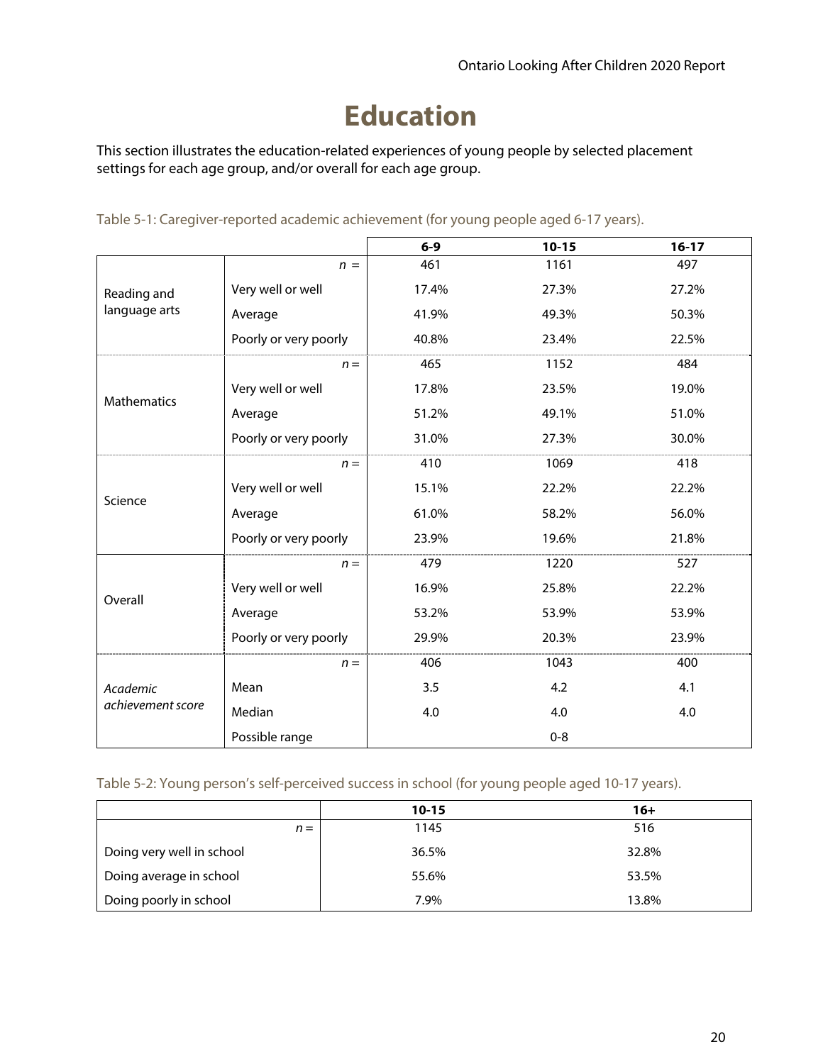# Education

This section illustrates the education-related experiences of young people by selected placement settings for each age group, and/or overall for each age group.

Table 5-1: Caregiver-reported academic achievement (for young people aged 6-17 years).

| | | 6-9 | 10-15 | 16-17 |
|---|---|---|---|---|
| Reading and language arts | *n* = | 461 | 1161 | 497 |
| | Very well or well | 17.4% | 27.3% | 27.2% |
| | Average | 41.9% | 49.3% | 50.3% |
| | Poorly or very poorly | 40.8% | 23.4% | 22.5% |
| Mathematics | *n* = | 465 | 1152 | 484 |
| | Very well or well | 17.8% | 23.5% | 19.0% |
| | Average | 51.2% | 49.1% | 51.0% |
| | Poorly or very poorly | 31.0% | 27.3% | 30.0% |
| Science | *n* = | 410 | 1069 | 418 |
| | Very well or well | 15.1% | 22.2% | 22.2% |
| | Average | 61.0% | 58.2% | 56.0% |
| | Poorly or very poorly | 23.9% | 19.6% | 21.8% |
| Overall | *n* = | 479 | 1220 | 527 |
| | Very well or well | 16.9% | 25.8% | 22.2% |
| | Average | 53.2% | 53.9% | 53.9% |
| | Poorly or very poorly | 29.9% | 20.3% | 23.9% |
| *Academic achievement score* | *n* = | 406 | 1043 | 400 |
| | Mean | 3.5 | 4.2 | 4.1 |
| | Median | 4.0 | 4.0 | 4.0 |
| | Possible range | | 0-8 | |

Table 5-2: Young person's self-perceived success in school (for young people aged 10-17 years).

| | 10-15 | 16+ |
|---|---|---|
| *n* = | 1145 | 516 |
| Doing very well in school | 36.5% | 32.8% |
| Doing average in school | 55.6% | 53.5% |
| Doing poorly in school | 7.9% | 13.8% |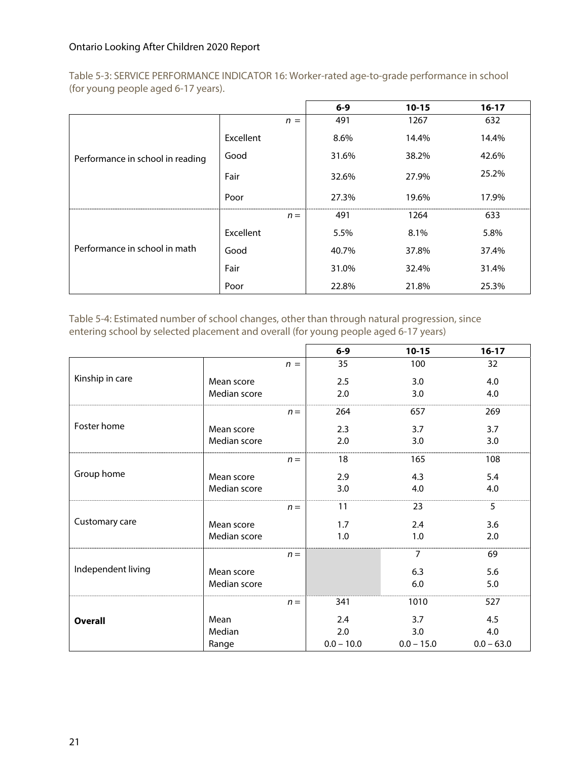Table 5-3: SERVICE PERFORMANCE INDICATOR 16: Worker-rated age-to-grade performance in school (for young people aged 6-17 years).

| | | 6-9 | 10-15 | 16-17 |
|---|---|---|---|---|
| Performance in school in reading | n = | 491 | 1267 | 632 |
| | Excellent | 8.6% | 14.4% | 14.4% |
| | Good | 31.6% | 38.2% | 42.6% |
| | Fair | 32.6% | 27.9% | 25.2% |
| | Poor | 27.3% | 19.6% | 17.9% |
| Performance in school in math | n = | 491 | 1264 | 633 |
| | Excellent | 5.5% | 8.1% | 5.8% |
| | Good | 40.7% | 37.8% | 37.4% |
| | Fair | 31.0% | 32.4% | 31.4% |
| | Poor | 22.8% | 21.8% | 25.3% |

Table 5-4: Estimated number of school changes, other than through natural progression, since entering school by selected placement and overall (for young people aged 6-17 years)

| | | 6-9 | 10-15 | 16-17 |
|---|---|---|---|---|
| Kinship in care | n = | 35 | 100 | 32 |
| | Mean score | 2.5 | 3.0 | 4.0 |
| | Median score | 2.0 | 3.0 | 4.0 |
| Foster home | n = | 264 | 657 | 269 |
| | Mean score | 2.3 | 3.7 | 3.7 |
| | Median score | 2.0 | 3.0 | 3.0 |
| Group home | n = | 18 | 165 | 108 |
| | Mean score | 2.9 | 4.3 | 5.4 |
| | Median score | 3.0 | 4.0 | 4.0 |
| Customary care | n = | 11 | 23 | 5 |
| | Mean score | 1.7 | 2.4 | 3.6 |
| | Median score | 1.0 | 1.0 | 2.0 |
| Independent living | n = | | 7 | 69 |
| | Mean score | | 6.3 | 5.6 |
| | Median score | | 6.0 | 5.0 |
| **Overall** | n = | 341 | 1010 | 527 |
| | Mean | 2.4 | 3.7 | 4.5 |
| | Median | 2.0 | 3.0 | 4.0 |
| | Range | 0.0 – 10.0 | 0.0 – 15.0 | 0.0 – 63.0 |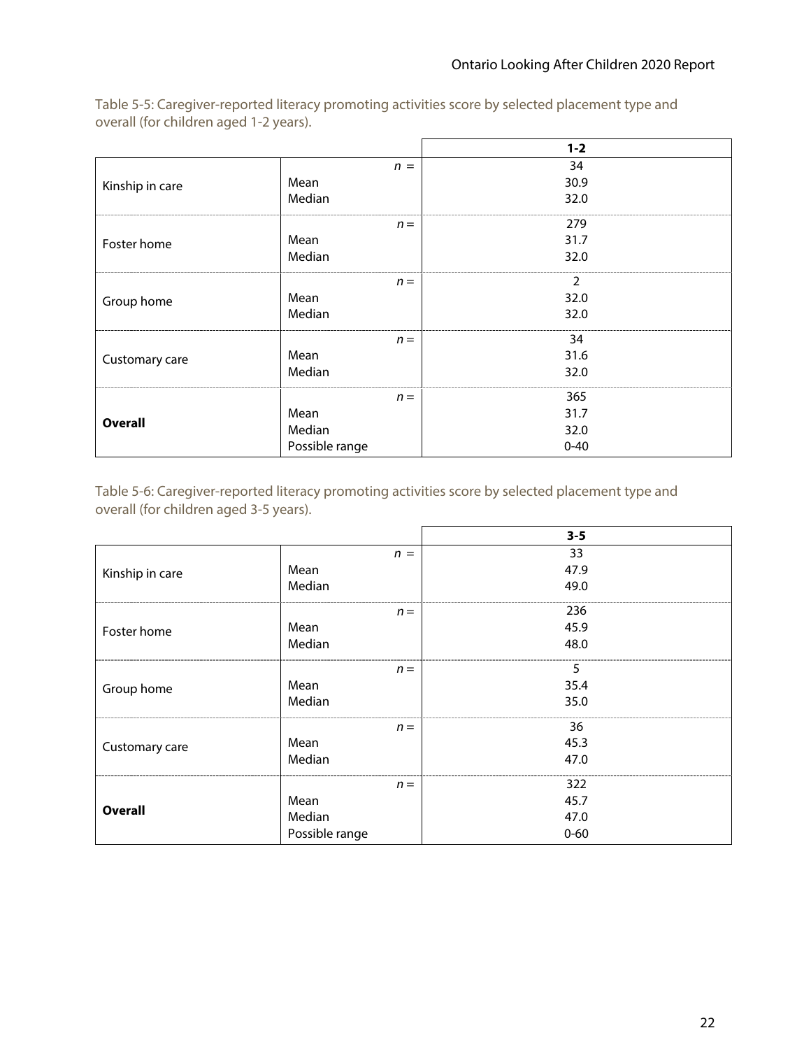Table 5-5: Caregiver-reported literacy promoting activities score by selected placement type and overall (for children aged 1-2 years).

| | | **1-2** |
|---|---|---|
| Kinship in care | *n* = | 34 |
| | Mean | 30.9 |
| | Median | 32.0 |
| Foster home | *n* = | 279 |
| | Mean | 31.7 |
| | Median | 32.0 |
| Group home | *n* = | 2 |
| | Mean | 32.0 |
| | Median | 32.0 |
| Customary care | *n* = | 34 |
| | Mean | 31.6 |
| | Median | 32.0 |
| **Overall** | *n* = | 365 |
| | Mean | 31.7 |
| | Median | 32.0 |
| | Possible range | 0-40 |

Table 5-6: Caregiver-reported literacy promoting activities score by selected placement type and overall (for children aged 3-5 years).

| | | **3-5** |
|---|---|---|
| Kinship in care | *n* = | 33 |
| | Mean | 47.9 |
| | Median | 49.0 |
| Foster home | *n* = | 236 |
| | Mean | 45.9 |
| | Median | 48.0 |
| Group home | *n* = | 5 |
| | Mean | 35.4 |
| | Median | 35.0 |
| Customary care | *n* = | 36 |
| | Mean | 45.3 |
| | Median | 47.0 |
| **Overall** | *n* = | 322 |
| | Mean | 45.7 |
| | Median | 47.0 |
| | Possible range | 0-60 |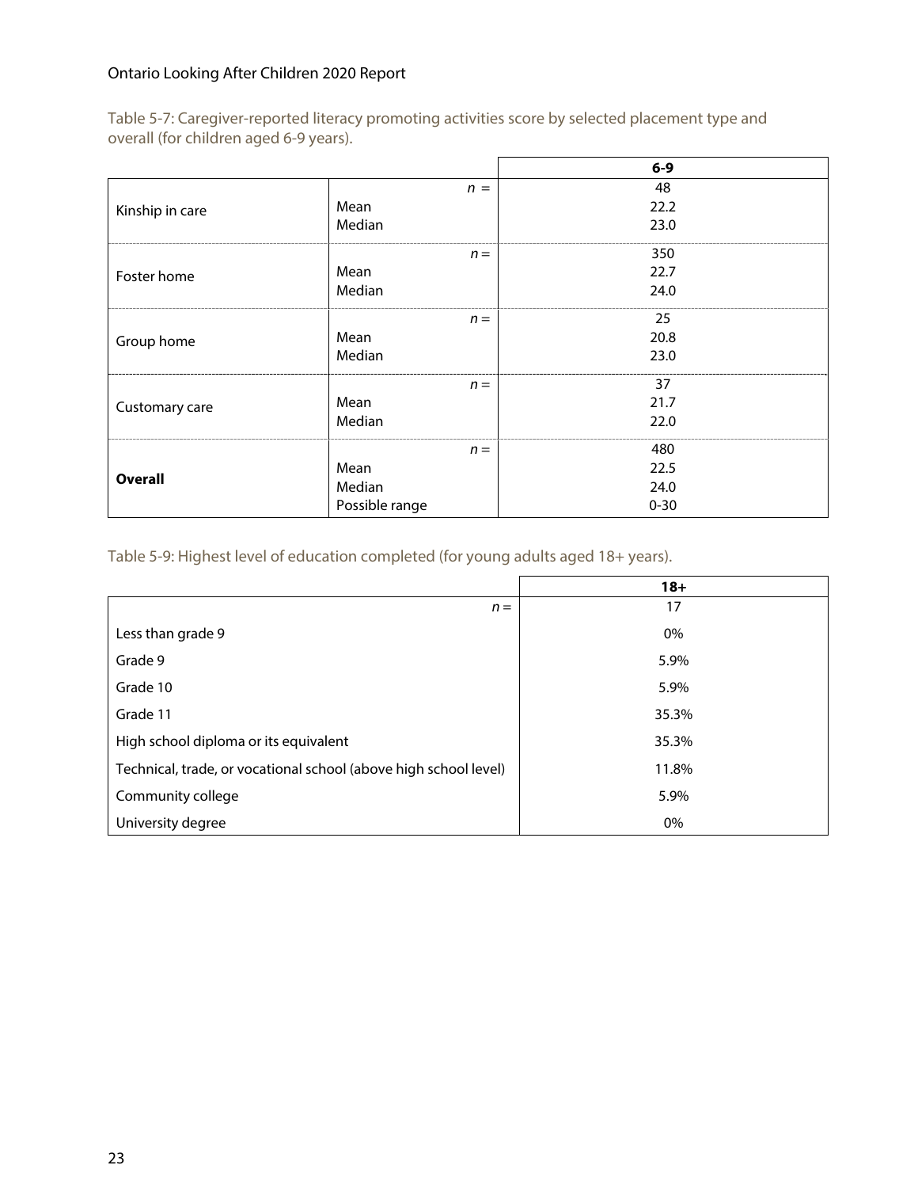Table 5-7: Caregiver-reported literacy promoting activities score by selected placement type and overall (for children aged 6-9 years).

| | | **6-9** |
|---|---|---|
| Kinship in care | *n* = | 48 |
| | Mean | 22.2 |
| | Median | 23.0 |
| Foster home | *n* = | 350 |
| | Mean | 22.7 |
| | Median | 24.0 |
| Group home | *n* = | 25 |
| | Mean | 20.8 |
| | Median | 23.0 |
| Customary care | *n* = | 37 |
| | Mean | 21.7 |
| | Median | 22.0 |
| **Overall** | *n* = | 480 |
| | Mean | 22.5 |
| | Median | 24.0 |
| | Possible range | 0-30 |

Table 5-9: Highest level of education completed (for young adults aged 18+ years).

| | **18+** |
|---|---|
| *n* = | 17 |
| Less than grade 9 | 0% |
| Grade 9 | 5.9% |
| Grade 10 | 5.9% |
| Grade 11 | 35.3% |
| High school diploma or its equivalent | 35.3% |
| Technical, trade, or vocational school (above high school level) | 11.8% |
| Community college | 5.9% |
| University degree | 0% |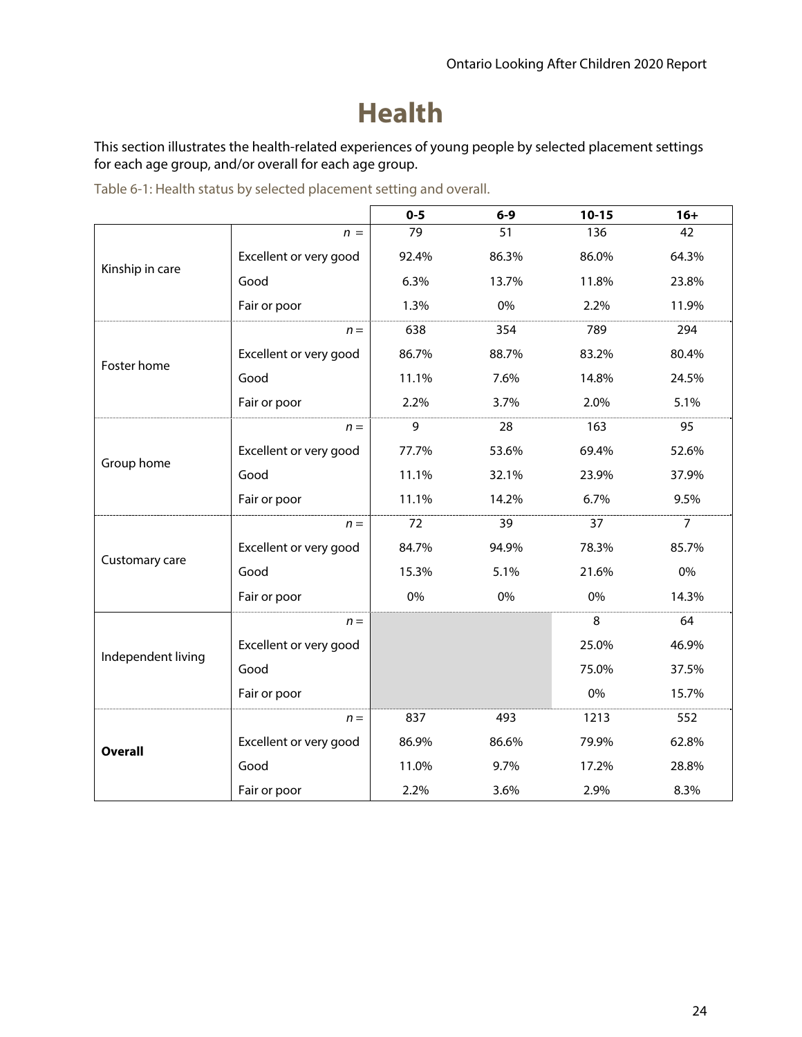# Health

This section illustrates the health-related experiences of young people by selected placement settings for each age group, and/or overall for each age group.

Table 6-1: Health status by selected placement setting and overall.

| | | 0-5 | 6-9 | 10-15 | 16+ |
|---|---|---|---|---|---|
| Kinship in care | *n* = | 79 | 51 | 136 | 42 |
| | Excellent or very good | 92.4% | 86.3% | 86.0% | 64.3% |
| | Good | 6.3% | 13.7% | 11.8% | 23.8% |
| | Fair or poor | 1.3% | 0% | 2.2% | 11.9% |
| Foster home | *n* = | 638 | 354 | 789 | 294 |
| | Excellent or very good | 86.7% | 88.7% | 83.2% | 80.4% |
| | Good | 11.1% | 7.6% | 14.8% | 24.5% |
| | Fair or poor | 2.2% | 3.7% | 2.0% | 5.1% |
| Group home | *n* = | 9 | 28 | 163 | 95 |
| | Excellent or very good | 77.7% | 53.6% | 69.4% | 52.6% |
| | Good | 11.1% | 32.1% | 23.9% | 37.9% |
| | Fair or poor | 11.1% | 14.2% | 6.7% | 9.5% |
| Customary care | *n* = | 72 | 39 | 37 | 7 |
| | Excellent or very good | 84.7% | 94.9% | 78.3% | 85.7% |
| | Good | 15.3% | 5.1% | 21.6% | 0% |
| | Fair or poor | 0% | 0% | 0% | 14.3% |
| Independent living | *n* = | | | 8 | 64 |
| | Excellent or very good | | | 25.0% | 46.9% |
| | Good | | | 75.0% | 37.5% |
| | Fair or poor | | | 0% | 15.7% |
| **Overall** | *n* = | 837 | 493 | 1213 | 552 |
| | Excellent or very good | 86.9% | 86.6% | 79.9% | 62.8% |
| | Good | 11.0% | 9.7% | 17.2% | 28.8% |
| | Fair or poor | 2.2% | 3.6% | 2.9% | 8.3% |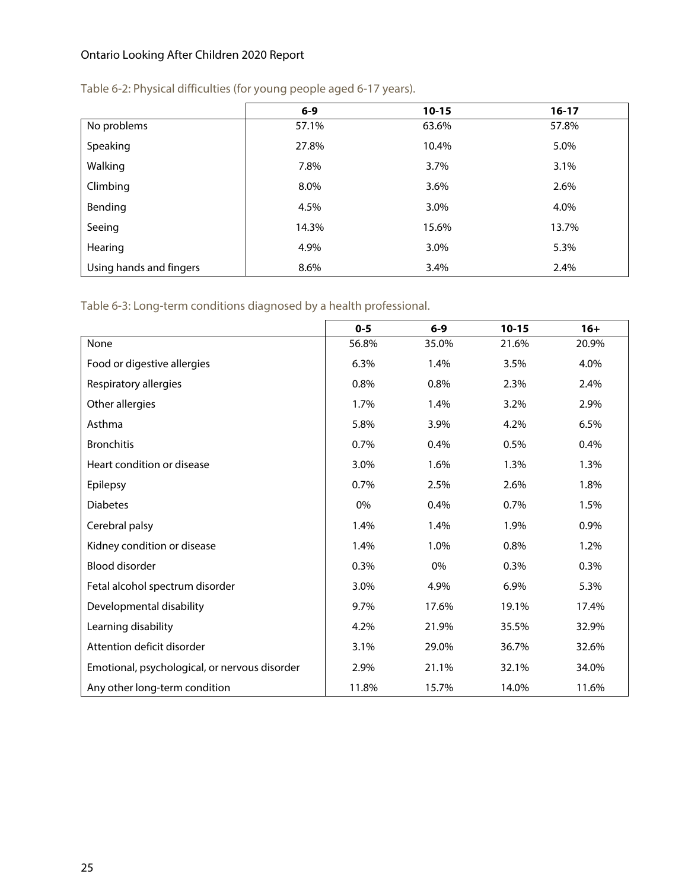Table 6-2: Physical difficulties (for young people aged 6-17 years).

| | 6-9 | 10-15 | 16-17 |
|---|---|---|---|
| No problems | 57.1% | 63.6% | 57.8% |
| Speaking | 27.8% | 10.4% | 5.0% |
| Walking | 7.8% | 3.7% | 3.1% |
| Climbing | 8.0% | 3.6% | 2.6% |
| Bending | 4.5% | 3.0% | 4.0% |
| Seeing | 14.3% | 15.6% | 13.7% |
| Hearing | 4.9% | 3.0% | 5.3% |
| Using hands and fingers | 8.6% | 3.4% | 2.4% |

Table 6-3: Long-term conditions diagnosed by a health professional.

| | 0-5 | 6-9 | 10-15 | 16+ |
|---|---|---|---|---|
| None | 56.8% | 35.0% | 21.6% | 20.9% |
| Food or digestive allergies | 6.3% | 1.4% | 3.5% | 4.0% |
| Respiratory allergies | 0.8% | 0.8% | 2.3% | 2.4% |
| Other allergies | 1.7% | 1.4% | 3.2% | 2.9% |
| Asthma | 5.8% | 3.9% | 4.2% | 6.5% |
| Bronchitis | 0.7% | 0.4% | 0.5% | 0.4% |
| Heart condition or disease | 3.0% | 1.6% | 1.3% | 1.3% |
| Epilepsy | 0.7% | 2.5% | 2.6% | 1.8% |
| Diabetes | 0% | 0.4% | 0.7% | 1.5% |
| Cerebral palsy | 1.4% | 1.4% | 1.9% | 0.9% |
| Kidney condition or disease | 1.4% | 1.0% | 0.8% | 1.2% |
| Blood disorder | 0.3% | 0% | 0.3% | 0.3% |
| Fetal alcohol spectrum disorder | 3.0% | 4.9% | 6.9% | 5.3% |
| Developmental disability | 9.7% | 17.6% | 19.1% | 17.4% |
| Learning disability | 4.2% | 21.9% | 35.5% | 32.9% |
| Attention deficit disorder | 3.1% | 29.0% | 36.7% | 32.6% |
| Emotional, psychological, or nervous disorder | 2.9% | 21.1% | 32.1% | 34.0% |
| Any other long-term condition | 11.8% | 15.7% | 14.0% | 11.6% |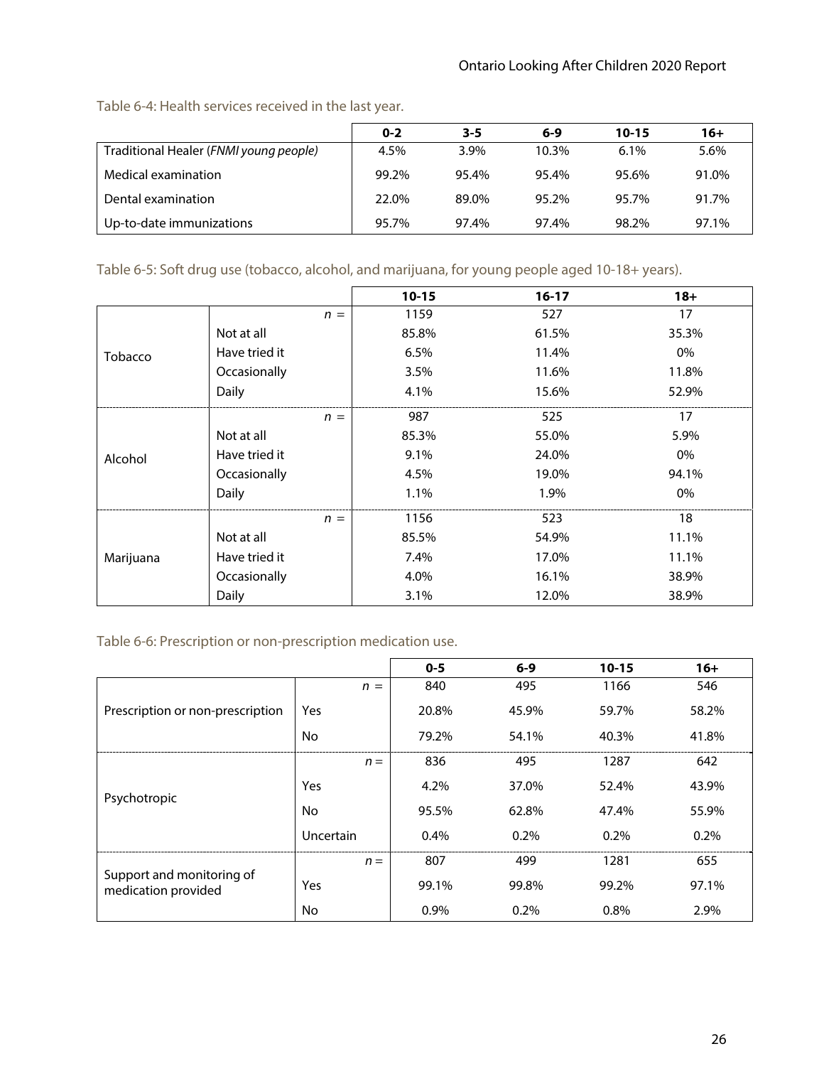Table 6-4: Health services received in the last year.

| | 0-2 | 3-5 | 6-9 | 10-15 | 16+ |
|---|---|---|---|---|---|
| Traditional Healer (*FNMI young people)* | 4.5% | 3.9% | 10.3% | 6.1% | 5.6% |
| Medical examination | 99.2% | 95.4% | 95.4% | 95.6% | 91.0% |
| Dental examination | 22.0% | 89.0% | 95.2% | 95.7% | 91.7% |
| Up-to-date immunizations | 95.7% | 97.4% | 97.4% | 98.2% | 97.1% |

Table 6-5: Soft drug use (tobacco, alcohol, and marijuana, for young people aged 10-18+ years).

| | | 10-15 | 16-17 | 18+ |
|---|---|---|---|---|
| Tobacco | $n$ = | 1159 | 527 | 17 |
| | Not at all | 85.8% | 61.5% | 35.3% |
| | Have tried it | 6.5% | 11.4% | 0% |
| | Occasionally | 3.5% | 11.6% | 11.8% |
| | Daily | 4.1% | 15.6% | 52.9% |
| Alcohol | $n$ = | 987 | 525 | 17 |
| | Not at all | 85.3% | 55.0% | 5.9% |
| | Have tried it | 9.1% | 24.0% | 0% |
| | Occasionally | 4.5% | 19.0% | 94.1% |
| | Daily | 1.1% | 1.9% | 0% |
| Marijuana | $n$ = | 1156 | 523 | 18 |
| | Not at all | 85.5% | 54.9% | 11.1% |
| | Have tried it | 7.4% | 17.0% | 11.1% |
| | Occasionally | 4.0% | 16.1% | 38.9% |
| | Daily | 3.1% | 12.0% | 38.9% |

Table 6-6: Prescription or non-prescription medication use.

| | | 0-5 | 6-9 | 10-15 | 16+ |
|---|---|---|---|---|---|
| Prescription or non-prescription | $n$ = | 840 | 495 | 1166 | 546 |
| | Yes | 20.8% | 45.9% | 59.7% | 58.2% |
| | No | 79.2% | 54.1% | 40.3% | 41.8% |
| Psychotropic | $n$ = | 836 | 495 | 1287 | 642 |
| | Yes | 4.2% | 37.0% | 52.4% | 43.9% |
| | No | 95.5% | 62.8% | 47.4% | 55.9% |
| | Uncertain | 0.4% | 0.2% | 0.2% | 0.2% |
| Support and monitoring of medication provided | $n$ = | 807 | 499 | 1281 | 655 |
| | Yes | 99.1% | 99.8% | 99.2% | 97.1% |
| | No | 0.9% | 0.2% | 0.8% | 2.9% |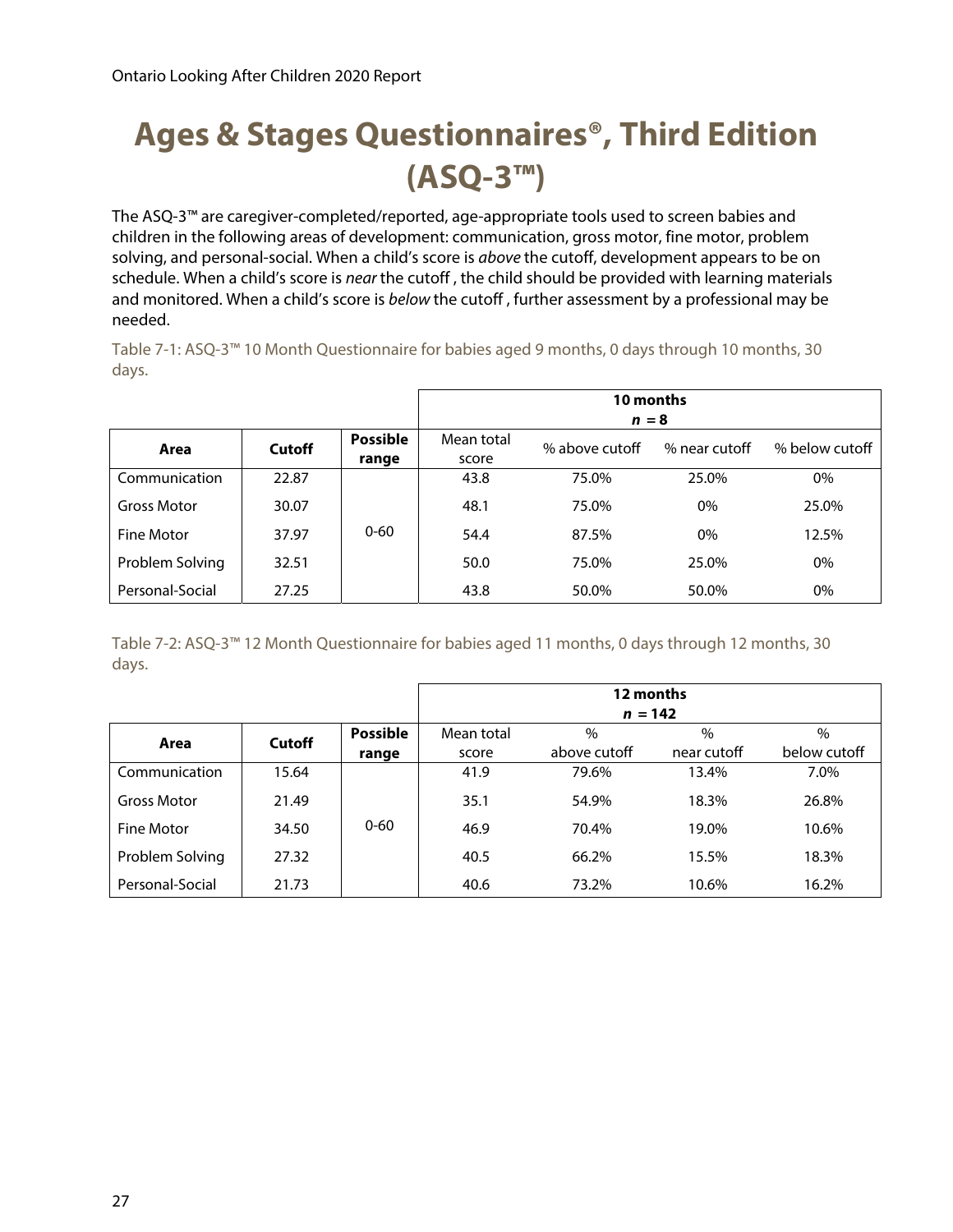# Ages & Stages Questionnaires®, Third Edition (ASQ-3™)

The ASQ-3™ are caregiver-completed/reported, age-appropriate tools used to screen babies and children in the following areas of development: communication, gross motor, fine motor, problem solving, and personal-social. When a child's score is *above* the cutoff, development appears to be on schedule. When a child's score is *near* the cutoff , the child should be provided with learning materials and monitored. When a child's score is *below* the cutoff , further assessment by a professional may be needed.

Table 7-1: ASQ-3™ 10 Month Questionnaire for babies aged 9 months, 0 days through 10 months, 30 days.

| | | | **10 months** ***n* = 8** | | | |
|---|---|---|---|---|---|---|
| **Area** | **Cutoff** | **Possible range** | Mean total score | % above cutoff | % near cutoff | % below cutoff |
| Communication | 22.87 | 0-60 | 43.8 | 75.0% | 25.0% | 0% |
| Gross Motor | 30.07 | | 48.1 | 75.0% | 0% | 25.0% |
| Fine Motor | 37.97 | | 54.4 | 87.5% | 0% | 12.5% |
| Problem Solving | 32.51 | | 50.0 | 75.0% | 25.0% | 0% |
| Personal-Social | 27.25 | | 43.8 | 50.0% | 50.0% | 0% |

Table 7-2: ASQ-3™ 12 Month Questionnaire for babies aged 11 months, 0 days through 12 months, 30 days.

| | | | **12 months** ***n* = 142** | | | |
|---|---|---|---|---|---|---|
| **Area** | **Cutoff** | **Possible range** | Mean total score | % above cutoff | % near cutoff | % below cutoff |
| Communication | 15.64 | 0-60 | 41.9 | 79.6% | 13.4% | 7.0% |
| Gross Motor | 21.49 | | 35.1 | 54.9% | 18.3% | 26.8% |
| Fine Motor | 34.50 | | 46.9 | 70.4% | 19.0% | 10.6% |
| Problem Solving | 27.32 | | 40.5 | 66.2% | 15.5% | 18.3% |
| Personal-Social | 21.73 | | 40.6 | 73.2% | 10.6% | 16.2% |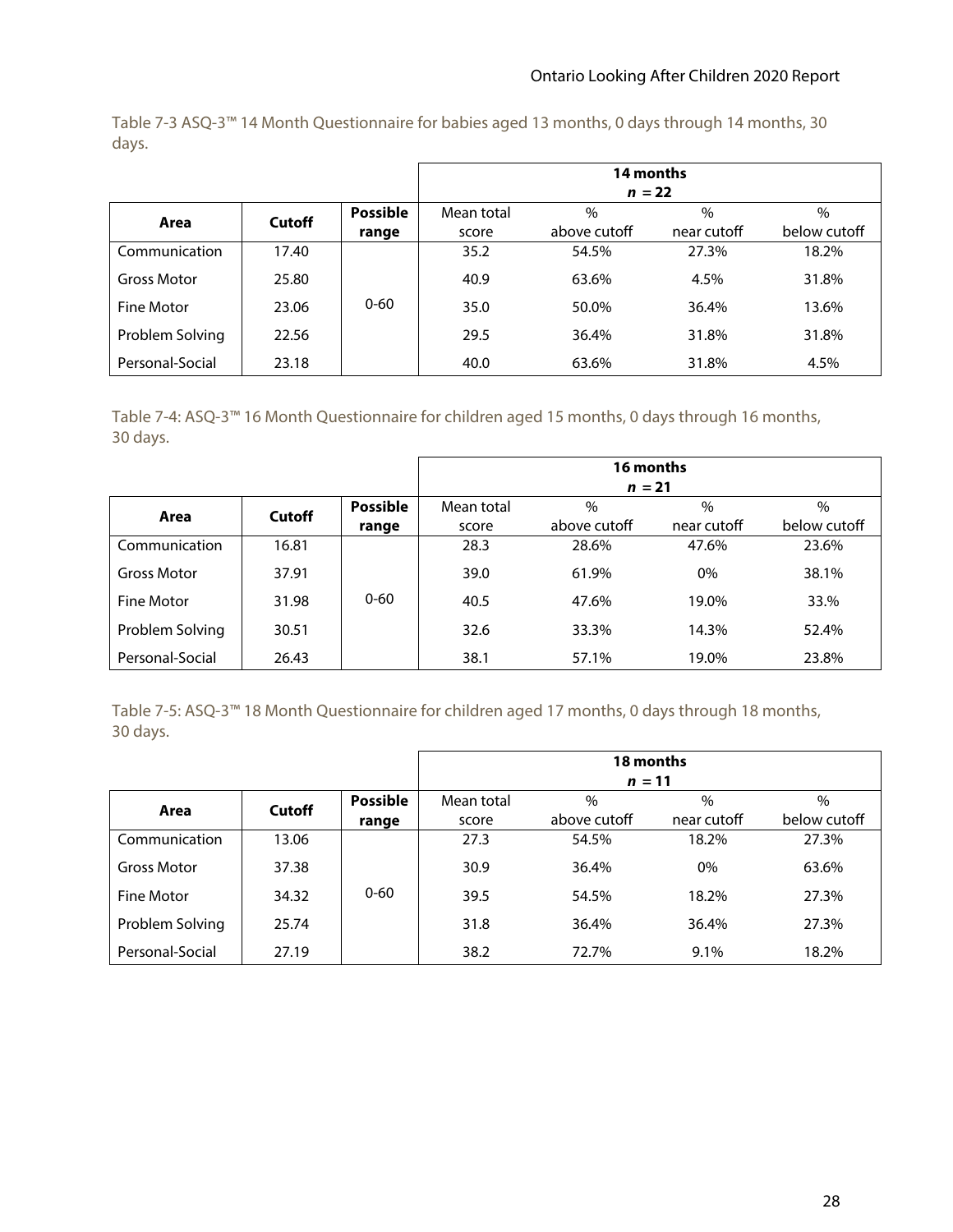Table 7-3 ASQ-3™ 14 Month Questionnaire for babies aged 13 months, 0 days through 14 months, 30 days.

| | | | 14 months *n* = 22 | | | |
|---|---|---|---|---|---|---|
| **Area** | **Cutoff** | **Possible range** | Mean total score | % above cutoff | % near cutoff | % below cutoff |
| Communication | 17.40 | 0-60 | 35.2 | 54.5% | 27.3% | 18.2% |
| Gross Motor | 25.80 | | 40.9 | 63.6% | 4.5% | 31.8% |
| Fine Motor | 23.06 | | 35.0 | 50.0% | 36.4% | 13.6% |
| Problem Solving | 22.56 | | 29.5 | 36.4% | 31.8% | 31.8% |
| Personal-Social | 23.18 | | 40.0 | 63.6% | 31.8% | 4.5% |

Table 7-4: ASQ-3™ 16 Month Questionnaire for children aged 15 months, 0 days through 16 months, 30 days.

| | | | 16 months *n* = 21 | | | |
|---|---|---|---|---|---|---|
| **Area** | **Cutoff** | **Possible range** | Mean total score | % above cutoff | % near cutoff | % below cutoff |
| Communication | 16.81 | 0-60 | 28.3 | 28.6% | 47.6% | 23.6% |
| Gross Motor | 37.91 | | 39.0 | 61.9% | 0% | 38.1% |
| Fine Motor | 31.98 | | 40.5 | 47.6% | 19.0% | 33.% |
| Problem Solving | 30.51 | | 32.6 | 33.3% | 14.3% | 52.4% |
| Personal-Social | 26.43 | | 38.1 | 57.1% | 19.0% | 23.8% |

Table 7-5: ASQ-3™ 18 Month Questionnaire for children aged 17 months, 0 days through 18 months, 30 days.

| | | | 18 months *n* = 11 | | | |
|---|---|---|---|---|---|---|
| **Area** | **Cutoff** | **Possible range** | Mean total score | % above cutoff | % near cutoff | % below cutoff |
| Communication | 13.06 | 0-60 | 27.3 | 54.5% | 18.2% | 27.3% |
| Gross Motor | 37.38 | | 30.9 | 36.4% | 0% | 63.6% |
| Fine Motor | 34.32 | | 39.5 | 54.5% | 18.2% | 27.3% |
| Problem Solving | 25.74 | | 31.8 | 36.4% | 36.4% | 27.3% |
| Personal-Social | 27.19 | | 38.2 | 72.7% | 9.1% | 18.2% |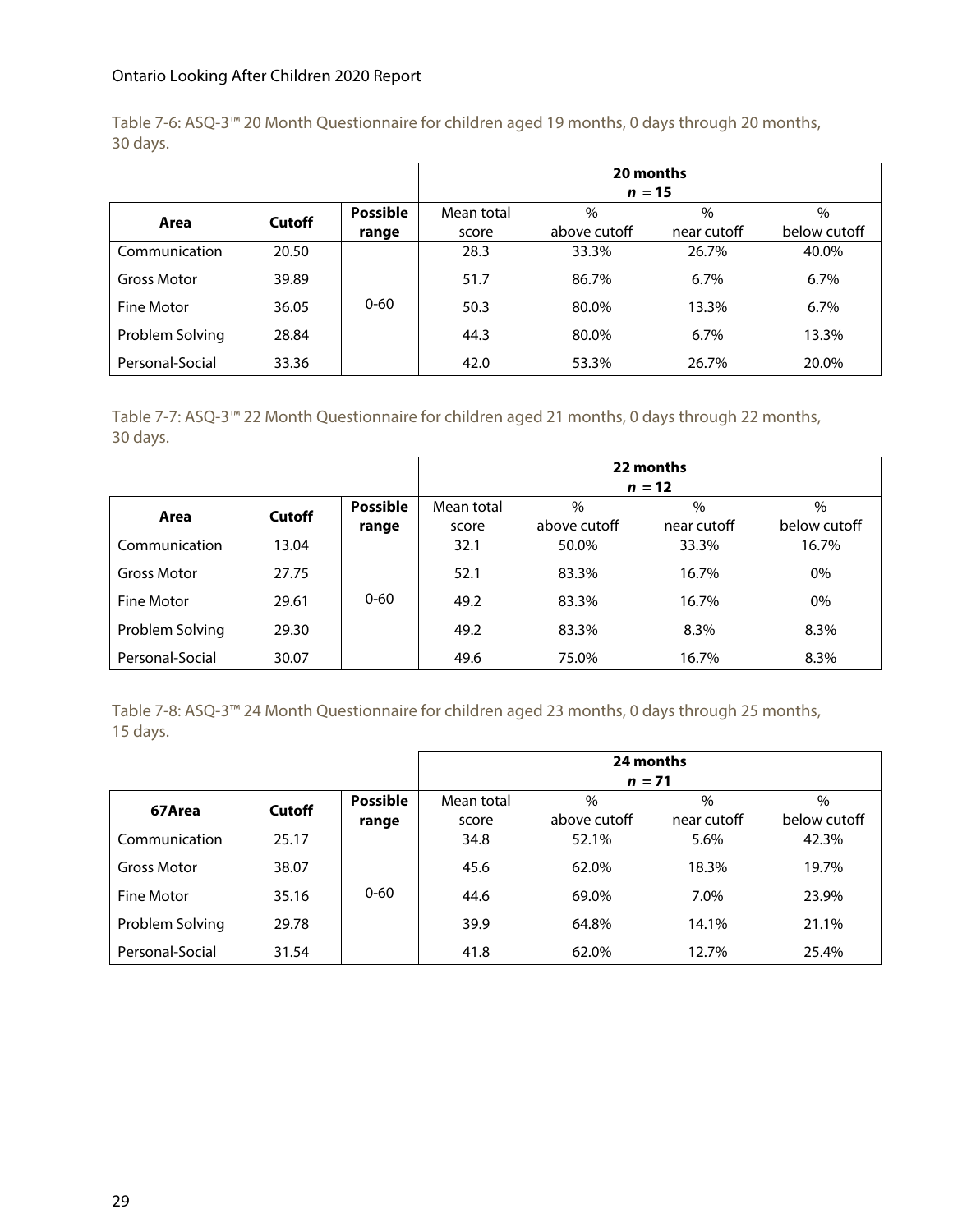Table 7-6: ASQ-3™ 20 Month Questionnaire for children aged 19 months, 0 days through 20 months, 30 days.

| | | | **20 months** *n* **= 15** | | | |
|---|---|---|---|---|---|---|
| **Area** | **Cutoff** | **Possible range** | Mean total score | % above cutoff | % near cutoff | % below cutoff |
| Communication | 20.50 | 0-60 | 28.3 | 33.3% | 26.7% | 40.0% |
| Gross Motor | 39.89 | | 51.7 | 86.7% | 6.7% | 6.7% |
| Fine Motor | 36.05 | | 50.3 | 80.0% | 13.3% | 6.7% |
| Problem Solving | 28.84 | | 44.3 | 80.0% | 6.7% | 13.3% |
| Personal-Social | 33.36 | | 42.0 | 53.3% | 26.7% | 20.0% |

Table 7-7: ASQ-3™ 22 Month Questionnaire for children aged 21 months, 0 days through 22 months, 30 days.

| | | | **22 months** *n* **= 12** | | | |
|---|---|---|---|---|---|---|
| **Area** | **Cutoff** | **Possible range** | Mean total score | % above cutoff | % near cutoff | % below cutoff |
| Communication | 13.04 | 0-60 | 32.1 | 50.0% | 33.3% | 16.7% |
| Gross Motor | 27.75 | | 52.1 | 83.3% | 16.7% | 0% |
| Fine Motor | 29.61 | | 49.2 | 83.3% | 16.7% | 0% |
| Problem Solving | 29.30 | | 49.2 | 83.3% | 8.3% | 8.3% |
| Personal-Social | 30.07 | | 49.6 | 75.0% | 16.7% | 8.3% |

Table 7-8: ASQ-3™ 24 Month Questionnaire for children aged 23 months, 0 days through 25 months, 15 days.

| | | | **24 months** *n* **= 71** | | | |
|---|---|---|---|---|---|---|
| **67Area** | **Cutoff** | **Possible range** | Mean total score | % above cutoff | % near cutoff | % below cutoff |
| Communication | 25.17 | 0-60 | 34.8 | 52.1% | 5.6% | 42.3% |
| Gross Motor | 38.07 | | 45.6 | 62.0% | 18.3% | 19.7% |
| Fine Motor | 35.16 | | 44.6 | 69.0% | 7.0% | 23.9% |
| Problem Solving | 29.78 | | 39.9 | 64.8% | 14.1% | 21.1% |
| Personal-Social | 31.54 | | 41.8 | 62.0% | 12.7% | 25.4% |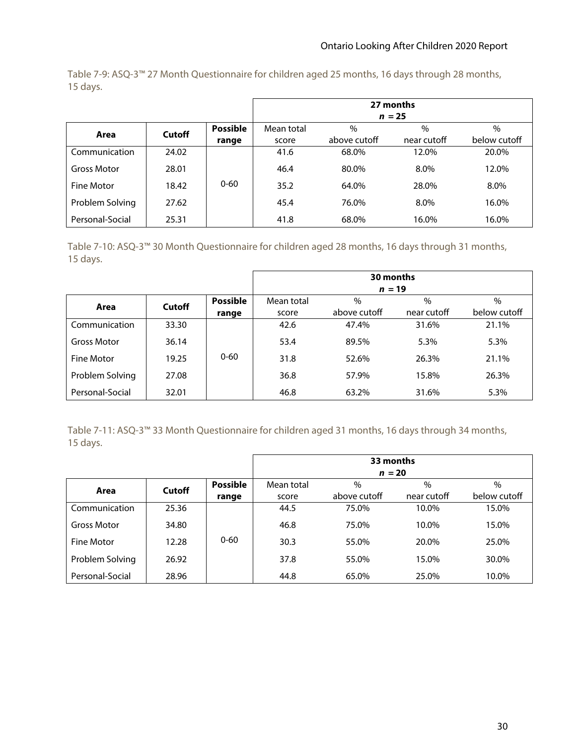Table 7-9: ASQ-3™ 27 Month Questionnaire for children aged 25 months, 16 days through 28 months, 15 days.

| | | | **27 months** ***n* = 25** | | | |
|---|---|---|---|---|---|---|
| **Area** | **Cutoff** | **Possible range** | Mean total score | % above cutoff | % near cutoff | % below cutoff |
| Communication | 24.02 | 0-60 | 41.6 | 68.0% | 12.0% | 20.0% |
| Gross Motor | 28.01 | | 46.4 | 80.0% | 8.0% | 12.0% |
| Fine Motor | 18.42 | | 35.2 | 64.0% | 28.0% | 8.0% |
| Problem Solving | 27.62 | | 45.4 | 76.0% | 8.0% | 16.0% |
| Personal-Social | 25.31 | | 41.8 | 68.0% | 16.0% | 16.0% |

Table 7-10: ASQ-3™ 30 Month Questionnaire for children aged 28 months, 16 days through 31 months, 15 days.

| | | | **30 months** ***n* = 19** | | | |
|---|---|---|---|---|---|---|
| **Area** | **Cutoff** | **Possible range** | Mean total score | % above cutoff | % near cutoff | % below cutoff |
| Communication | 33.30 | 0-60 | 42.6 | 47.4% | 31.6% | 21.1% |
| Gross Motor | 36.14 | | 53.4 | 89.5% | 5.3% | 5.3% |
| Fine Motor | 19.25 | | 31.8 | 52.6% | 26.3% | 21.1% |
| Problem Solving | 27.08 | | 36.8 | 57.9% | 15.8% | 26.3% |
| Personal-Social | 32.01 | | 46.8 | 63.2% | 31.6% | 5.3% |

Table 7-11: ASQ-3™ 33 Month Questionnaire for children aged 31 months, 16 days through 34 months, 15 days.

| | | | **33 months** ***n* = 20** | | | |
|---|---|---|---|---|---|---|
| **Area** | **Cutoff** | **Possible range** | Mean total score | % above cutoff | % near cutoff | % below cutoff |
| Communication | 25.36 | 0-60 | 44.5 | 75.0% | 10.0% | 15.0% |
| Gross Motor | 34.80 | | 46.8 | 75.0% | 10.0% | 15.0% |
| Fine Motor | 12.28 | | 30.3 | 55.0% | 20.0% | 25.0% |
| Problem Solving | 26.92 | | 37.8 | 55.0% | 15.0% | 30.0% |
| Personal-Social | 28.96 | | 44.8 | 65.0% | 25.0% | 10.0% |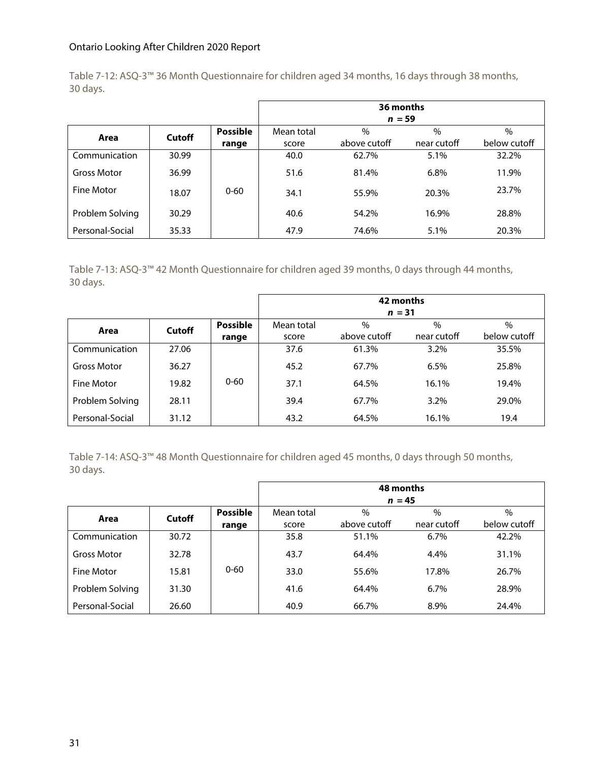Table 7-12: ASQ-3™ 36 Month Questionnaire for children aged 34 months, 16 days through 38 months, 30 days.

| | | | 36 months *n* = 59 | | | |
|---|---|---|---|---|---|---|
| **Area** | **Cutoff** | **Possible range** | Mean total score | % above cutoff | % near cutoff | % below cutoff |
| Communication | 30.99 | 0-60 | 40.0 | 62.7% | 5.1% | 32.2% |
| Gross Motor | 36.99 | | 51.6 | 81.4% | 6.8% | 11.9% |
| Fine Motor | 18.07 | | 34.1 | 55.9% | 20.3% | 23.7% |
| Problem Solving | 30.29 | | 40.6 | 54.2% | 16.9% | 28.8% |
| Personal-Social | 35.33 | | 47.9 | 74.6% | 5.1% | 20.3% |

Table 7-13: ASQ-3™ 42 Month Questionnaire for children aged 39 months, 0 days through 44 months, 30 days.

| | | | 42 months *n* = 31 | | | |
|---|---|---|---|---|---|---|
| **Area** | **Cutoff** | **Possible range** | Mean total score | % above cutoff | % near cutoff | % below cutoff |
| Communication | 27.06 | 0-60 | 37.6 | 61.3% | 3.2% | 35.5% |
| Gross Motor | 36.27 | | 45.2 | 67.7% | 6.5% | 25.8% |
| Fine Motor | 19.82 | | 37.1 | 64.5% | 16.1% | 19.4% |
| Problem Solving | 28.11 | | 39.4 | 67.7% | 3.2% | 29.0% |
| Personal-Social | 31.12 | | 43.2 | 64.5% | 16.1% | 19.4 |

Table 7-14: ASQ-3™ 48 Month Questionnaire for children aged 45 months, 0 days through 50 months, 30 days.

| | | | 48 months *n* = 45 | | | |
|---|---|---|---|---|---|---|
| **Area** | **Cutoff** | **Possible range** | Mean total score | % above cutoff | % near cutoff | % below cutoff |
| Communication | 30.72 | 0-60 | 35.8 | 51.1% | 6.7% | 42.2% |
| Gross Motor | 32.78 | | 43.7 | 64.4% | 4.4% | 31.1% |
| Fine Motor | 15.81 | | 33.0 | 55.6% | 17.8% | 26.7% |
| Problem Solving | 31.30 | | 41.6 | 64.4% | 6.7% | 28.9% |
| Personal-Social | 26.60 | | 40.9 | 66.7% | 8.9% | 24.4% |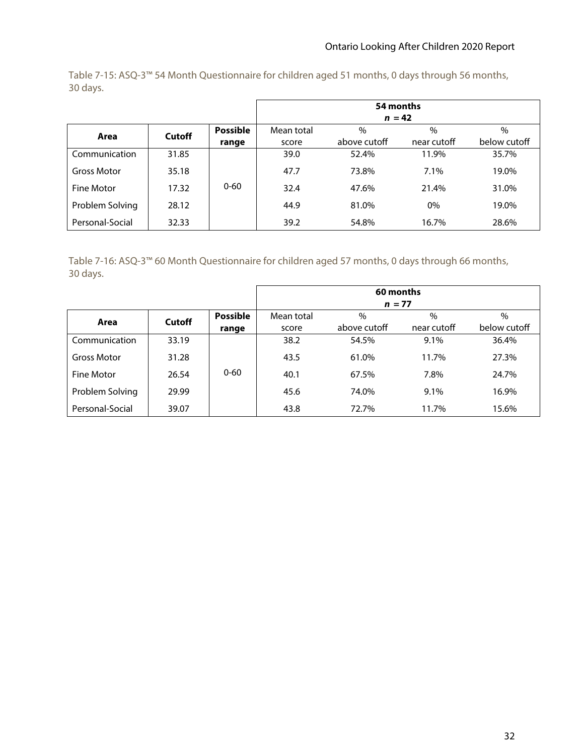Table 7-15: ASQ-3™ 54 Month Questionnaire for children aged 51 months, 0 days through 56 months, 30 days.

| | | | 54 months $n$ = 42 | | | |
|---|---|---|---|---|---|---|
| **Area** | **Cutoff** | **Possible range** | Mean total score | % above cutoff | % near cutoff | % below cutoff |
| Communication | 31.85 | 0-60 | 39.0 | 52.4% | 11.9% | 35.7% |
| Gross Motor | 35.18 | | 47.7 | 73.8% | 7.1% | 19.0% |
| Fine Motor | 17.32 | | 32.4 | 47.6% | 21.4% | 31.0% |
| Problem Solving | 28.12 | | 44.9 | 81.0% | 0% | 19.0% |
| Personal-Social | 32.33 | | 39.2 | 54.8% | 16.7% | 28.6% |

Table 7-16: ASQ-3™ 60 Month Questionnaire for children aged 57 months, 0 days through 66 months, 30 days.

| | | | 60 months $n$ = 77 | | | |
|---|---|---|---|---|---|---|
| **Area** | **Cutoff** | **Possible range** | Mean total score | % above cutoff | % near cutoff | % below cutoff |
| Communication | 33.19 | 0-60 | 38.2 | 54.5% | 9.1% | 36.4% |
| Gross Motor | 31.28 | | 43.5 | 61.0% | 11.7% | 27.3% |
| Fine Motor | 26.54 | | 40.1 | 67.5% | 7.8% | 24.7% |
| Problem Solving | 29.99 | | 45.6 | 74.0% | 9.1% | 16.9% |
| Personal-Social | 39.07 | | 43.8 | 72.7% | 11.7% | 15.6% |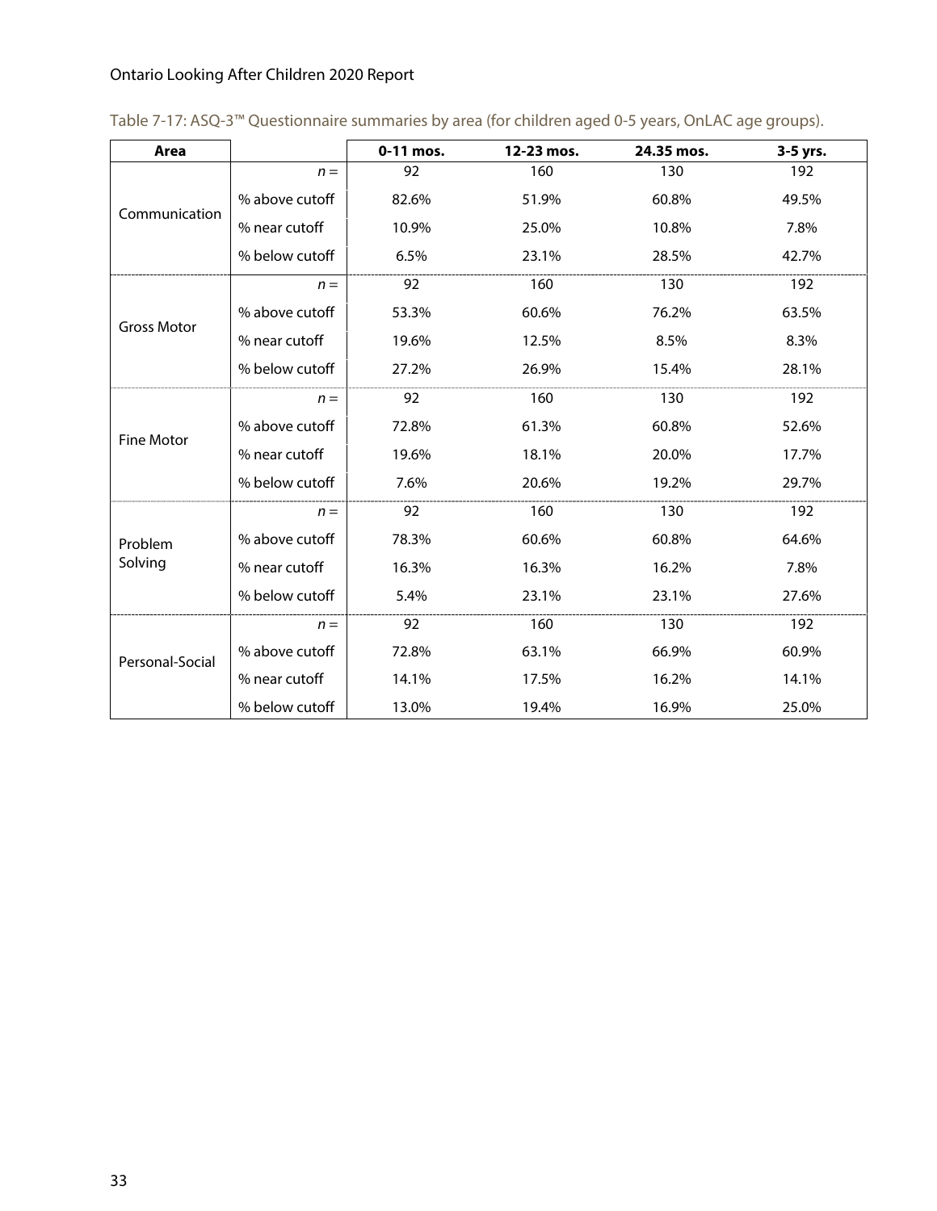Table 7-17: ASQ-3™ Questionnaire summaries by area (for children aged 0-5 years, OnLAC age groups).

| Area | | 0-11 mos. | 12-23 mos. | 24.35 mos. | 3-5 yrs. |
|---|---|---|---|---|---|
| Communication | *n* = | 92 | 160 | 130 | 192 |
| | % above cutoff | 82.6% | 51.9% | 60.8% | 49.5% |
| | % near cutoff | 10.9% | 25.0% | 10.8% | 7.8% |
| | % below cutoff | 6.5% | 23.1% | 28.5% | 42.7% |
| Gross Motor | *n* = | 92 | 160 | 130 | 192 |
| | % above cutoff | 53.3% | 60.6% | 76.2% | 63.5% |
| | % near cutoff | 19.6% | 12.5% | 8.5% | 8.3% |
| | % below cutoff | 27.2% | 26.9% | 15.4% | 28.1% |
| Fine Motor | *n* = | 92 | 160 | 130 | 192 |
| | % above cutoff | 72.8% | 61.3% | 60.8% | 52.6% |
| | % near cutoff | 19.6% | 18.1% | 20.0% | 17.7% |
| | % below cutoff | 7.6% | 20.6% | 19.2% | 29.7% |
| Problem Solving | *n* = | 92 | 160 | 130 | 192 |
| | % above cutoff | 78.3% | 60.6% | 60.8% | 64.6% |
| | % near cutoff | 16.3% | 16.3% | 16.2% | 7.8% |
| | % below cutoff | 5.4% | 23.1% | 23.1% | 27.6% |
| Personal-Social | *n* = | 92 | 160 | 130 | 192 |
| | % above cutoff | 72.8% | 63.1% | 66.9% | 60.9% |
| | % near cutoff | 14.1% | 17.5% | 16.2% | 14.1% |
| | % below cutoff | 13.0% | 19.4% | 16.9% | 25.0% |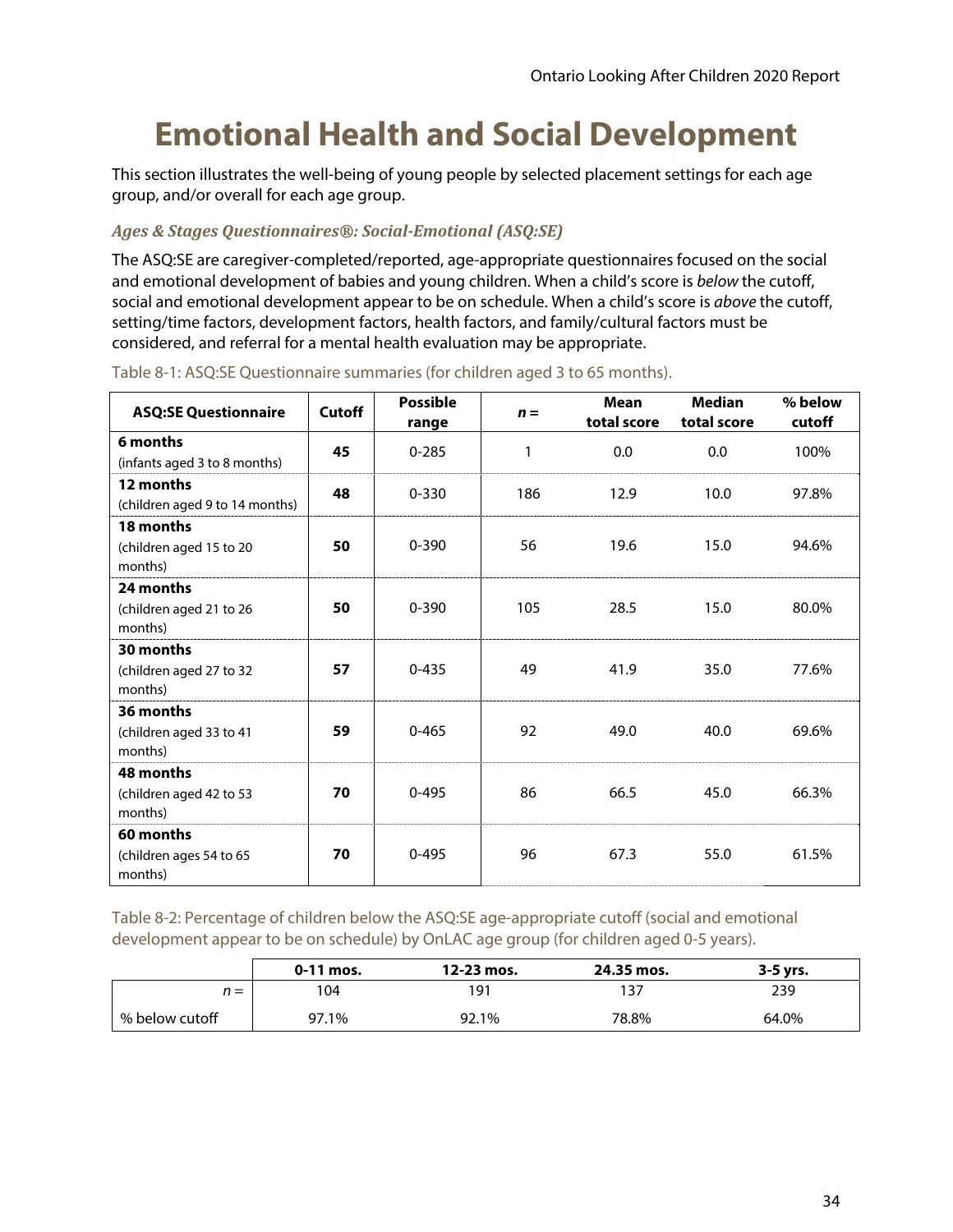# Emotional Health and Social Development

This section illustrates the well-being of young people by selected placement settings for each age group, and/or overall for each age group.

### *Ages & Stages Questionnaires®: Social-Emotional (ASQ:SE)*

The ASQ:SE are caregiver-completed/reported, age-appropriate questionnaires focused on the social and emotional development of babies and young children. When a child's score is *below* the cutoff, social and emotional development appear to be on schedule. When a child's score is *above* the cutoff, setting/time factors, development factors, health factors, and family/cultural factors must be considered, and referral for a mental health evaluation may be appropriate.

Table 8-1: ASQ:SE Questionnaire summaries (for children aged 3 to 65 months).

| ASQ:SE Questionnaire | Cutoff | Possible range | *n* = | Mean total score | Median total score | % below cutoff |
|---|---|---|---|---|---|---|
| **6 months** (infants aged 3 to 8 months) | **45** | 0-285 | 1 | 0.0 | 0.0 | 100% |
| **12 months** (children aged 9 to 14 months) | **48** | 0-330 | 186 | 12.9 | 10.0 | 97.8% |
| **18 months** (children aged 15 to 20 months) | **50** | 0-390 | 56 | 19.6 | 15.0 | 94.6% |
| **24 months** (children aged 21 to 26 months) | **50** | 0-390 | 105 | 28.5 | 15.0 | 80.0% |
| **30 months** (children aged 27 to 32 months) | **57** | 0-435 | 49 | 41.9 | 35.0 | 77.6% |
| **36 months** (children aged 33 to 41 months) | **59** | 0-465 | 92 | 49.0 | 40.0 | 69.6% |
| **48 months** (children aged 42 to 53 months) | **70** | 0-495 | 86 | 66.5 | 45.0 | 66.3% |
| **60 months** (children ages 54 to 65 months) | **70** | 0-495 | 96 | 67.3 | 55.0 | 61.5% |

Table 8-2: Percentage of children below the ASQ:SE age-appropriate cutoff (social and emotional development appear to be on schedule) by OnLAC age group (for children aged 0-5 years).

| | 0-11 mos. | 12-23 mos. | 24.35 mos. | 3-5 yrs. |
|---|---|---|---|---|
| *n* = | 104 | 191 | 137 | 239 |
| % below cutoff | 97.1% | 92.1% | 78.8% | 64.0% |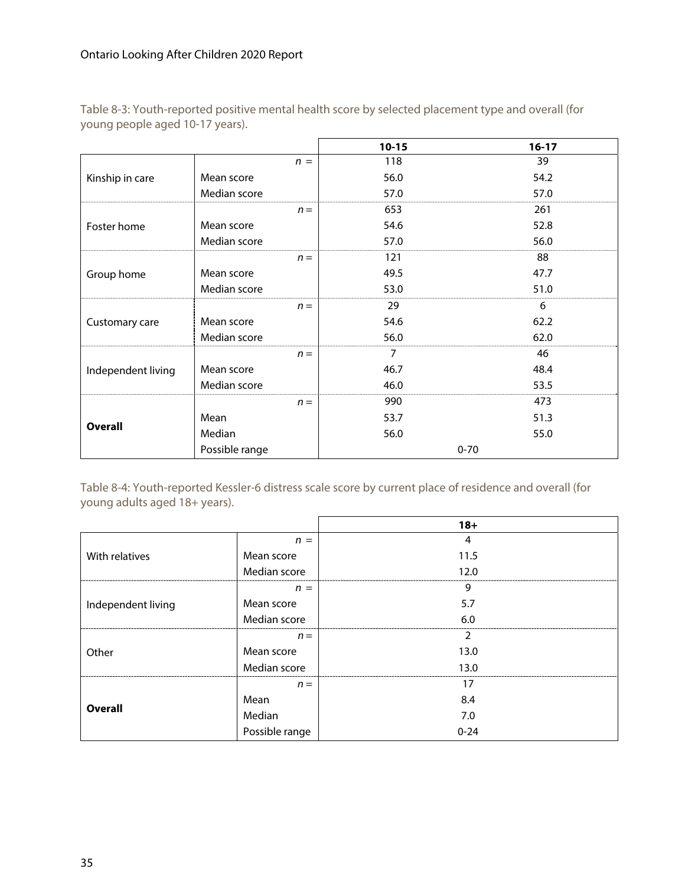Table 8-3: Youth-reported positive mental health score by selected placement type and overall (for young people aged 10-17 years).

| | | 10-15 | 16-17 |
|---|---|---|---|
| Kinship in care | *n* = | 118 | 39 |
| | Mean score | 56.0 | 54.2 |
| | Median score | 57.0 | 57.0 |
| Foster home | *n* = | 653 | 261 |
| | Mean score | 54.6 | 52.8 |
| | Median score | 57.0 | 56.0 |
| Group home | *n* = | 121 | 88 |
| | Mean score | 49.5 | 47.7 |
| | Median score | 53.0 | 51.0 |
| Customary care | *n* = | 29 | 6 |
| | Mean score | 54.6 | 62.2 |
| | Median score | 56.0 | 62.0 |
| Independent living | *n* = | 7 | 46 |
| | Mean score | 46.7 | 48.4 |
| | Median score | 46.0 | 53.5 |
| **Overall** | *n* = | 990 | 473 |
| | Mean | 53.7 | 51.3 |
| | Median | 56.0 | 55.0 |
| | Possible range | 0-70 | |

Table 8-4: Youth-reported Kessler-6 distress scale score by current place of residence and overall (for young adults aged 18+ years).

| | | 18+ |
|---|---|---|
| With relatives | *n* = | 4 |
| | Mean score | 11.5 |
| | Median score | 12.0 |
| Independent living | *n* = | 9 |
| | Mean score | 5.7 |
| | Median score | 6.0 |
| Other | *n* = | 2 |
| | Mean score | 13.0 |
| | Median score | 13.0 |
| **Overall** | *n* = | 17 |
| | Mean | 8.4 |
| | Median | 7.0 |
| | Possible range | 0-24 |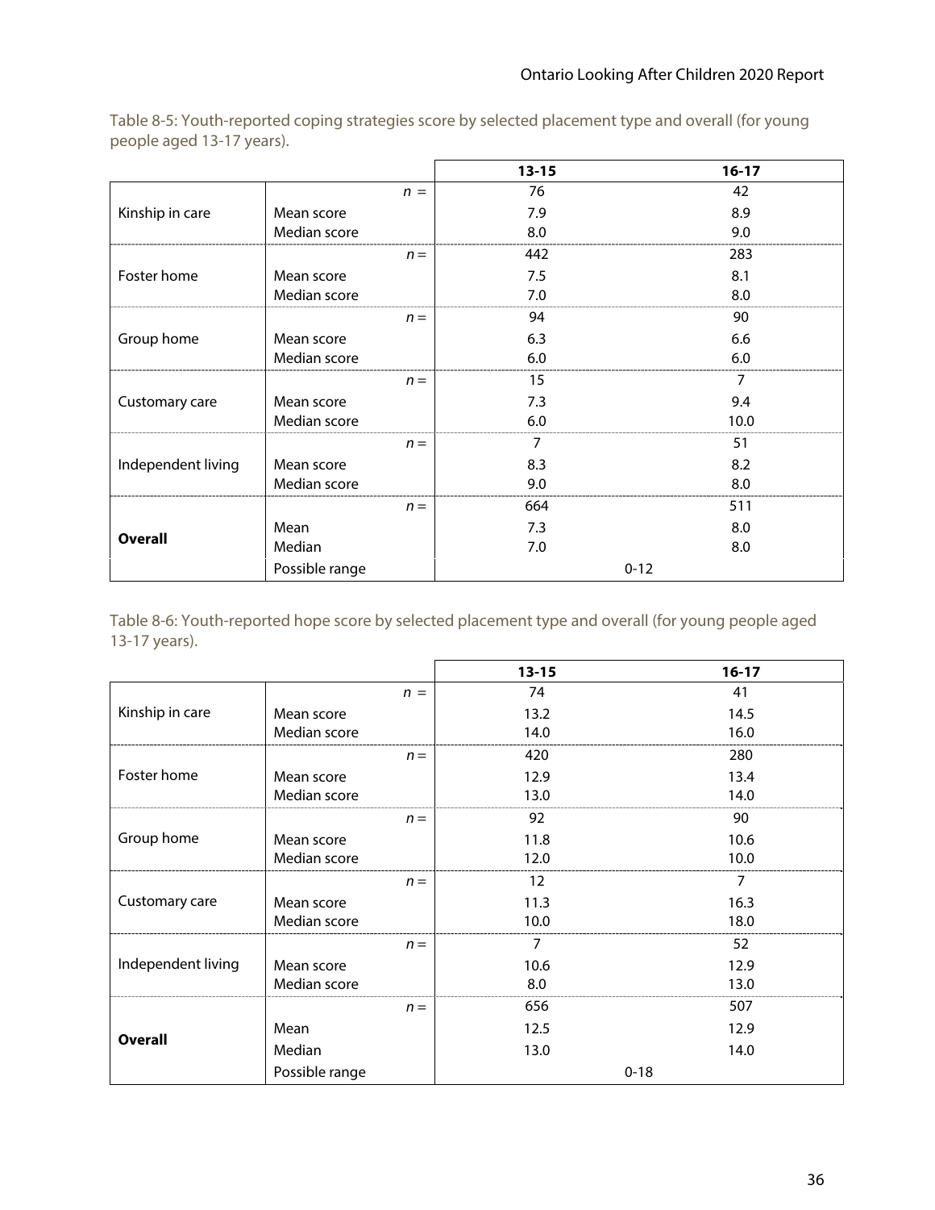Table 8-5: Youth-reported coping strategies score by selected placement type and overall (for young people aged 13-17 years).

| | | 13-15 | 16-17 |
|---|---|---|---|
| Kinship in care | *n* = | 76 | 42 |
| | Mean score | 7.9 | 8.9 |
| | Median score | 8.0 | 9.0 |
| Foster home | *n* = | 442 | 283 |
| | Mean score | 7.5 | 8.1 |
| | Median score | 7.0 | 8.0 |
| Group home | *n* = | 94 | 90 |
| | Mean score | 6.3 | 6.6 |
| | Median score | 6.0 | 6.0 |
| Customary care | *n* = | 15 | 7 |
| | Mean score | 7.3 | 9.4 |
| | Median score | 6.0 | 10.0 |
| Independent living | *n* = | 7 | 51 |
| | Mean score | 8.3 | 8.2 |
| | Median score | 9.0 | 8.0 |
| **Overall** | *n* = | 664 | 511 |
| | Mean | 7.3 | 8.0 |
| | Median | 7.0 | 8.0 |
| | Possible range | 0-12 | |

Table 8-6: Youth-reported hope score by selected placement type and overall (for young people aged 13-17 years).

| | | 13-15 | 16-17 |
|---|---|---|---|
| Kinship in care | *n* = | 74 | 41 |
| | Mean score | 13.2 | 14.5 |
| | Median score | 14.0 | 16.0 |
| Foster home | *n* = | 420 | 280 |
| | Mean score | 12.9 | 13.4 |
| | Median score | 13.0 | 14.0 |
| Group home | *n* = | 92 | 90 |
| | Mean score | 11.8 | 10.6 |
| | Median score | 12.0 | 10.0 |
| Customary care | *n* = | 12 | 7 |
| | Mean score | 11.3 | 16.3 |
| | Median score | 10.0 | 18.0 |
| Independent living | *n* = | 7 | 52 |
| | Mean score | 10.6 | 12.9 |
| | Median score | 8.0 | 13.0 |
| **Overall** | *n* = | 656 | 507 |
| | Mean | 12.5 | 12.9 |
| | Median | 13.0 | 14.0 |
| | Possible range | 0-18 | |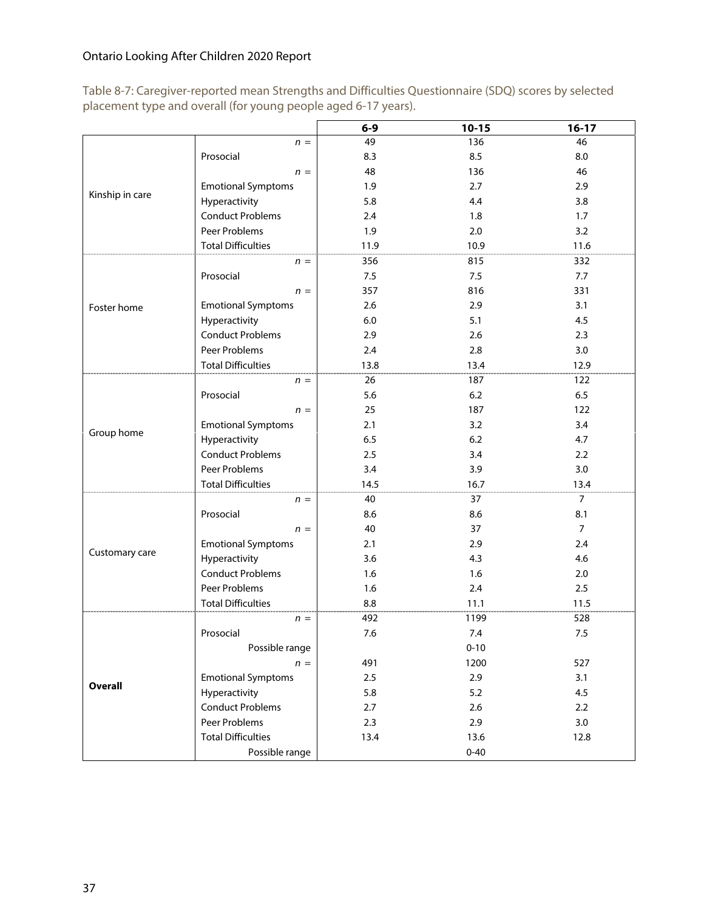Table 8-7: Caregiver-reported mean Strengths and Difficulties Questionnaire (SDQ) scores by selected placement type and overall (for young people aged 6-17 years).

| | | 6-9 | 10-15 | 16-17 |
|---|---|---|---|---|
| Kinship in care | n = | 49 | 136 | 46 |
| | Prosocial | 8.3 | 8.5 | 8.0 |
| | n = | 48 | 136 | 46 |
| | Emotional Symptoms | 1.9 | 2.7 | 2.9 |
| | Hyperactivity | 5.8 | 4.4 | 3.8 |
| | Conduct Problems | 2.4 | 1.8 | 1.7 |
| | Peer Problems | 1.9 | 2.0 | 3.2 |
| | Total Difficulties | 11.9 | 10.9 | 11.6 |
| Foster home | n = | 356 | 815 | 332 |
| | Prosocial | 7.5 | 7.5 | 7.7 |
| | n = | 357 | 816 | 331 |
| | Emotional Symptoms | 2.6 | 2.9 | 3.1 |
| | Hyperactivity | 6.0 | 5.1 | 4.5 |
| | Conduct Problems | 2.9 | 2.6 | 2.3 |
| | Peer Problems | 2.4 | 2.8 | 3.0 |
| | Total Difficulties | 13.8 | 13.4 | 12.9 |
| Group home | n = | 26 | 187 | 122 |
| | Prosocial | 5.6 | 6.2 | 6.5 |
| | n = | 25 | 187 | 122 |
| | Emotional Symptoms | 2.1 | 3.2 | 3.4 |
| | Hyperactivity | 6.5 | 6.2 | 4.7 |
| | Conduct Problems | 2.5 | 3.4 | 2.2 |
| | Peer Problems | 3.4 | 3.9 | 3.0 |
| | Total Difficulties | 14.5 | 16.7 | 13.4 |
| Customary care | n = | 40 | 37 | 7 |
| | Prosocial | 8.6 | 8.6 | 8.1 |
| | n = | 40 | 37 | 7 |
| | Emotional Symptoms | 2.1 | 2.9 | 2.4 |
| | Hyperactivity | 3.6 | 4.3 | 4.6 |
| | Conduct Problems | 1.6 | 1.6 | 2.0 |
| | Peer Problems | 1.6 | 2.4 | 2.5 |
| | Total Difficulties | 8.8 | 11.1 | 11.5 |
| **Overall** | n = | 492 | 1199 | 528 |
| | Prosocial | 7.6 | 7.4 | 7.5 |
| | Possible range | | 0-10 | |
| | n = | 491 | 1200 | 527 |
| | Emotional Symptoms | 2.5 | 2.9 | 3.1 |
| | Hyperactivity | 5.8 | 5.2 | 4.5 |
| | Conduct Problems | 2.7 | 2.6 | 2.2 |
| | Peer Problems | 2.3 | 2.9 | 3.0 |
| | Total Difficulties | 13.4 | 13.6 | 12.8 |
| | Possible range | | 0-40 | |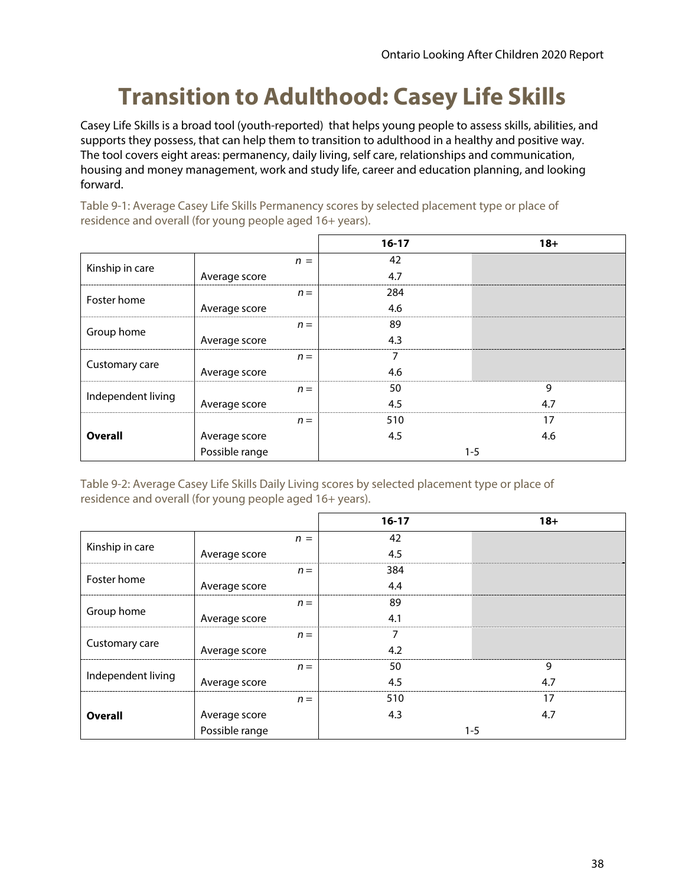# Transition to Adulthood: Casey Life Skills

Casey Life Skills is a broad tool (youth-reported) that helps young people to assess skills, abilities, and supports they possess, that can help them to transition to adulthood in a healthy and positive way. The tool covers eight areas: permanency, daily living, self care, relationships and communication, housing and money management, work and study life, career and education planning, and looking forward.

Table 9-1: Average Casey Life Skills Permanency scores by selected placement type or place of residence and overall (for young people aged 16+ years).

| | | 16-17 | 18+ |
|---|---|---|---|
| Kinship in care | *n* = | 42 | |
| | Average score | 4.7 | |
| Foster home | *n* = | 284 | |
| | Average score | 4.6 | |
| Group home | *n* = | 89 | |
| | Average score | 4.3 | |
| Customary care | *n* = | 7 | |
| | Average score | 4.6 | |
| Independent living | *n* = | 50 | 9 |
| | Average score | 4.5 | 4.7 |
| **Overall** | *n* = | 510 | 17 |
| | Average score | 4.5 | 4.6 |
| | Possible range | 1-5 | |

Table 9-2: Average Casey Life Skills Daily Living scores by selected placement type or place of residence and overall (for young people aged 16+ years).

| | | 16-17 | 18+ |
|---|---|---|---|
| Kinship in care | *n* = | 42 | |
| | Average score | 4.5 | |
| Foster home | *n* = | 384 | |
| | Average score | 4.4 | |
| Group home | *n* = | 89 | |
| | Average score | 4.1 | |
| Customary care | *n* = | 7 | |
| | Average score | 4.2 | |
| Independent living | *n* = | 50 | 9 |
| | Average score | 4.5 | 4.7 |
| **Overall** | *n* = | 510 | 17 |
| | Average score | 4.3 | 4.7 |
| | Possible range | 1-5 | |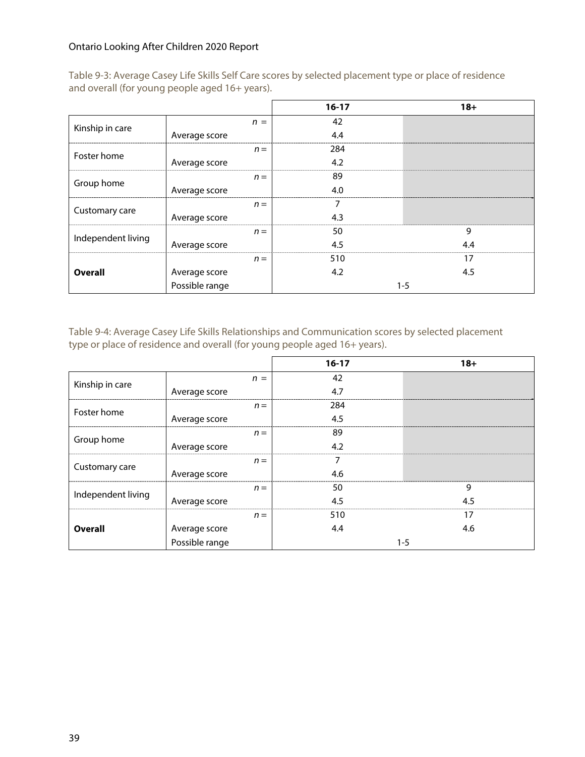Table 9-3: Average Casey Life Skills Self Care scores by selected placement type or place of residence and overall (for young people aged 16+ years).

| | | 16-17 | 18+ |
|---|---|---|---|
| Kinship in care | *n* = | 42 | |
| | Average score | 4.4 | |
| Foster home | *n* = | 284 | |
| | Average score | 4.2 | |
| Group home | *n* = | 89 | |
| | Average score | 4.0 | |
| Customary care | *n* = | 7 | |
| | Average score | 4.3 | |
| Independent living | *n* = | 50 | 9 |
| | Average score | 4.5 | 4.4 |
| **Overall** | *n* = | 510 | 17 |
| | Average score | 4.2 | 4.5 |
| | Possible range | 1-5 | |

Table 9-4: Average Casey Life Skills Relationships and Communication scores by selected placement type or place of residence and overall (for young people aged 16+ years).

| | | 16-17 | 18+ |
|---|---|---|---|
| Kinship in care | *n* = | 42 | |
| | Average score | 4.7 | |
| Foster home | *n* = | 284 | |
| | Average score | 4.5 | |
| Group home | *n* = | 89 | |
| | Average score | 4.2 | |
| Customary care | *n* = | 7 | |
| | Average score | 4.6 | |
| Independent living | *n* = | 50 | 9 |
| | Average score | 4.5 | 4.5 |
| **Overall** | *n* = | 510 | 17 |
| | Average score | 4.4 | 4.6 |
| | Possible range | 1-5 | |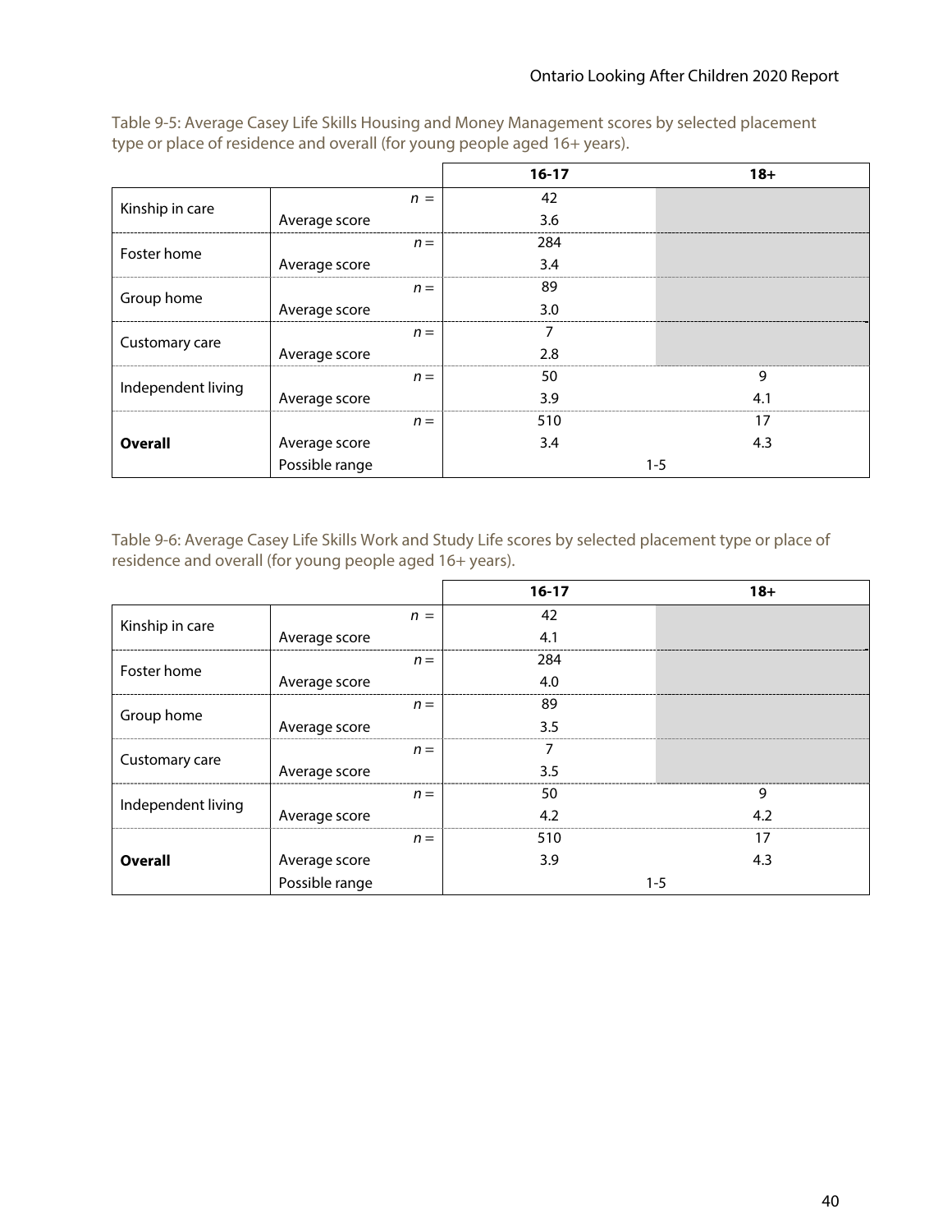Table 9-5: Average Casey Life Skills Housing and Money Management scores by selected placement type or place of residence and overall (for young people aged 16+ years).

| | | 16-17 | 18+ |
|---|---|---|---|
| Kinship in care | *n* = | 42 | |
| | Average score | 3.6 | |
| Foster home | *n* = | 284 | |
| | Average score | 3.4 | |
| Group home | *n* = | 89 | |
| | Average score | 3.0 | |
| Customary care | *n* = | 7 | |
| | Average score | 2.8 | |
| Independent living | *n* = | 50 | 9 |
| | Average score | 3.9 | 4.1 |
| **Overall** | *n* = | 510 | 17 |
| | Average score | 3.4 | 4.3 |
| | Possible range | 1-5 | |

Table 9-6: Average Casey Life Skills Work and Study Life scores by selected placement type or place of residence and overall (for young people aged 16+ years).

| | | 16-17 | 18+ |
|---|---|---|---|
| Kinship in care | *n* = | 42 | |
| | Average score | 4.1 | |
| Foster home | *n* = | 284 | |
| | Average score | 4.0 | |
| Group home | *n* = | 89 | |
| | Average score | 3.5 | |
| Customary care | *n* = | 7 | |
| | Average score | 3.5 | |
| Independent living | *n* = | 50 | 9 |
| | Average score | 4.2 | 4.2 |
| **Overall** | *n* = | 510 | 17 |
| | Average score | 3.9 | 4.3 |
| | Possible range | 1-5 | |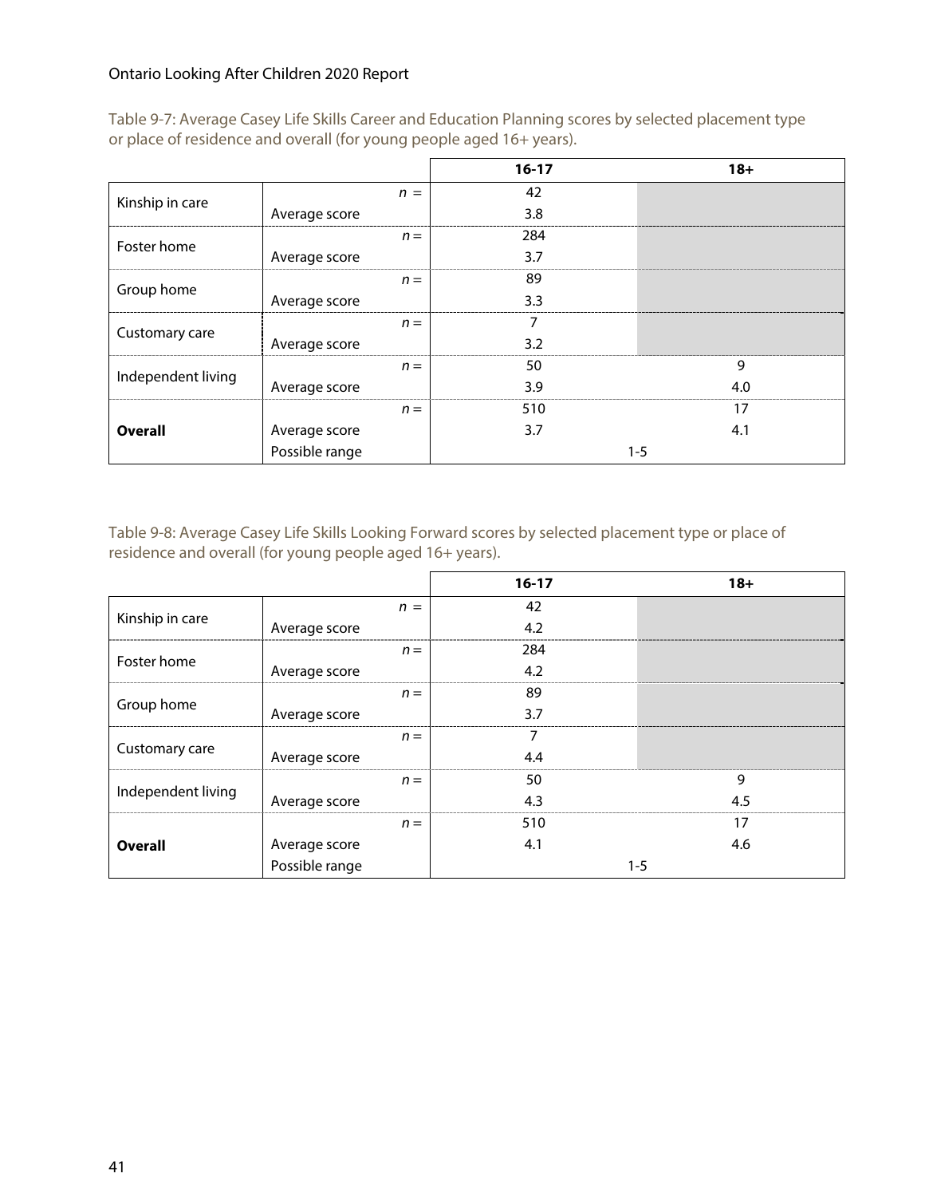Table 9-7: Average Casey Life Skills Career and Education Planning scores by selected placement type or place of residence and overall (for young people aged 16+ years).

| | | 16-17 | 18+ |
|---|---|---|---|
| Kinship in care | *n* = | 42 | |
| | Average score | 3.8 | |
| Foster home | *n* = | 284 | |
| | Average score | 3.7 | |
| Group home | *n* = | 89 | |
| | Average score | 3.3 | |
| Customary care | *n* = | 7 | |
| | Average score | 3.2 | |
| Independent living | *n* = | 50 | 9 |
| | Average score | 3.9 | 4.0 |
| **Overall** | *n* = | 510 | 17 |
| | Average score | 3.7 | 4.1 |
| | Possible range | 1-5 | |

Table 9-8: Average Casey Life Skills Looking Forward scores by selected placement type or place of residence and overall (for young people aged 16+ years).

| | | 16-17 | 18+ |
|---|---|---|---|
| Kinship in care | *n* = | 42 | |
| | Average score | 4.2 | |
| Foster home | *n* = | 284 | |
| | Average score | 4.2 | |
| Group home | *n* = | 89 | |
| | Average score | 3.7 | |
| Customary care | *n* = | 7 | |
| | Average score | 4.4 | |
| Independent living | *n* = | 50 | 9 |
| | Average score | 4.3 | 4.5 |
| **Overall** | *n* = | 510 | 17 |
| | Average score | 4.1 | 4.6 |
| | Possible range | 1-5 | |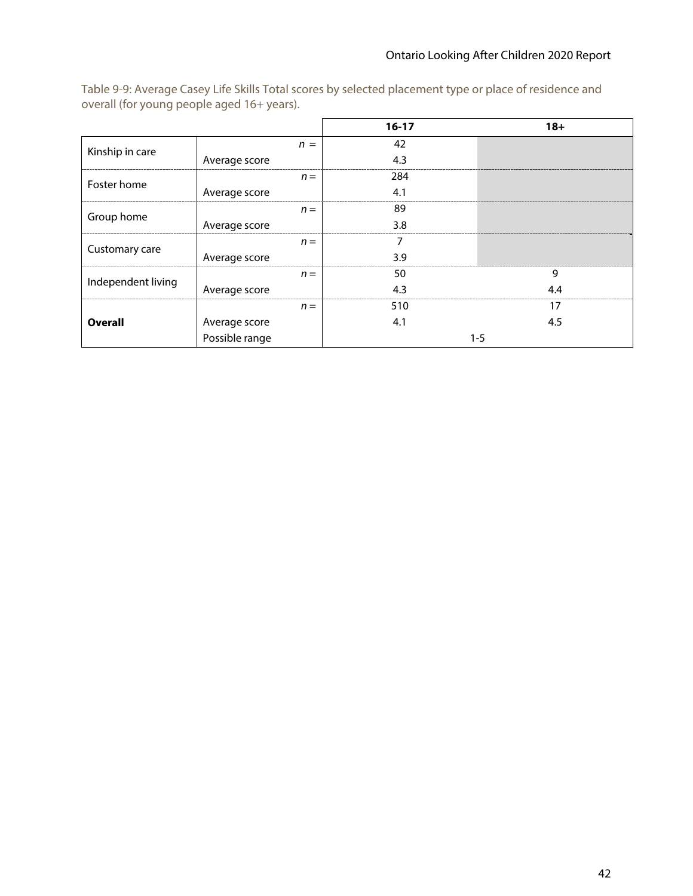Table 9-9: Average Casey Life Skills Total scores by selected placement type or place of residence and overall (for young people aged 16+ years).

| | | 16-17 | 18+ |
|---|---|---|---|
| Kinship in care | *n* = | 42 | |
| | Average score | 4.3 | |
| Foster home | *n* = | 284 | |
| | Average score | 4.1 | |
| Group home | *n* = | 89 | |
| | Average score | 3.8 | |
| Customary care | *n* = | 7 | |
| | Average score | 3.9 | |
| Independent living | *n* = | 50 | 9 |
| | Average score | 4.3 | 4.4 |
| **Overall** | *n* = | 510 | 17 |
| | Average score | 4.1 | 4.5 |
| | Possible range | 1-5 | |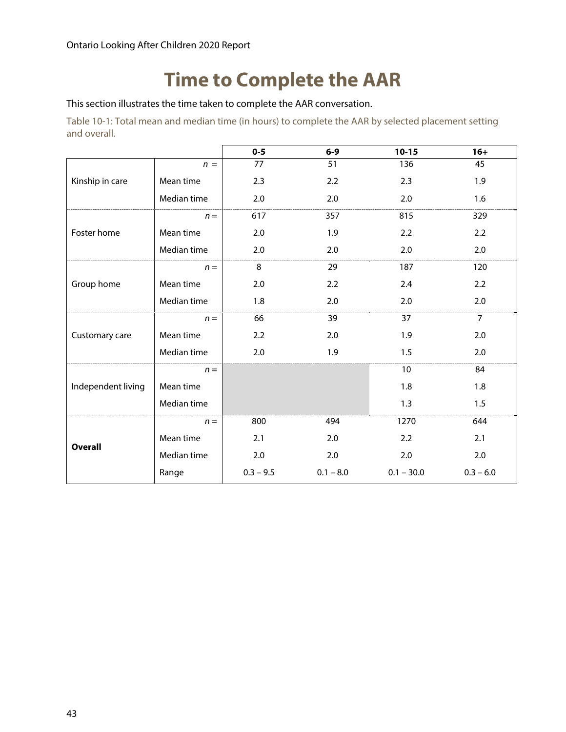# Time to Complete the AAR

This section illustrates the time taken to complete the AAR conversation.

Table 10-1: Total mean and median time (in hours) to complete the AAR by selected placement setting and overall.

| | | 0-5 | 6-9 | 10-15 | 16+ |
|---|---|---|---|---|---|
| Kinship in care | *n* = | 77 | 51 | 136 | 45 |
| | Mean time | 2.3 | 2.2 | 2.3 | 1.9 |
| | Median time | 2.0 | 2.0 | 2.0 | 1.6 |
| Foster home | *n* = | 617 | 357 | 815 | 329 |
| | Mean time | 2.0 | 1.9 | 2.2 | 2.2 |
| | Median time | 2.0 | 2.0 | 2.0 | 2.0 |
| Group home | *n* = | 8 | 29 | 187 | 120 |
| | Mean time | 2.0 | 2.2 | 2.4 | 2.2 |
| | Median time | 1.8 | 2.0 | 2.0 | 2.0 |
| Customary care | *n* = | 66 | 39 | 37 | 7 |
| | Mean time | 2.2 | 2.0 | 1.9 | 2.0 |
| | Median time | 2.0 | 1.9 | 1.5 | 2.0 |
| Independent living | *n* = | | | 10 | 84 |
| | Mean time | | | 1.8 | 1.8 |
| | Median time | | | 1.3 | 1.5 |
| **Overall** | *n* = | 800 | 494 | 1270 | 644 |
| | Mean time | 2.1 | 2.0 | 2.2 | 2.1 |
| | Median time | 2.0 | 2.0 | 2.0 | 2.0 |
| | Range | 0.3 – 9.5 | 0.1 – 8.0 | 0.1 – 30.0 | 0.3 – 6.0 |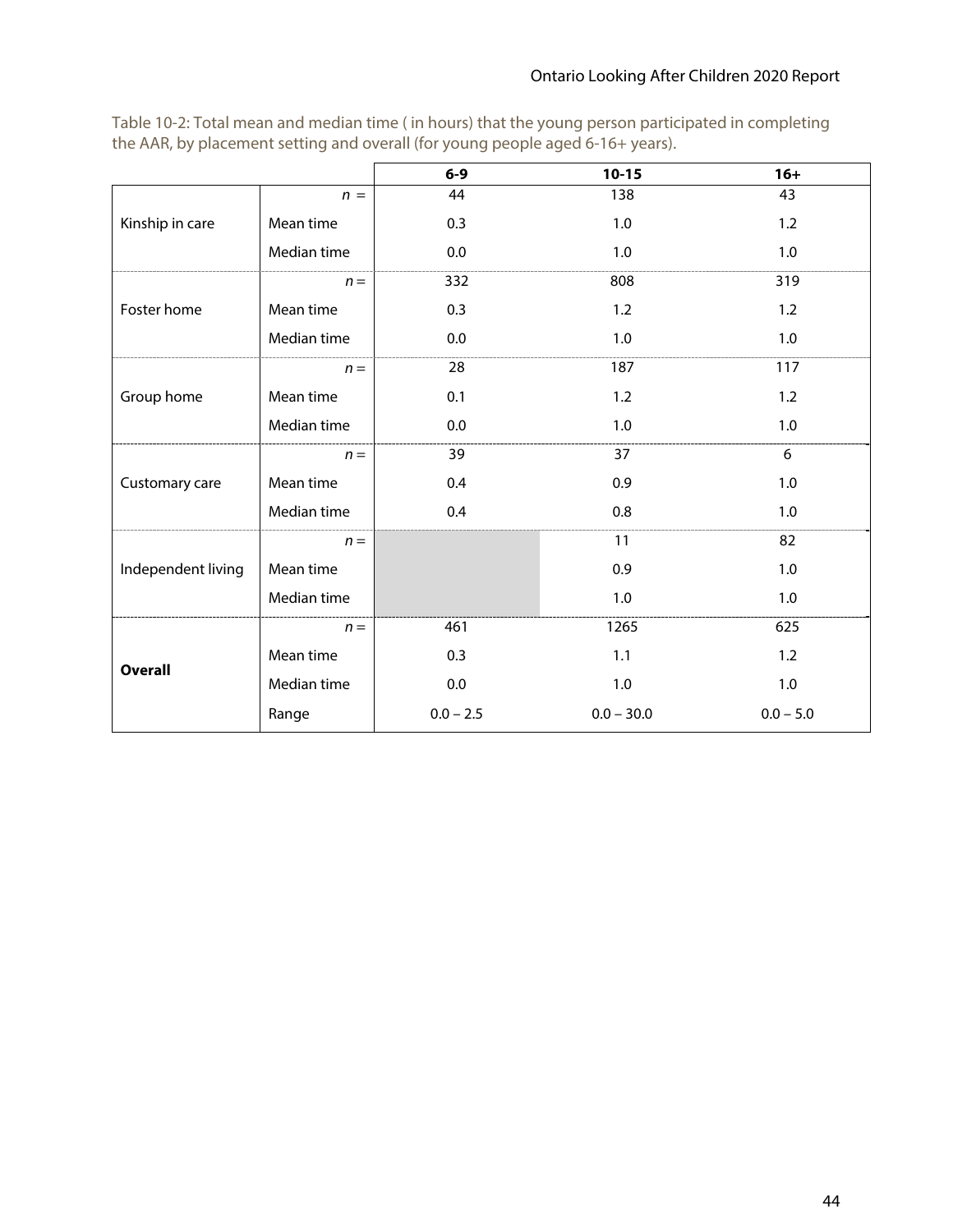Table 10-2: Total mean and median time ( in hours) that the young person participated in completing the AAR, by placement setting and overall (for young people aged 6-16+ years).

| | | 6-9 | 10-15 | 16+ |
|---|---|---|---|---|
| Kinship in care | n = | 44 | 138 | 43 |
| | Mean time | 0.3 | 1.0 | 1.2 |
| | Median time | 0.0 | 1.0 | 1.0 |
| Foster home | n = | 332 | 808 | 319 |
| | Mean time | 0.3 | 1.2 | 1.2 |
| | Median time | 0.0 | 1.0 | 1.0 |
| Group home | n = | 28 | 187 | 117 |
| | Mean time | 0.1 | 1.2 | 1.2 |
| | Median time | 0.0 | 1.0 | 1.0 |
| Customary care | n = | 39 | 37 | 6 |
| | Mean time | 0.4 | 0.9 | 1.0 |
| | Median time | 0.4 | 0.8 | 1.0 |
| Independent living | n = | | 11 | 82 |
| | Mean time | | 0.9 | 1.0 |
| | Median time | | 1.0 | 1.0 |
| **Overall** | n = | 461 | 1265 | 625 |
| | Mean time | 0.3 | 1.1 | 1.2 |
| | Median time | 0.0 | 1.0 | 1.0 |
| | Range | 0.0 – 2.5 | 0.0 – 30.0 | 0.0 – 5.0 |